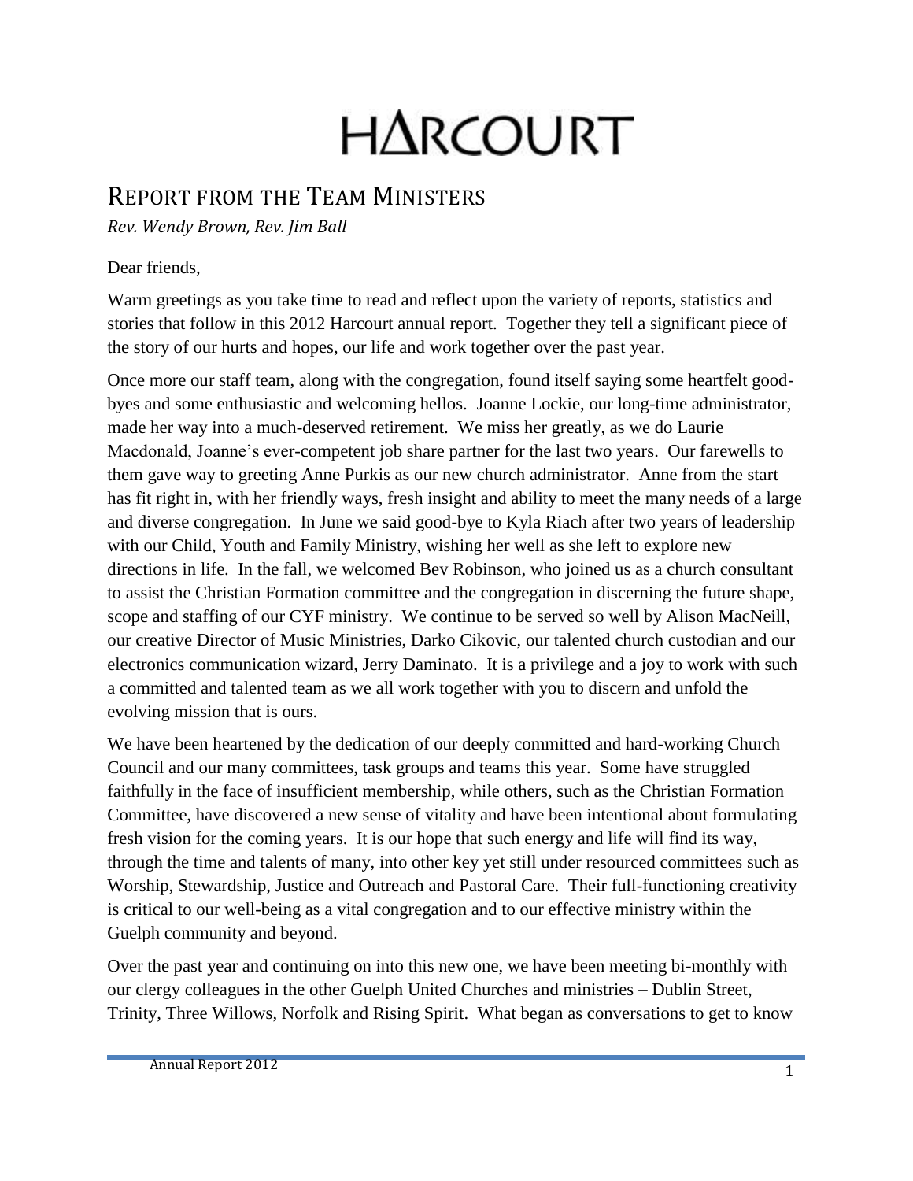# HΛRCOURT

## Report from the Team Ministers

*Rev. Wendy Brown, Rev. Jim Ball*

Dear friends,

Warm greetings as you take time to read and reflect upon the variety of reports, statistics and stories that follow in this 2012 Harcourt annual report. Together they tell a significant piece of the story of our hurts and hopes, our life and work together over the past year.

Once more our staff team, along with the congregation, found itself saying some heartfelt good-byes and some enthusiastic and welcoming hellos. Joanne Lockie, our long-time administrator, made her way into a much-deserved retirement. We miss her greatly, as we do Laurie Macdonald, Joanne's ever-competent job share partner for the last two years. Our farewells to them gave way to greeting Anne Purkis as our new church administrator. Anne from the start has fit right in, with her friendly ways, fresh insight and ability to meet the many needs of a large and diverse congregation. In June we said good-bye to Kyla Riach after two years of leadership with our Child, Youth and Family Ministry, wishing her well as she left to explore new directions in life. In the fall, we welcomed Bev Robinson, who joined us as a church consultant to assist the Christian Formation committee and the congregation in discerning the future shape, scope and staffing of our CYF ministry. We continue to be served so well by Alison MacNeill, our creative Director of Music Ministries, Darko Cikovic, our talented church custodian and our electronics communication wizard, Jerry Daminato. It is a privilege and a joy to work with such a committed and talented team as we all work together with you to discern and unfold the evolving mission that is ours.

We have been heartened by the dedication of our deeply committed and hard-working Church Council and our many committees, task groups and teams this year. Some have struggled faithfully in the face of insufficient membership, while others, such as the Christian Formation Committee, have discovered a new sense of vitality and have been intentional about formulating fresh vision for the coming years. It is our hope that such energy and life will find its way, through the time and talents of many, into other key yet still under resourced committees such as Worship, Stewardship, Justice and Outreach and Pastoral Care. Their full-functioning creativity is critical to our well-being as a vital congregation and to our effective ministry within the Guelph community and beyond.

Over the past year and continuing on into this new one, we have been meeting bi-monthly with our clergy colleagues in the other Guelph United Churches and ministries – Dublin Street, Trinity, Three Willows, Norfolk and Rising Spirit. What began as conversations to get to know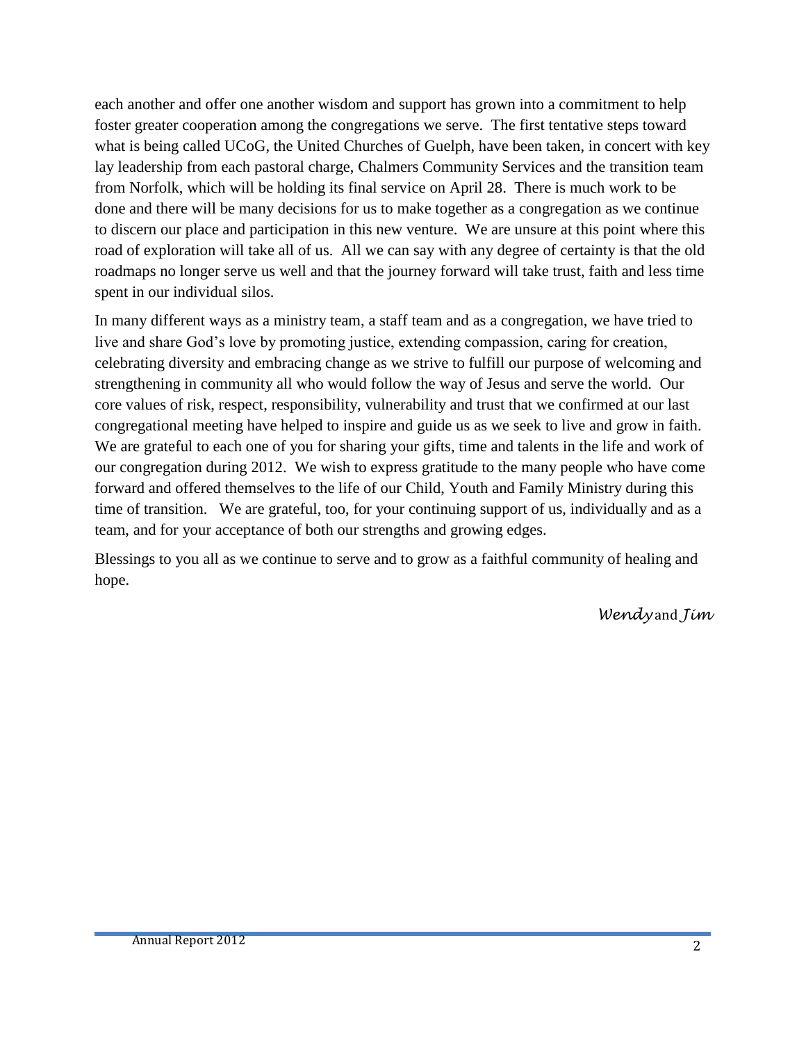each another and offer one another wisdom and support has grown into a commitment to help foster greater cooperation among the congregations we serve. The first tentative steps toward what is being called UCoG, the United Churches of Guelph, have been taken, in concert with key lay leadership from each pastoral charge, Chalmers Community Services and the transition team from Norfolk, which will be holding its final service on April 28. There is much work to be done and there will be many decisions for us to make together as a congregation as we continue to discern our place and participation in this new venture. We are unsure at this point where this road of exploration will take all of us. All we can say with any degree of certainty is that the old roadmaps no longer serve us well and that the journey forward will take trust, faith and less time spent in our individual silos.

In many different ways as a ministry team, a staff team and as a congregation, we have tried to live and share God's love by promoting justice, extending compassion, caring for creation, celebrating diversity and embracing change as we strive to fulfill our purpose of welcoming and strengthening in community all who would follow the way of Jesus and serve the world. Our core values of risk, respect, responsibility, vulnerability and trust that we confirmed at our last congregational meeting have helped to inspire and guide us as we seek to live and grow in faith. We are grateful to each one of you for sharing your gifts, time and talents in the life and work of our congregation during 2012. We wish to express gratitude to the many people who have come forward and offered themselves to the life of our Child, Youth and Family Ministry during this time of transition. We are grateful, too, for your continuing support of us, individually and as a team, and for your acceptance of both our strengths and growing edges.

Blessings to you all as we continue to serve and to grow as a faithful community of healing and hope.

*Wendy* and *Jim*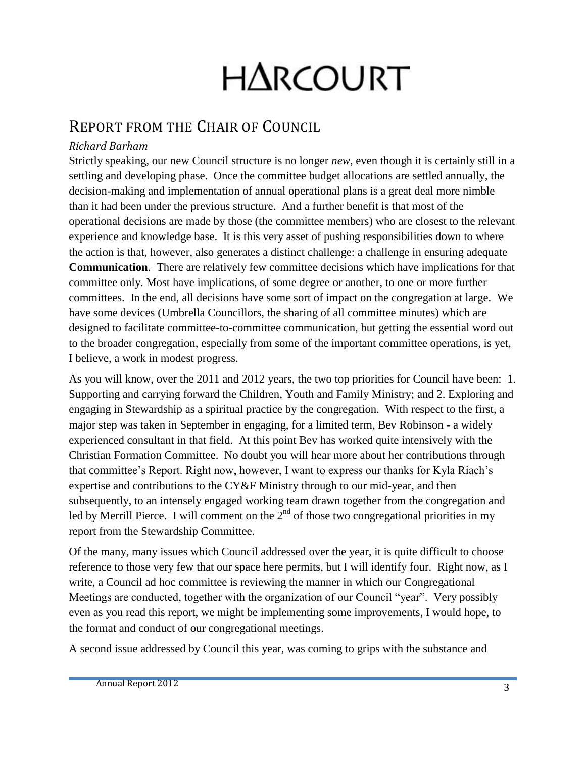# HARCOURT

## Report from the Chair of Council

*Richard Barham*

Strictly speaking, our new Council structure is no longer *new*, even though it is certainly still in a settling and developing phase. Once the committee budget allocations are settled annually, the decision-making and implementation of annual operational plans is a great deal more nimble than it had been under the previous structure. And a further benefit is that most of the operational decisions are made by those (the committee members) who are closest to the relevant experience and knowledge base. It is this very asset of pushing responsibilities down to where the action is that, however, also generates a distinct challenge: a challenge in ensuring adequate **Communication**. There are relatively few committee decisions which have implications for that committee only. Most have implications, of some degree or another, to one or more further committees. In the end, all decisions have some sort of impact on the congregation at large. We have some devices (Umbrella Councillors, the sharing of all committee minutes) which are designed to facilitate committee-to-committee communication, but getting the essential word out to the broader congregation, especially from some of the important committee operations, is yet, I believe, a work in modest progress.

As you will know, over the 2011 and 2012 years, the two top priorities for Council have been: 1. Supporting and carrying forward the Children, Youth and Family Ministry; and 2. Exploring and engaging in Stewardship as a spiritual practice by the congregation. With respect to the first, a major step was taken in September in engaging, for a limited term, Bev Robinson - a widely experienced consultant in that field. At this point Bev has worked quite intensively with the Christian Formation Committee. No doubt you will hear more about her contributions through that committee's Report. Right now, however, I want to express our thanks for Kyla Riach's expertise and contributions to the CY&F Ministry through to our mid-year, and then subsequently, to an intensely engaged working team drawn together from the congregation and led by Merrill Pierce. I will comment on the 2nd of those two congregational priorities in my report from the Stewardship Committee.

Of the many, many issues which Council addressed over the year, it is quite difficult to choose reference to those very few that our space here permits, but I will identify four. Right now, as I write, a Council ad hoc committee is reviewing the manner in which our Congregational Meetings are conducted, together with the organization of our Council "year". Very possibly even as you read this report, we might be implementing some improvements, I would hope, to the format and conduct of our congregational meetings.

A second issue addressed by Council this year, was coming to grips with the substance and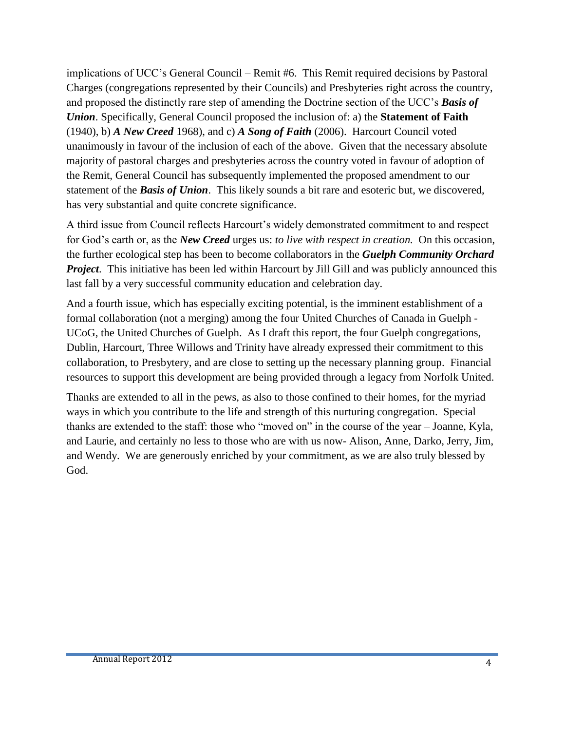implications of UCC's General Council – Remit #6. This Remit required decisions by Pastoral Charges (congregations represented by their Councils) and Presbyteries right across the country, and proposed the distinctly rare step of amending the Doctrine section of the UCC's ***Basis of Union***. Specifically, General Council proposed the inclusion of: a) the **Statement of Faith** (1940), b) ***A New Creed*** 1968), and c) ***A Song of Faith*** (2006). Harcourt Council voted unanimously in favour of the inclusion of each of the above. Given that the necessary absolute majority of pastoral charges and presbyteries across the country voted in favour of adoption of the Remit, General Council has subsequently implemented the proposed amendment to our statement of the ***Basis of Union***. This likely sounds a bit rare and esoteric but, we discovered, has very substantial and quite concrete significance.

A third issue from Council reflects Harcourt's widely demonstrated commitment to and respect for God's earth or, as the ***New Creed*** urges us: *to live with respect in creation.* On this occasion, the further ecological step has been to become collaborators in the ***Guelph Community Orchard Project***. This initiative has been led within Harcourt by Jill Gill and was publicly announced this last fall by a very successful community education and celebration day.

And a fourth issue, which has especially exciting potential, is the imminent establishment of a formal collaboration (not a merging) among the four United Churches of Canada in Guelph - UCoG, the United Churches of Guelph. As I draft this report, the four Guelph congregations, Dublin, Harcourt, Three Willows and Trinity have already expressed their commitment to this collaboration, to Presbytery, and are close to setting up the necessary planning group. Financial resources to support this development are being provided through a legacy from Norfolk United.

Thanks are extended to all in the pews, as also to those confined to their homes, for the myriad ways in which you contribute to the life and strength of this nurturing congregation. Special thanks are extended to the staff: those who "moved on" in the course of the year – Joanne, Kyla, and Laurie, and certainly no less to those who are with us now- Alison, Anne, Darko, Jerry, Jim, and Wendy. We are generously enriched by your commitment, as we are also truly blessed by God.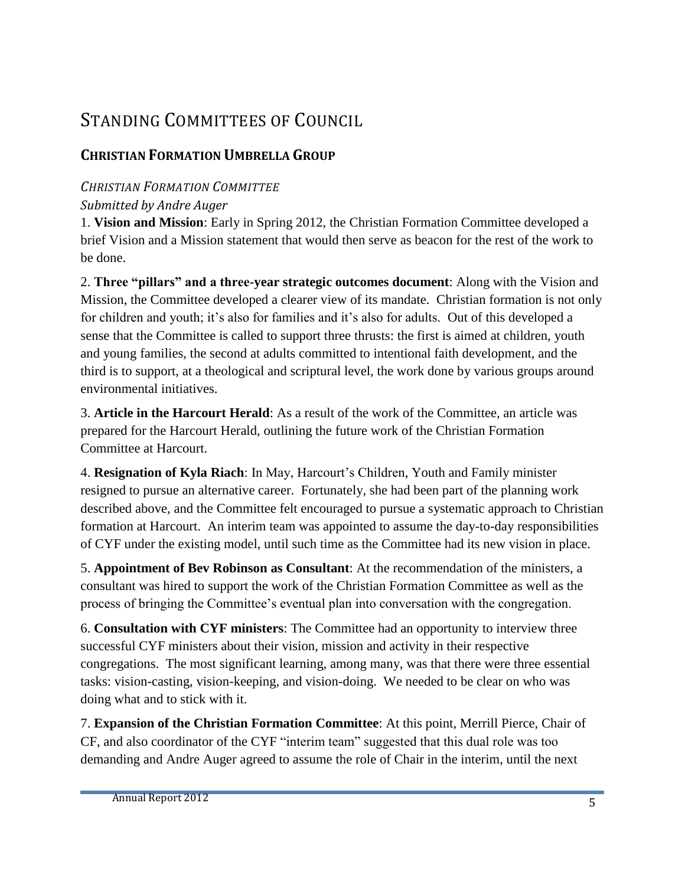# Standing Committees of Council

## Christian Formation Umbrella Group

*Christian Formation Committee*
*Submitted by Andre Auger*

1. **Vision and Mission**: Early in Spring 2012, the Christian Formation Committee developed a brief Vision and a Mission statement that would then serve as beacon for the rest of the work to be done.

2. **Three "pillars" and a three-year strategic outcomes document**: Along with the Vision and Mission, the Committee developed a clearer view of its mandate. Christian formation is not only for children and youth; it's also for families and it's also for adults. Out of this developed a sense that the Committee is called to support three thrusts: the first is aimed at children, youth and young families, the second at adults committed to intentional faith development, and the third is to support, at a theological and scriptural level, the work done by various groups around environmental initiatives.

3. **Article in the Harcourt Herald**: As a result of the work of the Committee, an article was prepared for the Harcourt Herald, outlining the future work of the Christian Formation Committee at Harcourt.

4. **Resignation of Kyla Riach**: In May, Harcourt's Children, Youth and Family minister resigned to pursue an alternative career. Fortunately, she had been part of the planning work described above, and the Committee felt encouraged to pursue a systematic approach to Christian formation at Harcourt. An interim team was appointed to assume the day-to-day responsibilities of CYF under the existing model, until such time as the Committee had its new vision in place.

5. **Appointment of Bev Robinson as Consultant**: At the recommendation of the ministers, a consultant was hired to support the work of the Christian Formation Committee as well as the process of bringing the Committee's eventual plan into conversation with the congregation.

6. **Consultation with CYF ministers**: The Committee had an opportunity to interview three successful CYF ministers about their vision, mission and activity in their respective congregations. The most significant learning, among many, was that there were three essential tasks: vision-casting, vision-keeping, and vision-doing. We needed to be clear on who was doing what and to stick with it.

7. **Expansion of the Christian Formation Committee**: At this point, Merrill Pierce, Chair of CF, and also coordinator of the CYF "interim team" suggested that this dual role was too demanding and Andre Auger agreed to assume the role of Chair in the interim, until the next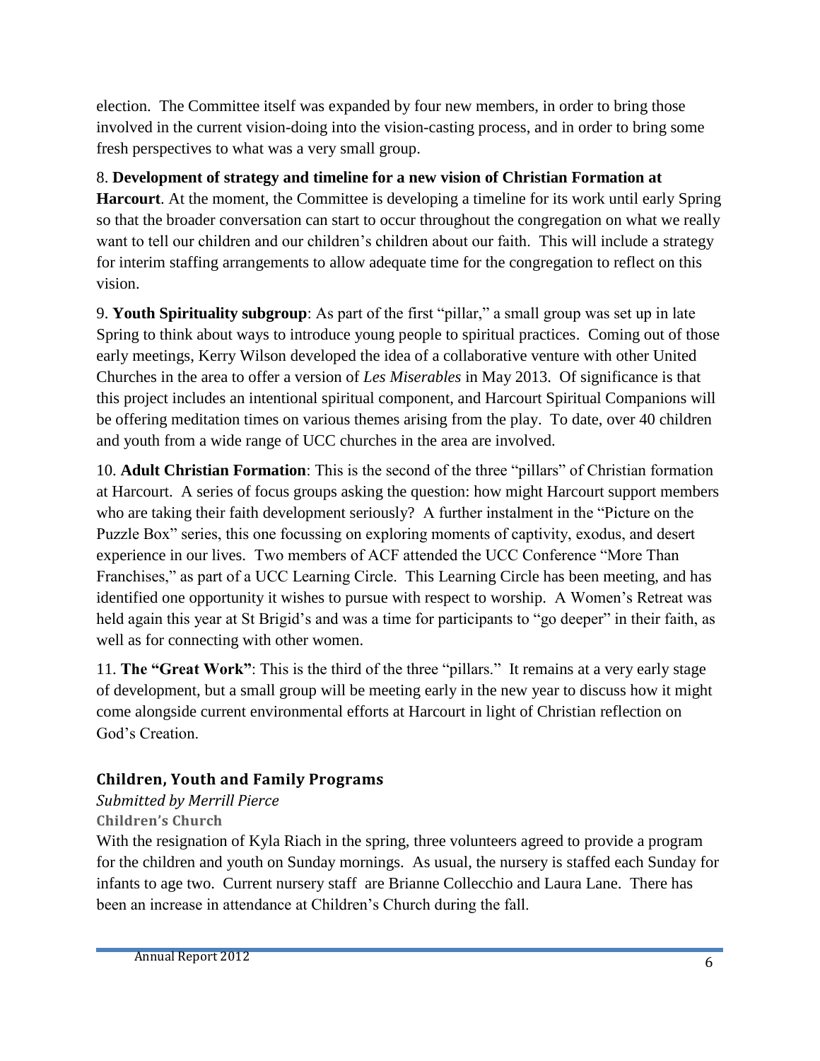election. The Committee itself was expanded by four new members, in order to bring those involved in the current vision-doing into the vision-casting process, and in order to bring some fresh perspectives to what was a very small group.

8. **Development of strategy and timeline for a new vision of Christian Formation at Harcourt**. At the moment, the Committee is developing a timeline for its work until early Spring so that the broader conversation can start to occur throughout the congregation on what we really want to tell our children and our children's children about our faith. This will include a strategy for interim staffing arrangements to allow adequate time for the congregation to reflect on this vision.

9. **Youth Spirituality subgroup**: As part of the first "pillar," a small group was set up in late Spring to think about ways to introduce young people to spiritual practices. Coming out of those early meetings, Kerry Wilson developed the idea of a collaborative venture with other United Churches in the area to offer a version of *Les Miserables* in May 2013. Of significance is that this project includes an intentional spiritual component, and Harcourt Spiritual Companions will be offering meditation times on various themes arising from the play. To date, over 40 children and youth from a wide range of UCC churches in the area are involved.

10. **Adult Christian Formation**: This is the second of the three "pillars" of Christian formation at Harcourt. A series of focus groups asking the question: how might Harcourt support members who are taking their faith development seriously? A further instalment in the "Picture on the Puzzle Box" series, this one focussing on exploring moments of captivity, exodus, and desert experience in our lives. Two members of ACF attended the UCC Conference "More Than Franchises," as part of a UCC Learning Circle. This Learning Circle has been meeting, and has identified one opportunity it wishes to pursue with respect to worship. A Women's Retreat was held again this year at St Brigid's and was a time for participants to "go deeper" in their faith, as well as for connecting with other women.

11. **The "Great Work"**: This is the third of the three "pillars." It remains at a very early stage of development, but a small group will be meeting early in the new year to discuss how it might come alongside current environmental efforts at Harcourt in light of Christian reflection on God's Creation.

## Children, Youth and Family Programs

*Submitted by Merrill Pierce*

### Children's Church

With the resignation of Kyla Riach in the spring, three volunteers agreed to provide a program for the children and youth on Sunday mornings. As usual, the nursery is staffed each Sunday for infants to age two. Current nursery staff are Brianne Collecchio and Laura Lane. There has been an increase in attendance at Children's Church during the fall.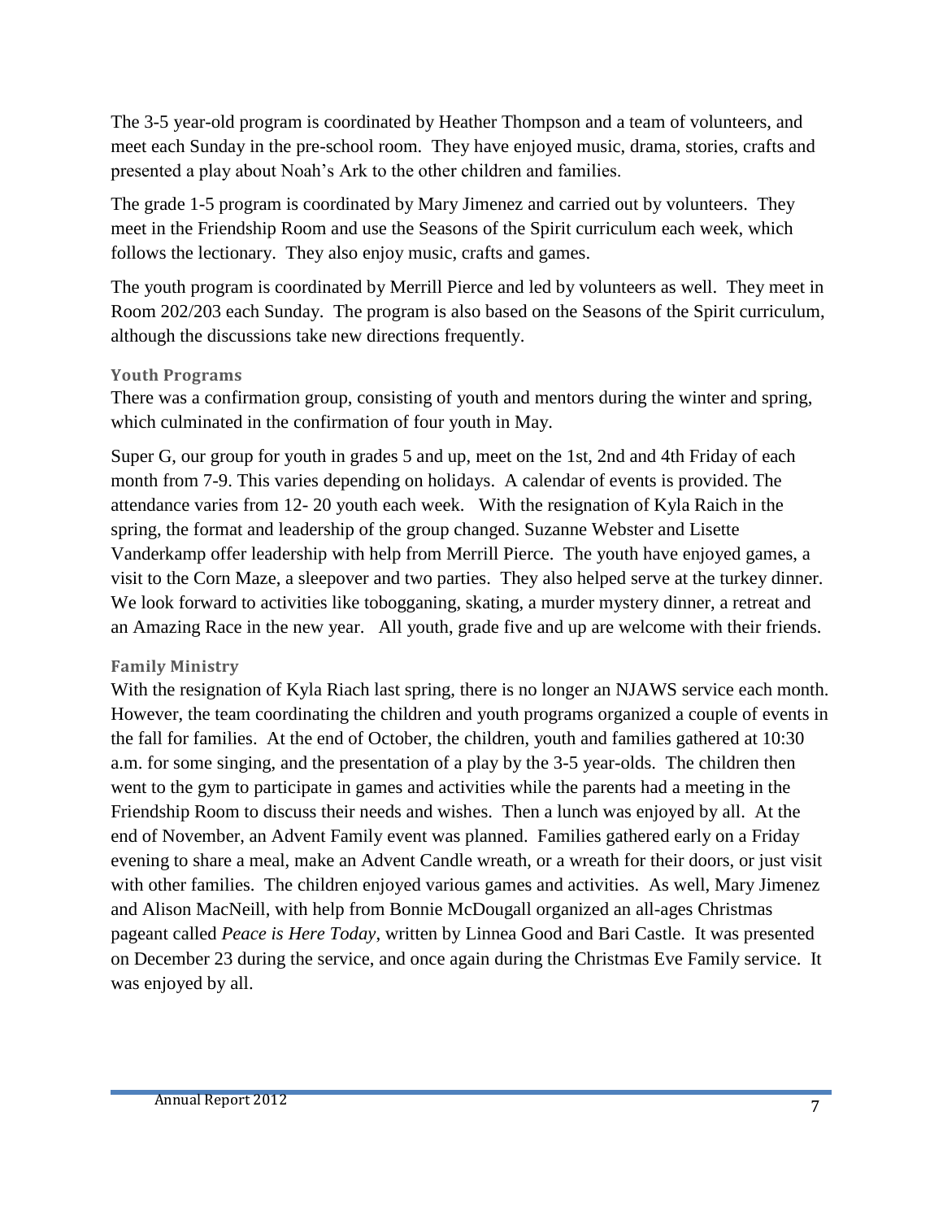The 3-5 year-old program is coordinated by Heather Thompson and a team of volunteers, and meet each Sunday in the pre-school room. They have enjoyed music, drama, stories, crafts and presented a play about Noah's Ark to the other children and families.

The grade 1-5 program is coordinated by Mary Jimenez and carried out by volunteers. They meet in the Friendship Room and use the Seasons of the Spirit curriculum each week, which follows the lectionary. They also enjoy music, crafts and games.

The youth program is coordinated by Merrill Pierce and led by volunteers as well. They meet in Room 202/203 each Sunday. The program is also based on the Seasons of the Spirit curriculum, although the discussions take new directions frequently.

### Youth Programs

There was a confirmation group, consisting of youth and mentors during the winter and spring, which culminated in the confirmation of four youth in May.

Super G, our group for youth in grades 5 and up, meet on the 1st, 2nd and 4th Friday of each month from 7-9. This varies depending on holidays. A calendar of events is provided. The attendance varies from 12- 20 youth each week. With the resignation of Kyla Raich in the spring, the format and leadership of the group changed. Suzanne Webster and Lisette Vanderkamp offer leadership with help from Merrill Pierce. The youth have enjoyed games, a visit to the Corn Maze, a sleepover and two parties. They also helped serve at the turkey dinner. We look forward to activities like tobogganing, skating, a murder mystery dinner, a retreat and an Amazing Race in the new year. All youth, grade five and up are welcome with their friends.

### Family Ministry

With the resignation of Kyla Riach last spring, there is no longer an NJAWS service each month. However, the team coordinating the children and youth programs organized a couple of events in the fall for families. At the end of October, the children, youth and families gathered at 10:30 a.m. for some singing, and the presentation of a play by the 3-5 year-olds. The children then went to the gym to participate in games and activities while the parents had a meeting in the Friendship Room to discuss their needs and wishes. Then a lunch was enjoyed by all. At the end of November, an Advent Family event was planned. Families gathered early on a Friday evening to share a meal, make an Advent Candle wreath, or a wreath for their doors, or just visit with other families. The children enjoyed various games and activities. As well, Mary Jimenez and Alison MacNeill, with help from Bonnie McDougall organized an all-ages Christmas pageant called *Peace is Here Today*, written by Linnea Good and Bari Castle. It was presented on December 23 during the service, and once again during the Christmas Eve Family service. It was enjoyed by all.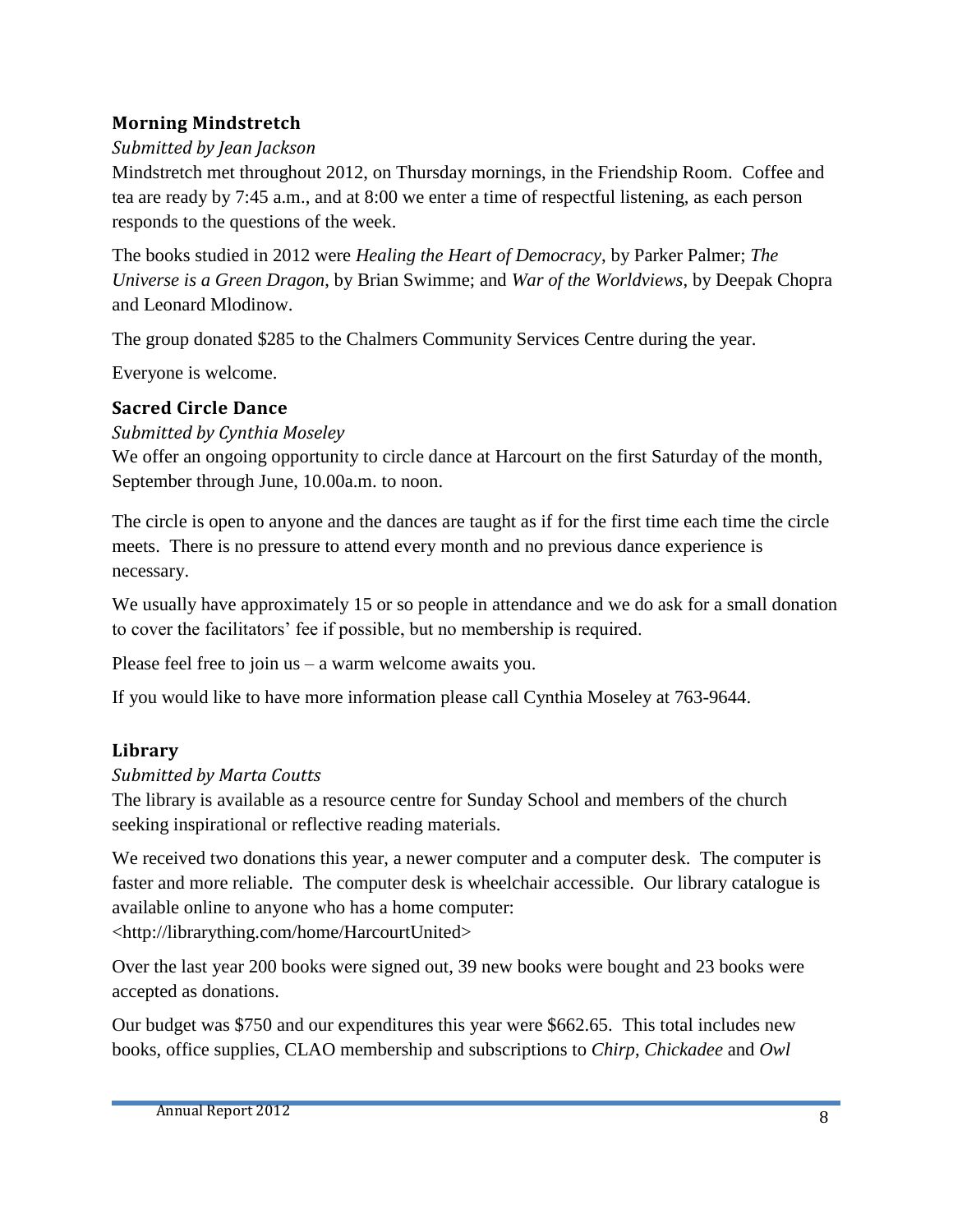### Morning Mindstretch

*Submitted by Jean Jackson*

Mindstretch met throughout 2012, on Thursday mornings, in the Friendship Room. Coffee and tea are ready by 7:45 a.m., and at 8:00 we enter a time of respectful listening, as each person responds to the questions of the week.

The books studied in 2012 were *Healing the Heart of Democracy*, by Parker Palmer; *The Universe is a Green Dragon*, by Brian Swimme; and *War of the Worldviews*, by Deepak Chopra and Leonard Mlodinow.

The group donated $285 to the Chalmers Community Services Centre during the year.

Everyone is welcome.

### Sacred Circle Dance

*Submitted by Cynthia Moseley*

We offer an ongoing opportunity to circle dance at Harcourt on the first Saturday of the month, September through June, 10.00a.m. to noon.

The circle is open to anyone and the dances are taught as if for the first time each time the circle meets. There is no pressure to attend every month and no previous dance experience is necessary.

We usually have approximately 15 or so people in attendance and we do ask for a small donation to cover the facilitators' fee if possible, but no membership is required.

Please feel free to join us – a warm welcome awaits you.

If you would like to have more information please call Cynthia Moseley at 763-9644.

### Library

*Submitted by Marta Coutts*

The library is available as a resource centre for Sunday School and members of the church seeking inspirational or reflective reading materials.

We received two donations this year, a newer computer and a computer desk. The computer is faster and more reliable. The computer desk is wheelchair accessible. Our library catalogue is available online to anyone who has a home computer:
<http://librarything.com/home/HarcourtUnited>

Over the last year 200 books were signed out, 39 new books were bought and 23 books were accepted as donations.

Our budget was $750 and our expenditures this year were $662.65. This total includes new books, office supplies, CLAO membership and subscriptions to *Chirp*, *Chickadee* and *Owl*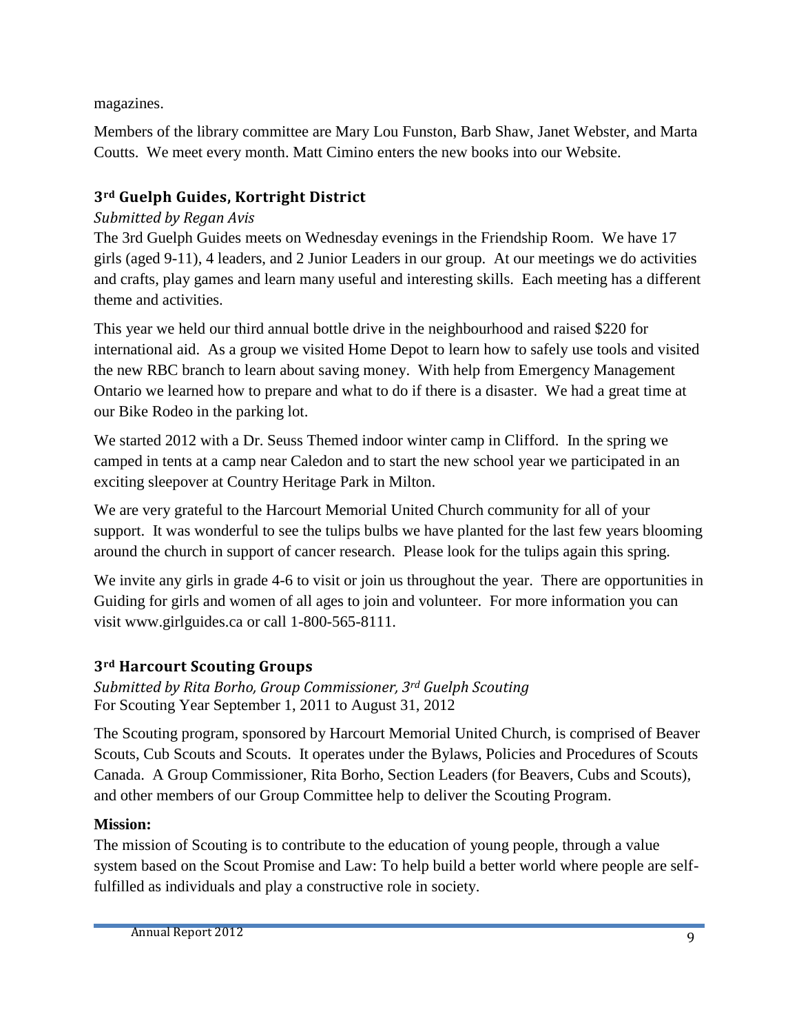magazines.

Members of the library committee are Mary Lou Funston, Barb Shaw, Janet Webster, and Marta Coutts. We meet every month. Matt Cimino enters the new books into our Website.

### 3rd Guelph Guides, Kortright District

*Submitted by Regan Avis*

The 3rd Guelph Guides meets on Wednesday evenings in the Friendship Room. We have 17 girls (aged 9-11), 4 leaders, and 2 Junior Leaders in our group. At our meetings we do activities and crafts, play games and learn many useful and interesting skills. Each meeting has a different theme and activities.

This year we held our third annual bottle drive in the neighbourhood and raised $220 for international aid. As a group we visited Home Depot to learn how to safely use tools and visited the new RBC branch to learn about saving money. With help from Emergency Management Ontario we learned how to prepare and what to do if there is a disaster. We had a great time at our Bike Rodeo in the parking lot.

We started 2012 with a Dr. Seuss Themed indoor winter camp in Clifford. In the spring we camped in tents at a camp near Caledon and to start the new school year we participated in an exciting sleepover at Country Heritage Park in Milton.

We are very grateful to the Harcourt Memorial United Church community for all of your support. It was wonderful to see the tulips bulbs we have planted for the last few years blooming around the church in support of cancer research. Please look for the tulips again this spring.

We invite any girls in grade 4-6 to visit or join us throughout the year. There are opportunities in Guiding for girls and women of all ages to join and volunteer. For more information you can visit www.girlguides.ca or call 1-800-565-8111.

### 3rd Harcourt Scouting Groups

*Submitted by Rita Borho, Group Commissioner, 3rd Guelph Scouting*
For Scouting Year September 1, 2011 to August 31, 2012

The Scouting program, sponsored by Harcourt Memorial United Church, is comprised of Beaver Scouts, Cub Scouts and Scouts. It operates under the Bylaws, Policies and Procedures of Scouts Canada. A Group Commissioner, Rita Borho, Section Leaders (for Beavers, Cubs and Scouts), and other members of our Group Committee help to deliver the Scouting Program.

**Mission:**
The mission of Scouting is to contribute to the education of young people, through a value system based on the Scout Promise and Law: To help build a better world where people are self-fulfilled as individuals and play a constructive role in society.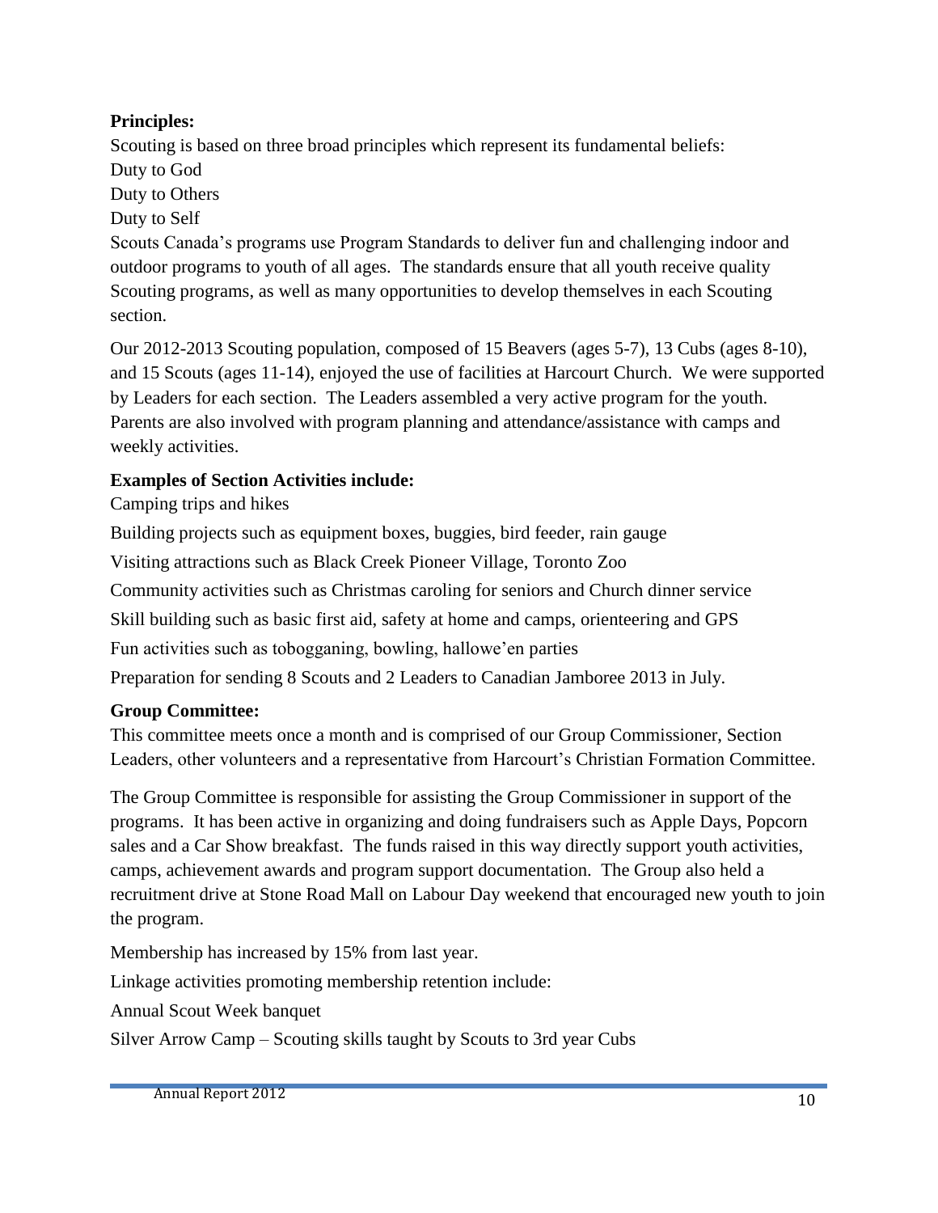**Principles:**

Scouting is based on three broad principles which represent its fundamental beliefs:

Duty to God

Duty to Others

Duty to Self

Scouts Canada's programs use Program Standards to deliver fun and challenging indoor and outdoor programs to youth of all ages. The standards ensure that all youth receive quality Scouting programs, as well as many opportunities to develop themselves in each Scouting section.

Our 2012-2013 Scouting population, composed of 15 Beavers (ages 5-7), 13 Cubs (ages 8-10), and 15 Scouts (ages 11-14), enjoyed the use of facilities at Harcourt Church. We were supported by Leaders for each section. The Leaders assembled a very active program for the youth. Parents are also involved with program planning and attendance/assistance with camps and weekly activities.

**Examples of Section Activities include:**

Camping trips and hikes

Building projects such as equipment boxes, buggies, bird feeder, rain gauge

Visiting attractions such as Black Creek Pioneer Village, Toronto Zoo

Community activities such as Christmas caroling for seniors and Church dinner service

Skill building such as basic first aid, safety at home and camps, orienteering and GPS

Fun activities such as tobogganing, bowling, hallowe'en parties

Preparation for sending 8 Scouts and 2 Leaders to Canadian Jamboree 2013 in July.

**Group Committee:**

This committee meets once a month and is comprised of our Group Commissioner, Section Leaders, other volunteers and a representative from Harcourt's Christian Formation Committee.

The Group Committee is responsible for assisting the Group Commissioner in support of the programs. It has been active in organizing and doing fundraisers such as Apple Days, Popcorn sales and a Car Show breakfast. The funds raised in this way directly support youth activities, camps, achievement awards and program support documentation. The Group also held a recruitment drive at Stone Road Mall on Labour Day weekend that encouraged new youth to join the program.

Membership has increased by 15% from last year.

Linkage activities promoting membership retention include:

Annual Scout Week banquet

Silver Arrow Camp – Scouting skills taught by Scouts to 3rd year Cubs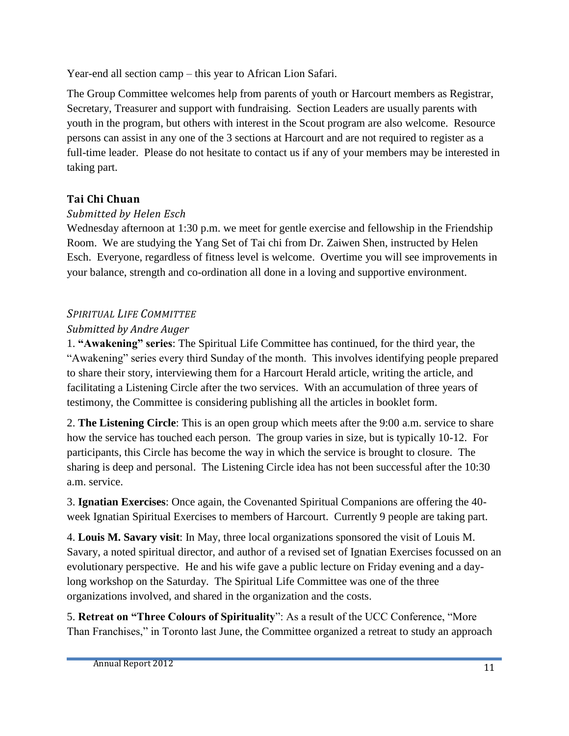Year-end all section camp – this year to African Lion Safari.

The Group Committee welcomes help from parents of youth or Harcourt members as Registrar, Secretary, Treasurer and support with fundraising. Section Leaders are usually parents with youth in the program, but others with interest in the Scout program are also welcome. Resource persons can assist in any one of the 3 sections at Harcourt and are not required to register as a full-time leader. Please do not hesitate to contact us if any of your members may be interested in taking part.

### Tai Chi Chuan

*Submitted by Helen Esch*

Wednesday afternoon at 1:30 p.m. we meet for gentle exercise and fellowship in the Friendship Room. We are studying the Yang Set of Tai chi from Dr. Zaiwen Shen, instructed by Helen Esch. Everyone, regardless of fitness level is welcome. Overtime you will see improvements in your balance, strength and co-ordination all done in a loving and supportive environment.

### *SPIRITUAL LIFE COMMITTEE*

*Submitted by Andre Auger*

1. **"Awakening" series**: The Spiritual Life Committee has continued, for the third year, the "Awakening" series every third Sunday of the month. This involves identifying people prepared to share their story, interviewing them for a Harcourt Herald article, writing the article, and facilitating a Listening Circle after the two services. With an accumulation of three years of testimony, the Committee is considering publishing all the articles in booklet form.

2. **The Listening Circle**: This is an open group which meets after the 9:00 a.m. service to share how the service has touched each person. The group varies in size, but is typically 10-12. For participants, this Circle has become the way in which the service is brought to closure. The sharing is deep and personal. The Listening Circle idea has not been successful after the 10:30 a.m. service.

3. **Ignatian Exercises**: Once again, the Covenanted Spiritual Companions are offering the 40-week Ignatian Spiritual Exercises to members of Harcourt. Currently 9 people are taking part.

4. **Louis M. Savary visit**: In May, three local organizations sponsored the visit of Louis M. Savary, a noted spiritual director, and author of a revised set of Ignatian Exercises focussed on an evolutionary perspective. He and his wife gave a public lecture on Friday evening and a day-long workshop on the Saturday. The Spiritual Life Committee was one of the three organizations involved, and shared in the organization and the costs.

5. **Retreat on "Three Colours of Spirituality**": As a result of the UCC Conference, "More Than Franchises," in Toronto last June, the Committee organized a retreat to study an approach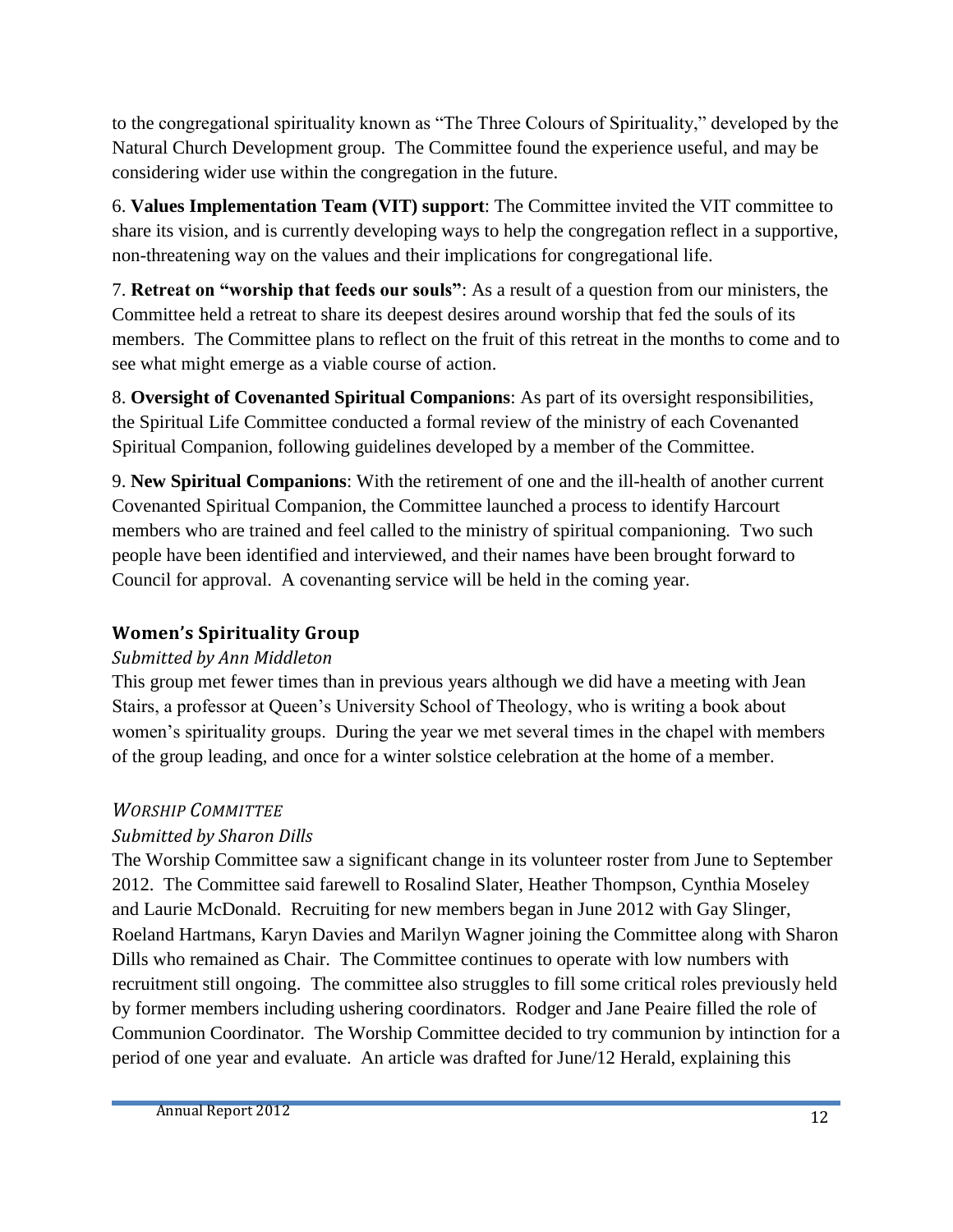to the congregational spirituality known as "The Three Colours of Spirituality," developed by the Natural Church Development group. The Committee found the experience useful, and may be considering wider use within the congregation in the future.

6. **Values Implementation Team (VIT) support**: The Committee invited the VIT committee to share its vision, and is currently developing ways to help the congregation reflect in a supportive, non-threatening way on the values and their implications for congregational life.

7. **Retreat on "worship that feeds our souls"**: As a result of a question from our ministers, the Committee held a retreat to share its deepest desires around worship that fed the souls of its members. The Committee plans to reflect on the fruit of this retreat in the months to come and to see what might emerge as a viable course of action.

8. **Oversight of Covenanted Spiritual Companions**: As part of its oversight responsibilities, the Spiritual Life Committee conducted a formal review of the ministry of each Covenanted Spiritual Companion, following guidelines developed by a member of the Committee.

9. **New Spiritual Companions**: With the retirement of one and the ill-health of another current Covenanted Spiritual Companion, the Committee launched a process to identify Harcourt members who are trained and feel called to the ministry of spiritual companioning. Two such people have been identified and interviewed, and their names have been brought forward to Council for approval. A covenanting service will be held in the coming year.

### Women's Spirituality Group

*Submitted by Ann Middleton*

This group met fewer times than in previous years although we did have a meeting with Jean Stairs, a professor at Queen's University School of Theology, who is writing a book about women's spirituality groups. During the year we met several times in the chapel with members of the group leading, and once for a winter solstice celebration at the home of a member.

### *WORSHIP COMMITTEE*

*Submitted by Sharon Dills*

The Worship Committee saw a significant change in its volunteer roster from June to September 2012. The Committee said farewell to Rosalind Slater, Heather Thompson, Cynthia Moseley and Laurie McDonald. Recruiting for new members began in June 2012 with Gay Slinger, Roeland Hartmans, Karyn Davies and Marilyn Wagner joining the Committee along with Sharon Dills who remained as Chair. The Committee continues to operate with low numbers with recruitment still ongoing. The committee also struggles to fill some critical roles previously held by former members including ushering coordinators. Rodger and Jane Peaire filled the role of Communion Coordinator. The Worship Committee decided to try communion by intinction for a period of one year and evaluate. An article was drafted for June/12 Herald, explaining this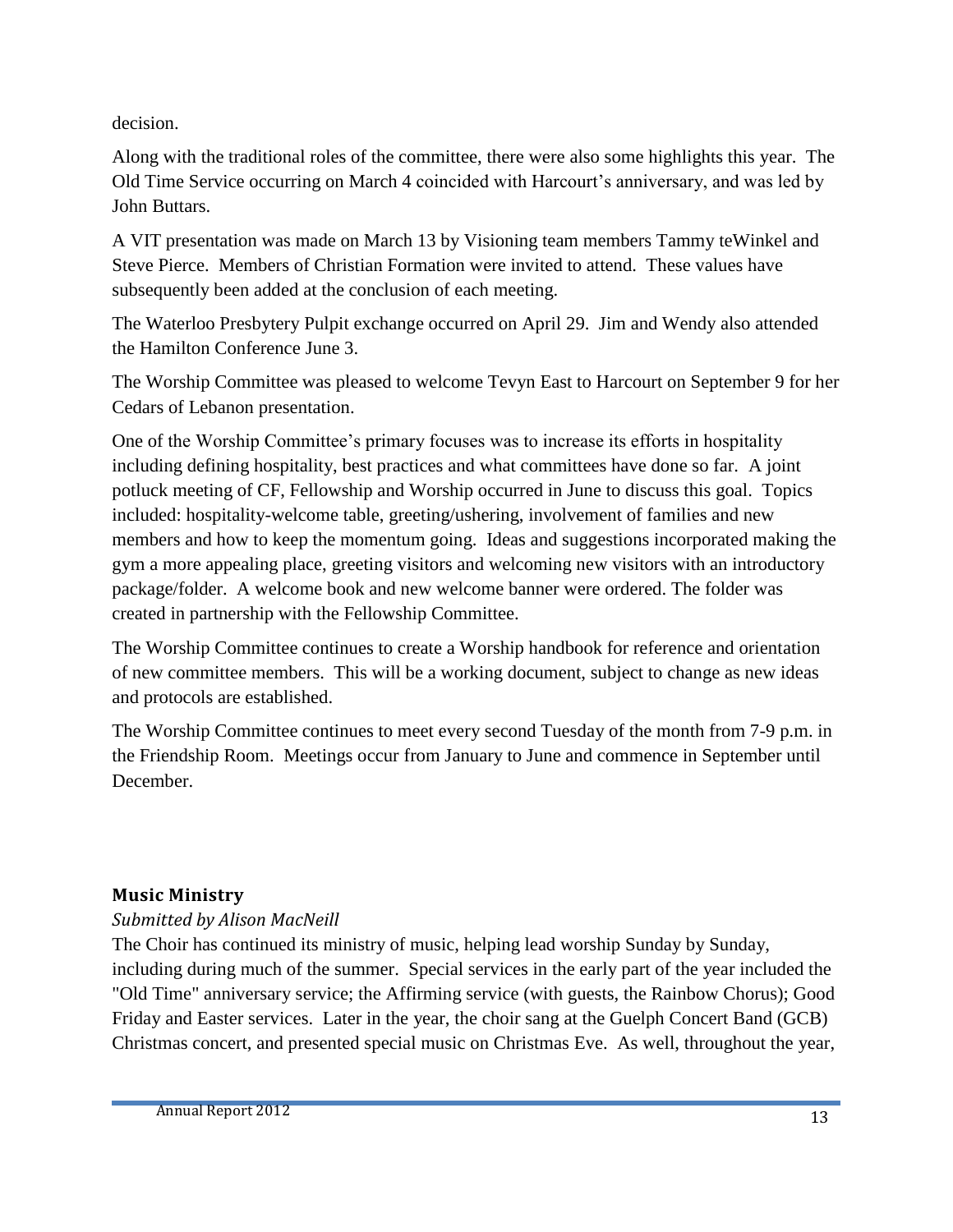decision.

Along with the traditional roles of the committee, there were also some highlights this year. The Old Time Service occurring on March 4 coincided with Harcourt's anniversary, and was led by John Buttars.

A VIT presentation was made on March 13 by Visioning team members Tammy teWinkel and Steve Pierce. Members of Christian Formation were invited to attend. These values have subsequently been added at the conclusion of each meeting.

The Waterloo Presbytery Pulpit exchange occurred on April 29. Jim and Wendy also attended the Hamilton Conference June 3.

The Worship Committee was pleased to welcome Tevyn East to Harcourt on September 9 for her Cedars of Lebanon presentation.

One of the Worship Committee's primary focuses was to increase its efforts in hospitality including defining hospitality, best practices and what committees have done so far. A joint potluck meeting of CF, Fellowship and Worship occurred in June to discuss this goal. Topics included: hospitality-welcome table, greeting/ushering, involvement of families and new members and how to keep the momentum going. Ideas and suggestions incorporated making the gym a more appealing place, greeting visitors and welcoming new visitors with an introductory package/folder. A welcome book and new welcome banner were ordered. The folder was created in partnership with the Fellowship Committee.

The Worship Committee continues to create a Worship handbook for reference and orientation of new committee members. This will be a working document, subject to change as new ideas and protocols are established.

The Worship Committee continues to meet every second Tuesday of the month from 7-9 p.m. in the Friendship Room. Meetings occur from January to June and commence in September until December.

### Music Ministry

*Submitted by Alison MacNeill*

The Choir has continued its ministry of music, helping lead worship Sunday by Sunday, including during much of the summer. Special services in the early part of the year included the "Old Time" anniversary service; the Affirming service (with guests, the Rainbow Chorus); Good Friday and Easter services. Later in the year, the choir sang at the Guelph Concert Band (GCB) Christmas concert, and presented special music on Christmas Eve. As well, throughout the year,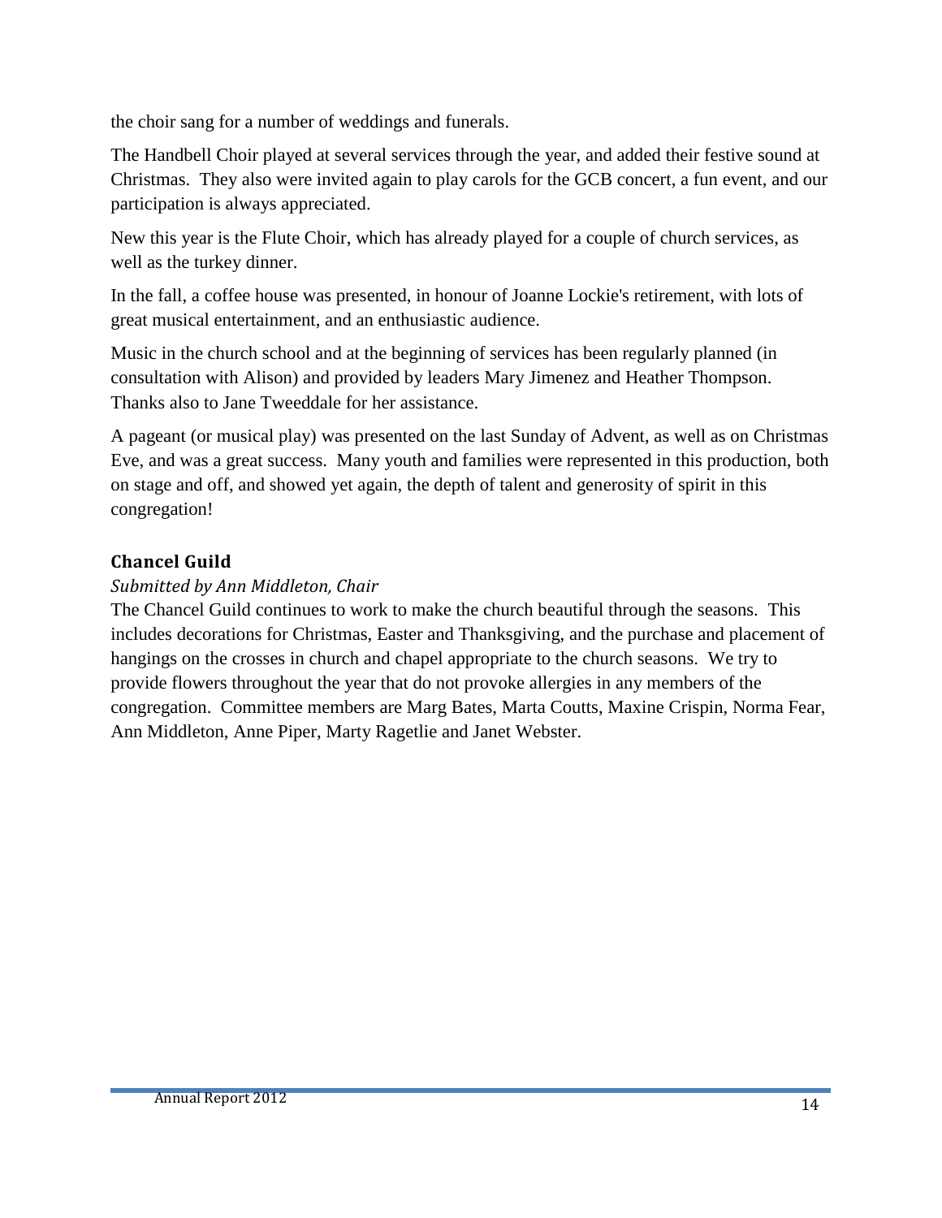the choir sang for a number of weddings and funerals.

The Handbell Choir played at several services through the year, and added their festive sound at Christmas. They also were invited again to play carols for the GCB concert, a fun event, and our participation is always appreciated.

New this year is the Flute Choir, which has already played for a couple of church services, as well as the turkey dinner.

In the fall, a coffee house was presented, in honour of Joanne Lockie's retirement, with lots of great musical entertainment, and an enthusiastic audience.

Music in the church school and at the beginning of services has been regularly planned (in consultation with Alison) and provided by leaders Mary Jimenez and Heather Thompson. Thanks also to Jane Tweeddale for her assistance.

A pageant (or musical play) was presented on the last Sunday of Advent, as well as on Christmas Eve, and was a great success. Many youth and families were represented in this production, both on stage and off, and showed yet again, the depth of talent and generosity of spirit in this congregation!

### Chancel Guild

*Submitted by Ann Middleton, Chair*

The Chancel Guild continues to work to make the church beautiful through the seasons. This includes decorations for Christmas, Easter and Thanksgiving, and the purchase and placement of hangings on the crosses in church and chapel appropriate to the church seasons. We try to provide flowers throughout the year that do not provoke allergies in any members of the congregation. Committee members are Marg Bates, Marta Coutts, Maxine Crispin, Norma Fear, Ann Middleton, Anne Piper, Marty Ragetlie and Janet Webster.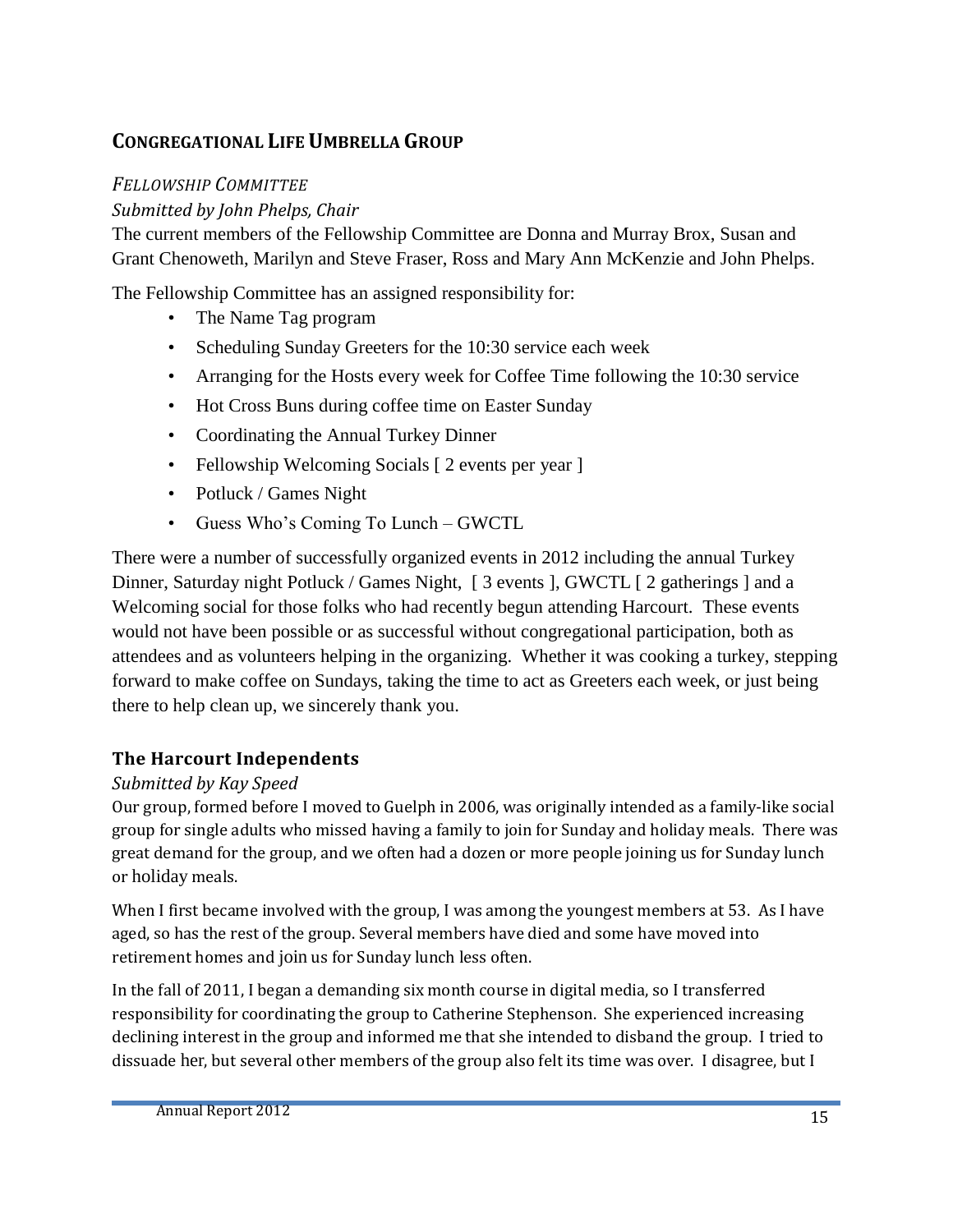## CONGREGATIONAL LIFE UMBRELLA GROUP

### *FELLOWSHIP COMMITTEE*

*Submitted by John Phelps, Chair*

The current members of the Fellowship Committee are Donna and Murray Brox, Susan and Grant Chenoweth, Marilyn and Steve Fraser, Ross and Mary Ann McKenzie and John Phelps.

The Fellowship Committee has an assigned responsibility for:

- The Name Tag program
- Scheduling Sunday Greeters for the 10:30 service each week
- Arranging for the Hosts every week for Coffee Time following the 10:30 service
- Hot Cross Buns during coffee time on Easter Sunday
- Coordinating the Annual Turkey Dinner
- Fellowship Welcoming Socials [ 2 events per year ]
- Potluck / Games Night
- Guess Who's Coming To Lunch – GWCTL

There were a number of successfully organized events in 2012 including the annual Turkey Dinner, Saturday night Potluck / Games Night, [ 3 events ], GWCTL [ 2 gatherings ] and a Welcoming social for those folks who had recently begun attending Harcourt. These events would not have been possible or as successful without congregational participation, both as attendees and as volunteers helping in the organizing. Whether it was cooking a turkey, stepping forward to make coffee on Sundays, taking the time to act as Greeters each week, or just being there to help clean up, we sincerely thank you.

### The Harcourt Independents

*Submitted by Kay Speed*

Our group, formed before I moved to Guelph in 2006, was originally intended as a family-like social group for single adults who missed having a family to join for Sunday and holiday meals. There was great demand for the group, and we often had a dozen or more people joining us for Sunday lunch or holiday meals.

When I first became involved with the group, I was among the youngest members at 53. As I have aged, so has the rest of the group. Several members have died and some have moved into retirement homes and join us for Sunday lunch less often.

In the fall of 2011, I began a demanding six month course in digital media, so I transferred responsibility for coordinating the group to Catherine Stephenson. She experienced increasing declining interest in the group and informed me that she intended to disband the group. I tried to dissuade her, but several other members of the group also felt its time was over. I disagree, but I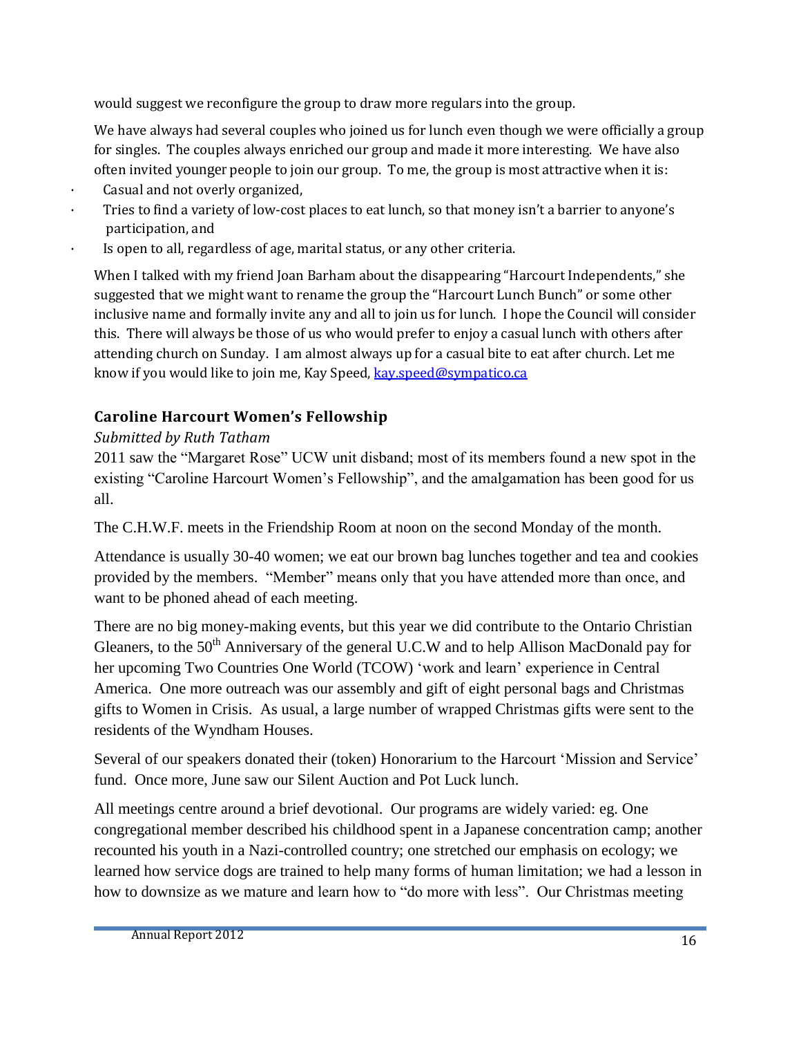would suggest we reconfigure the group to draw more regulars into the group.

We have always had several couples who joined us for lunch even though we were officially a group for singles. The couples always enriched our group and made it more interesting. We have also often invited younger people to join our group. To me, the group is most attractive when it is:

- Casual and not overly organized,
- Tries to find a variety of low-cost places to eat lunch, so that money isn't a barrier to anyone's participation, and
- Is open to all, regardless of age, marital status, or any other criteria.

When I talked with my friend Joan Barham about the disappearing "Harcourt Independents," she suggested that we might want to rename the group the "Harcourt Lunch Bunch" or some other inclusive name and formally invite any and all to join us for lunch. I hope the Council will consider this. There will always be those of us who would prefer to enjoy a casual lunch with others after attending church on Sunday. I am almost always up for a casual bite to eat after church. Let me know if you would like to join me, Kay Speed, kay.speed@sympatico.ca

## Caroline Harcourt Women's Fellowship

*Submitted by Ruth Tatham*

2011 saw the "Margaret Rose" UCW unit disband; most of its members found a new spot in the existing "Caroline Harcourt Women's Fellowship", and the amalgamation has been good for us all.

The C.H.W.F. meets in the Friendship Room at noon on the second Monday of the month.

Attendance is usually 30-40 women; we eat our brown bag lunches together and tea and cookies provided by the members. "Member" means only that you have attended more than once, and want to be phoned ahead of each meeting.

There are no big money-making events, but this year we did contribute to the Ontario Christian Gleaners, to the 50th Anniversary of the general U.C.W and to help Allison MacDonald pay for her upcoming Two Countries One World (TCOW) 'work and learn' experience in Central America. One more outreach was our assembly and gift of eight personal bags and Christmas gifts to Women in Crisis. As usual, a large number of wrapped Christmas gifts were sent to the residents of the Wyndham Houses.

Several of our speakers donated their (token) Honorarium to the Harcourt 'Mission and Service' fund. Once more, June saw our Silent Auction and Pot Luck lunch.

All meetings centre around a brief devotional. Our programs are widely varied: eg. One congregational member described his childhood spent in a Japanese concentration camp; another recounted his youth in a Nazi-controlled country; one stretched our emphasis on ecology; we learned how service dogs are trained to help many forms of human limitation; we had a lesson in how to downsize as we mature and learn how to "do more with less". Our Christmas meeting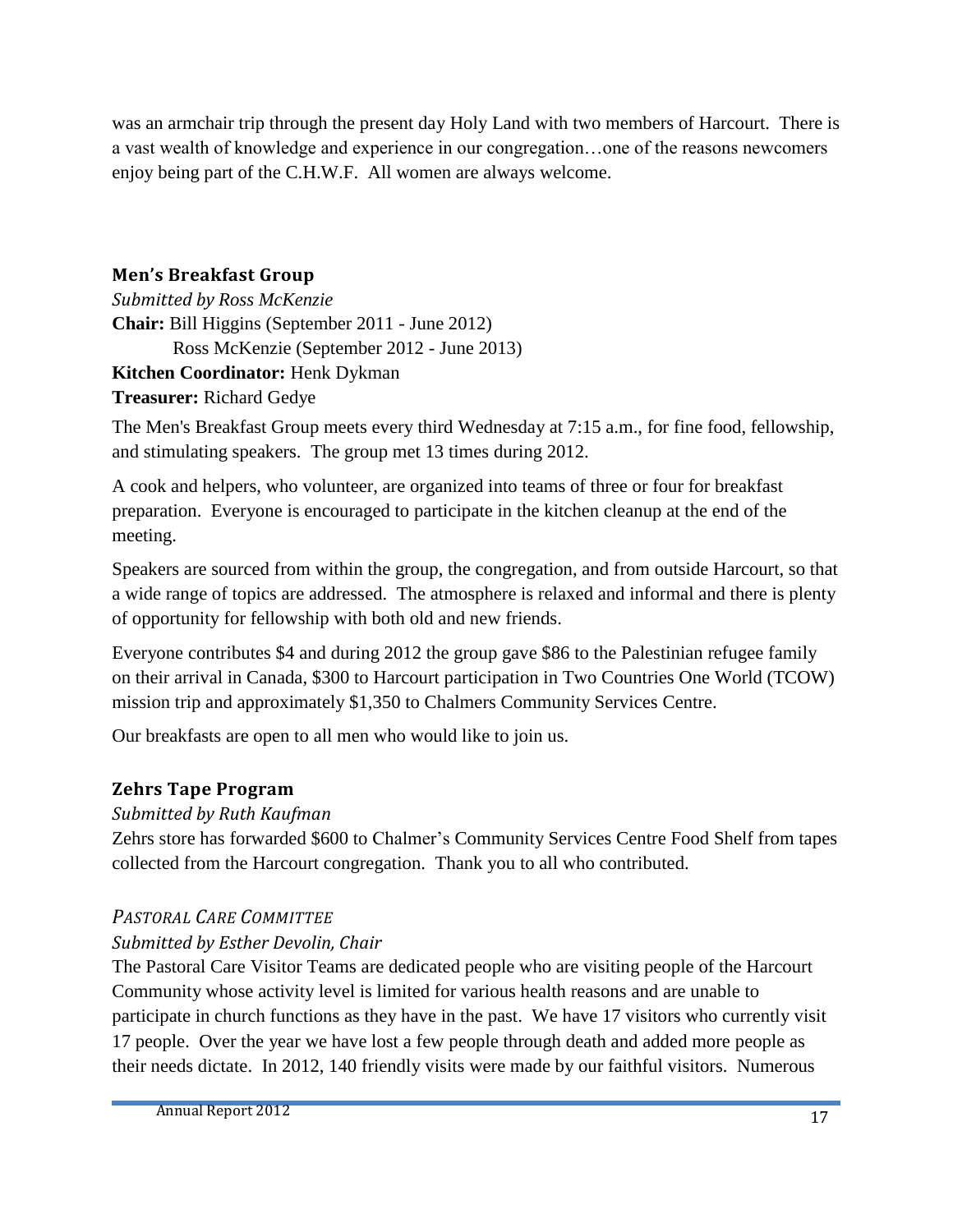was an armchair trip through the present day Holy Land with two members of Harcourt. There is a vast wealth of knowledge and experience in our congregation…one of the reasons newcomers enjoy being part of the C.H.W.F. All women are always welcome.

### Men's Breakfast Group

*Submitted by Ross McKenzie*

**Chair:** Bill Higgins (September 2011 - June 2012)
Ross McKenzie (September 2012 - June 2013)

**Kitchen Coordinator:** Henk Dykman

**Treasurer:** Richard Gedye

The Men's Breakfast Group meets every third Wednesday at 7:15 a.m., for fine food, fellowship, and stimulating speakers. The group met 13 times during 2012.

A cook and helpers, who volunteer, are organized into teams of three or four for breakfast preparation. Everyone is encouraged to participate in the kitchen cleanup at the end of the meeting.

Speakers are sourced from within the group, the congregation, and from outside Harcourt, so that a wide range of topics are addressed. The atmosphere is relaxed and informal and there is plenty of opportunity for fellowship with both old and new friends.

Everyone contributes $4 and during 2012 the group gave $86 to the Palestinian refugee family on their arrival in Canada, $300 to Harcourt participation in Two Countries One World (TCOW) mission trip and approximately $1,350 to Chalmers Community Services Centre.

Our breakfasts are open to all men who would like to join us.

### Zehrs Tape Program

*Submitted by Ruth Kaufman*

Zehrs store has forwarded $600 to Chalmer's Community Services Centre Food Shelf from tapes collected from the Harcourt congregation. Thank you to all who contributed.

### *PASTORAL CARE COMMITTEE*

*Submitted by Esther Devolin, Chair*

The Pastoral Care Visitor Teams are dedicated people who are visiting people of the Harcourt Community whose activity level is limited for various health reasons and are unable to participate in church functions as they have in the past. We have 17 visitors who currently visit 17 people. Over the year we have lost a few people through death and added more people as their needs dictate. In 2012, 140 friendly visits were made by our faithful visitors. Numerous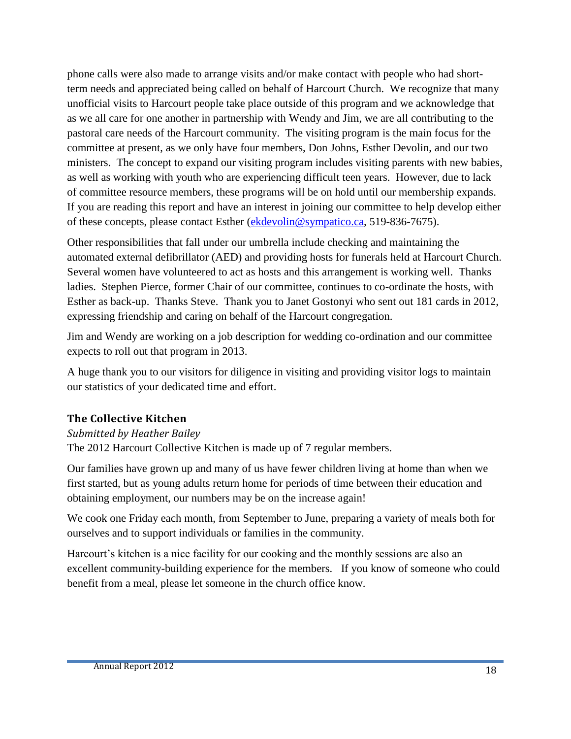phone calls were also made to arrange visits and/or make contact with people who had short-term needs and appreciated being called on behalf of Harcourt Church. We recognize that many unofficial visits to Harcourt people take place outside of this program and we acknowledge that as we all care for one another in partnership with Wendy and Jim, we are all contributing to the pastoral care needs of the Harcourt community. The visiting program is the main focus for the committee at present, as we only have four members, Don Johns, Esther Devolin, and our two ministers. The concept to expand our visiting program includes visiting parents with new babies, as well as working with youth who are experiencing difficult teen years. However, due to lack of committee resource members, these programs will be on hold until our membership expands. If you are reading this report and have an interest in joining our committee to help develop either of these concepts, please contact Esther (ekdevolin@sympatico.ca, 519-836-7675).

Other responsibilities that fall under our umbrella include checking and maintaining the automated external defibrillator (AED) and providing hosts for funerals held at Harcourt Church. Several women have volunteered to act as hosts and this arrangement is working well. Thanks ladies. Stephen Pierce, former Chair of our committee, continues to co-ordinate the hosts, with Esther as back-up. Thanks Steve. Thank you to Janet Gostonyi who sent out 181 cards in 2012, expressing friendship and caring on behalf of the Harcourt congregation.

Jim and Wendy are working on a job description for wedding co-ordination and our committee expects to roll out that program in 2013.

A huge thank you to our visitors for diligence in visiting and providing visitor logs to maintain our statistics of your dedicated time and effort.

### The Collective Kitchen

*Submitted by Heather Bailey*

The 2012 Harcourt Collective Kitchen is made up of 7 regular members.

Our families have grown up and many of us have fewer children living at home than when we first started, but as young adults return home for periods of time between their education and obtaining employment, our numbers may be on the increase again!

We cook one Friday each month, from September to June, preparing a variety of meals both for ourselves and to support individuals or families in the community.

Harcourt's kitchen is a nice facility for our cooking and the monthly sessions are also an excellent community-building experience for the members. If you know of someone who could benefit from a meal, please let someone in the church office know.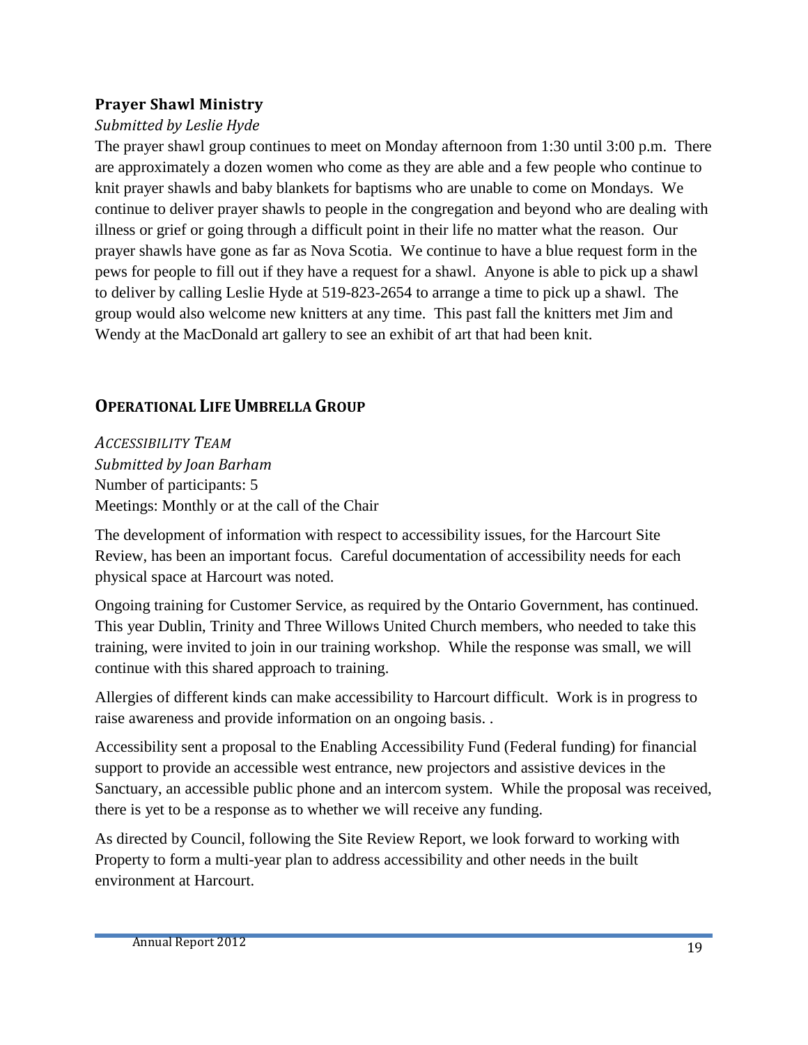### Prayer Shawl Ministry

*Submitted by Leslie Hyde*

The prayer shawl group continues to meet on Monday afternoon from 1:30 until 3:00 p.m. There are approximately a dozen women who come as they are able and a few people who continue to knit prayer shawls and baby blankets for baptisms who are unable to come on Mondays. We continue to deliver prayer shawls to people in the congregation and beyond who are dealing with illness or grief or going through a difficult point in their life no matter what the reason. Our prayer shawls have gone as far as Nova Scotia. We continue to have a blue request form in the pews for people to fill out if they have a request for a shawl. Anyone is able to pick up a shawl to deliver by calling Leslie Hyde at 519-823-2654 to arrange a time to pick up a shawl. The group would also welcome new knitters at any time. This past fall the knitters met Jim and Wendy at the MacDonald art gallery to see an exhibit of art that had been knit.

## OPERATIONAL LIFE UMBRELLA GROUP

*ACCESSIBILITY TEAM*
*Submitted by Joan Barham*
Number of participants: 5
Meetings: Monthly or at the call of the Chair

The development of information with respect to accessibility issues, for the Harcourt Site Review, has been an important focus. Careful documentation of accessibility needs for each physical space at Harcourt was noted.

Ongoing training for Customer Service, as required by the Ontario Government, has continued. This year Dublin, Trinity and Three Willows United Church members, who needed to take this training, were invited to join in our training workshop. While the response was small, we will continue with this shared approach to training.

Allergies of different kinds can make accessibility to Harcourt difficult. Work is in progress to raise awareness and provide information on an ongoing basis. .

Accessibility sent a proposal to the Enabling Accessibility Fund (Federal funding) for financial support to provide an accessible west entrance, new projectors and assistive devices in the Sanctuary, an accessible public phone and an intercom system. While the proposal was received, there is yet to be a response as to whether we will receive any funding.

As directed by Council, following the Site Review Report, we look forward to working with Property to form a multi-year plan to address accessibility and other needs in the built environment at Harcourt.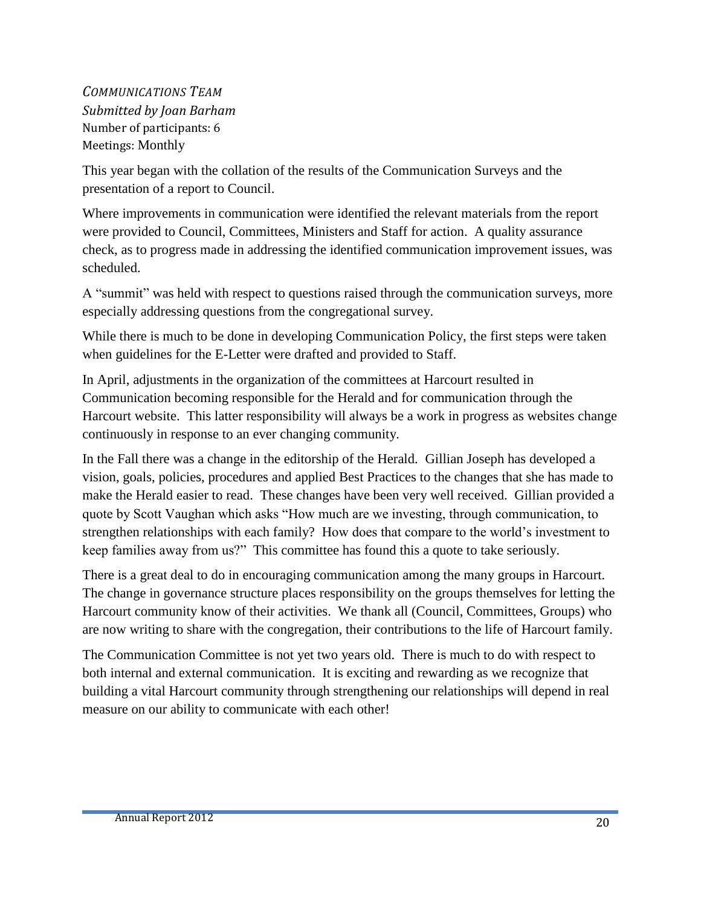### *COMMUNICATIONS TEAM*

*Submitted by Joan Barham*
Number of participants: 6
Meetings: Monthly

This year began with the collation of the results of the Communication Surveys and the presentation of a report to Council.

Where improvements in communication were identified the relevant materials from the report were provided to Council, Committees, Ministers and Staff for action. A quality assurance check, as to progress made in addressing the identified communication improvement issues, was scheduled.

A "summit" was held with respect to questions raised through the communication surveys, more especially addressing questions from the congregational survey.

While there is much to be done in developing Communication Policy, the first steps were taken when guidelines for the E-Letter were drafted and provided to Staff.

In April, adjustments in the organization of the committees at Harcourt resulted in Communication becoming responsible for the Herald and for communication through the Harcourt website. This latter responsibility will always be a work in progress as websites change continuously in response to an ever changing community.

In the Fall there was a change in the editorship of the Herald. Gillian Joseph has developed a vision, goals, policies, procedures and applied Best Practices to the changes that she has made to make the Herald easier to read. These changes have been very well received. Gillian provided a quote by Scott Vaughan which asks "How much are we investing, through communication, to strengthen relationships with each family? How does that compare to the world's investment to keep families away from us?" This committee has found this a quote to take seriously.

There is a great deal to do in encouraging communication among the many groups in Harcourt. The change in governance structure places responsibility on the groups themselves for letting the Harcourt community know of their activities. We thank all (Council, Committees, Groups) who are now writing to share with the congregation, their contributions to the life of Harcourt family.

The Communication Committee is not yet two years old. There is much to do with respect to both internal and external communication. It is exciting and rewarding as we recognize that building a vital Harcourt community through strengthening our relationships will depend in real measure on our ability to communicate with each other!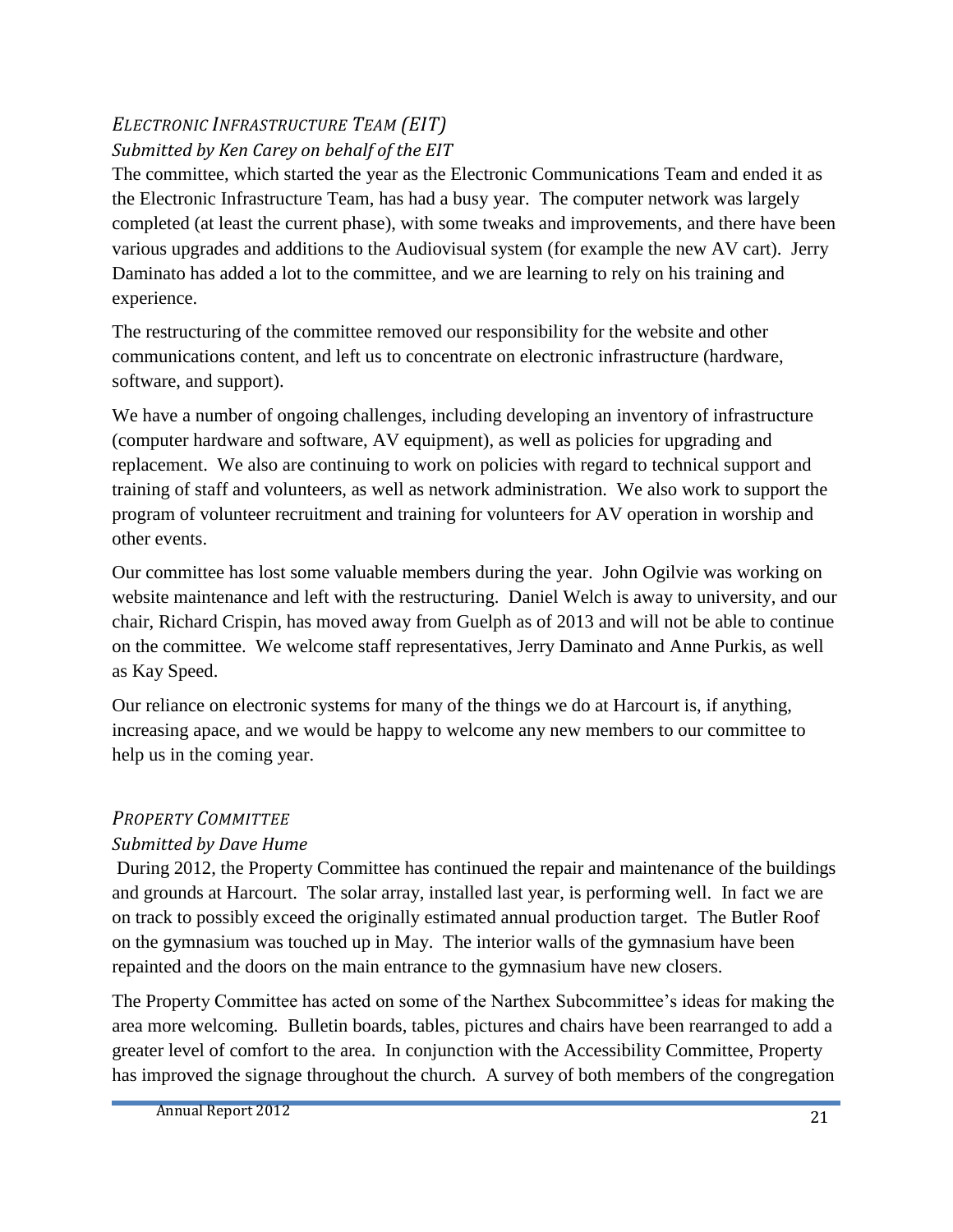### *Electronic Infrastructure Team (EIT)*

*Submitted by Ken Carey on behalf of the EIT*

The committee, which started the year as the Electronic Communications Team and ended it as the Electronic Infrastructure Team, has had a busy year. The computer network was largely completed (at least the current phase), with some tweaks and improvements, and there have been various upgrades and additions to the Audiovisual system (for example the new AV cart). Jerry Daminato has added a lot to the committee, and we are learning to rely on his training and experience.

The restructuring of the committee removed our responsibility for the website and other communications content, and left us to concentrate on electronic infrastructure (hardware, software, and support).

We have a number of ongoing challenges, including developing an inventory of infrastructure (computer hardware and software, AV equipment), as well as policies for upgrading and replacement. We also are continuing to work on policies with regard to technical support and training of staff and volunteers, as well as network administration. We also work to support the program of volunteer recruitment and training for volunteers for AV operation in worship and other events.

Our committee has lost some valuable members during the year. John Ogilvie was working on website maintenance and left with the restructuring. Daniel Welch is away to university, and our chair, Richard Crispin, has moved away from Guelph as of 2013 and will not be able to continue on the committee. We welcome staff representatives, Jerry Daminato and Anne Purkis, as well as Kay Speed.

Our reliance on electronic systems for many of the things we do at Harcourt is, if anything, increasing apace, and we would be happy to welcome any new members to our committee to help us in the coming year.

### *Property Committee*

*Submitted by Dave Hume*

During 2012, the Property Committee has continued the repair and maintenance of the buildings and grounds at Harcourt. The solar array, installed last year, is performing well. In fact we are on track to possibly exceed the originally estimated annual production target. The Butler Roof on the gymnasium was touched up in May. The interior walls of the gymnasium have been repainted and the doors on the main entrance to the gymnasium have new closers.

The Property Committee has acted on some of the Narthex Subcommittee's ideas for making the area more welcoming. Bulletin boards, tables, pictures and chairs have been rearranged to add a greater level of comfort to the area. In conjunction with the Accessibility Committee, Property has improved the signage throughout the church. A survey of both members of the congregation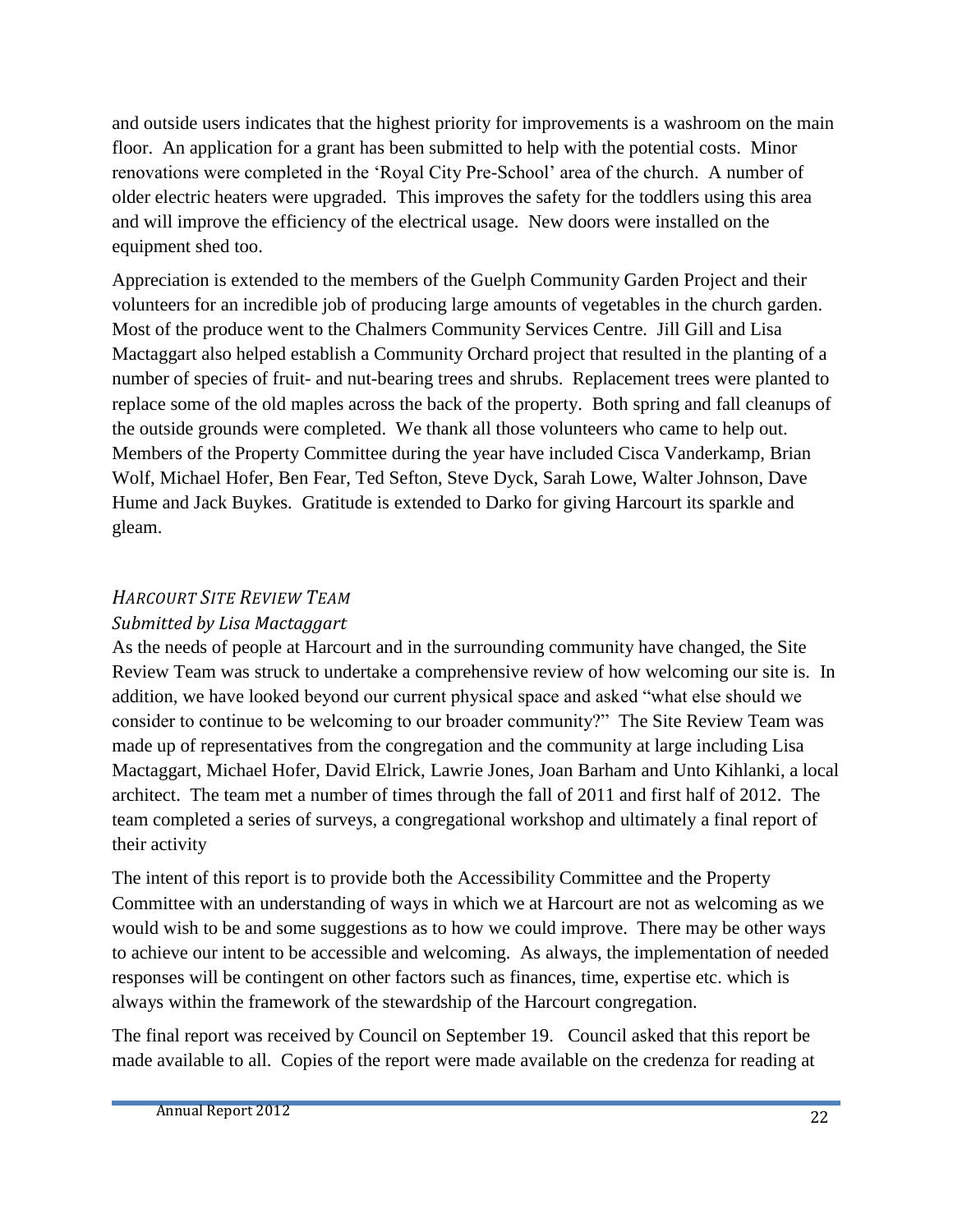and outside users indicates that the highest priority for improvements is a washroom on the main floor. An application for a grant has been submitted to help with the potential costs. Minor renovations were completed in the 'Royal City Pre-School' area of the church. A number of older electric heaters were upgraded. This improves the safety for the toddlers using this area and will improve the efficiency of the electrical usage. New doors were installed on the equipment shed too.

Appreciation is extended to the members of the Guelph Community Garden Project and their volunteers for an incredible job of producing large amounts of vegetables in the church garden. Most of the produce went to the Chalmers Community Services Centre. Jill Gill and Lisa Mactaggart also helped establish a Community Orchard project that resulted in the planting of a number of species of fruit- and nut-bearing trees and shrubs. Replacement trees were planted to replace some of the old maples across the back of the property. Both spring and fall cleanups of the outside grounds were completed. We thank all those volunteers who came to help out. Members of the Property Committee during the year have included Cisca Vanderkamp, Brian Wolf, Michael Hofer, Ben Fear, Ted Sefton, Steve Dyck, Sarah Lowe, Walter Johnson, Dave Hume and Jack Buykes. Gratitude is extended to Darko for giving Harcourt its sparkle and gleam.

### *Harcourt Site Review Team*

*Submitted by Lisa Mactaggart*

As the needs of people at Harcourt and in the surrounding community have changed, the Site Review Team was struck to undertake a comprehensive review of how welcoming our site is. In addition, we have looked beyond our current physical space and asked "what else should we consider to continue to be welcoming to our broader community?" The Site Review Team was made up of representatives from the congregation and the community at large including Lisa Mactaggart, Michael Hofer, David Elrick, Lawrie Jones, Joan Barham and Unto Kihlanki, a local architect. The team met a number of times through the fall of 2011 and first half of 2012. The team completed a series of surveys, a congregational workshop and ultimately a final report of their activity

The intent of this report is to provide both the Accessibility Committee and the Property Committee with an understanding of ways in which we at Harcourt are not as welcoming as we would wish to be and some suggestions as to how we could improve. There may be other ways to achieve our intent to be accessible and welcoming. As always, the implementation of needed responses will be contingent on other factors such as finances, time, expertise etc. which is always within the framework of the stewardship of the Harcourt congregation.

The final report was received by Council on September 19. Council asked that this report be made available to all. Copies of the report were made available on the credenza for reading at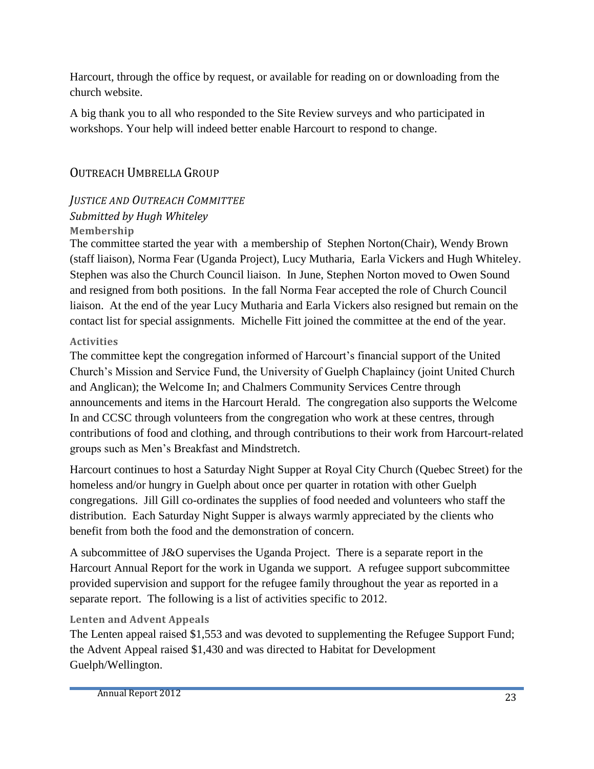Harcourt, through the office by request, or available for reading on or downloading from the church website.

A big thank you to all who responded to the Site Review surveys and who participated in workshops. Your help will indeed better enable Harcourt to respond to change.

## OUTREACH UMBRELLA GROUP

### *JUSTICE AND OUTREACH COMMITTEE*

*Submitted by Hugh Whiteley*

#### Membership

The committee started the year with a membership of Stephen Norton(Chair), Wendy Brown (staff liaison), Norma Fear (Uganda Project), Lucy Mutharia, Earla Vickers and Hugh Whiteley. Stephen was also the Church Council liaison. In June, Stephen Norton moved to Owen Sound and resigned from both positions. In the fall Norma Fear accepted the role of Church Council liaison. At the end of the year Lucy Mutharia and Earla Vickers also resigned but remain on the contact list for special assignments. Michelle Fitt joined the committee at the end of the year.

#### Activities

The committee kept the congregation informed of Harcourt's financial support of the United Church's Mission and Service Fund, the University of Guelph Chaplaincy (joint United Church and Anglican); the Welcome In; and Chalmers Community Services Centre through announcements and items in the Harcourt Herald. The congregation also supports the Welcome In and CCSC through volunteers from the congregation who work at these centres, through contributions of food and clothing, and through contributions to their work from Harcourt-related groups such as Men's Breakfast and Mindstretch.

Harcourt continues to host a Saturday Night Supper at Royal City Church (Quebec Street) for the homeless and/or hungry in Guelph about once per quarter in rotation with other Guelph congregations. Jill Gill co-ordinates the supplies of food needed and volunteers who staff the distribution. Each Saturday Night Supper is always warmly appreciated by the clients who benefit from both the food and the demonstration of concern.

A subcommittee of J&O supervises the Uganda Project. There is a separate report in the Harcourt Annual Report for the work in Uganda we support. A refugee support subcommittee provided supervision and support for the refugee family throughout the year as reported in a separate report. The following is a list of activities specific to 2012.

#### Lenten and Advent Appeals

The Lenten appeal raised $1,553 and was devoted to supplementing the Refugee Support Fund; the Advent Appeal raised $1,430 and was directed to Habitat for Development Guelph/Wellington.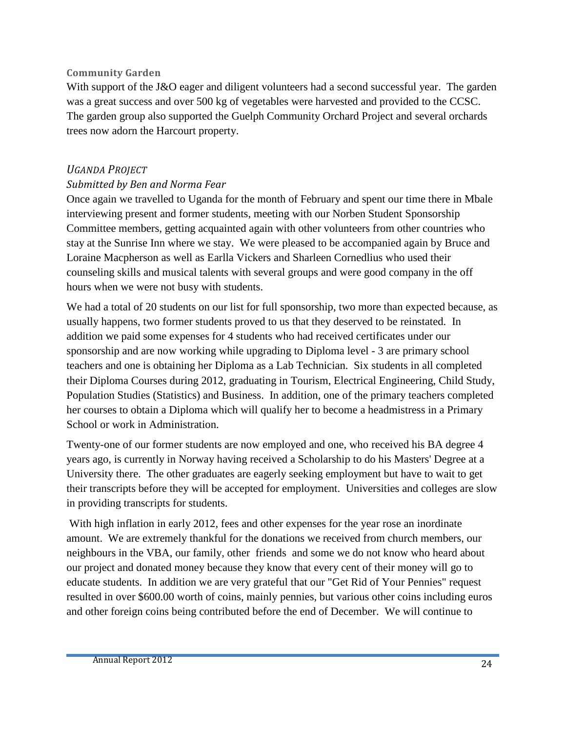### Community Garden

With support of the J&O eager and diligent volunteers had a second successful year. The garden was a great success and over 500 kg of vegetables were harvested and provided to the CCSC. The garden group also supported the Guelph Community Orchard Project and several orchards trees now adorn the Harcourt property.

### *Uganda Project*

*Submitted by Ben and Norma Fear*

Once again we travelled to Uganda for the month of February and spent our time there in Mbale interviewing present and former students, meeting with our Norben Student Sponsorship Committee members, getting acquainted again with other volunteers from other countries who stay at the Sunrise Inn where we stay. We were pleased to be accompanied again by Bruce and Loraine Macpherson as well as Earlla Vickers and Sharleen Cornedlius who used their counseling skills and musical talents with several groups and were good company in the off hours when we were not busy with students.

We had a total of 20 students on our list for full sponsorship, two more than expected because, as usually happens, two former students proved to us that they deserved to be reinstated. In addition we paid some expenses for 4 students who had received certificates under our sponsorship and are now working while upgrading to Diploma level - 3 are primary school teachers and one is obtaining her Diploma as a Lab Technician. Six students in all completed their Diploma Courses during 2012, graduating in Tourism, Electrical Engineering, Child Study, Population Studies (Statistics) and Business. In addition, one of the primary teachers completed her courses to obtain a Diploma which will qualify her to become a headmistress in a Primary School or work in Administration.

Twenty-one of our former students are now employed and one, who received his BA degree 4 years ago, is currently in Norway having received a Scholarship to do his Masters' Degree at a University there. The other graduates are eagerly seeking employment but have to wait to get their transcripts before they will be accepted for employment. Universities and colleges are slow in providing transcripts for students.

With high inflation in early 2012, fees and other expenses for the year rose an inordinate amount. We are extremely thankful for the donations we received from church members, our neighbours in the VBA, our family, other friends and some we do not know who heard about our project and donated money because they know that every cent of their money will go to educate students. In addition we are very grateful that our "Get Rid of Your Pennies" request resulted in over $600.00 worth of coins, mainly pennies, but various other coins including euros and other foreign coins being contributed before the end of December. We will continue to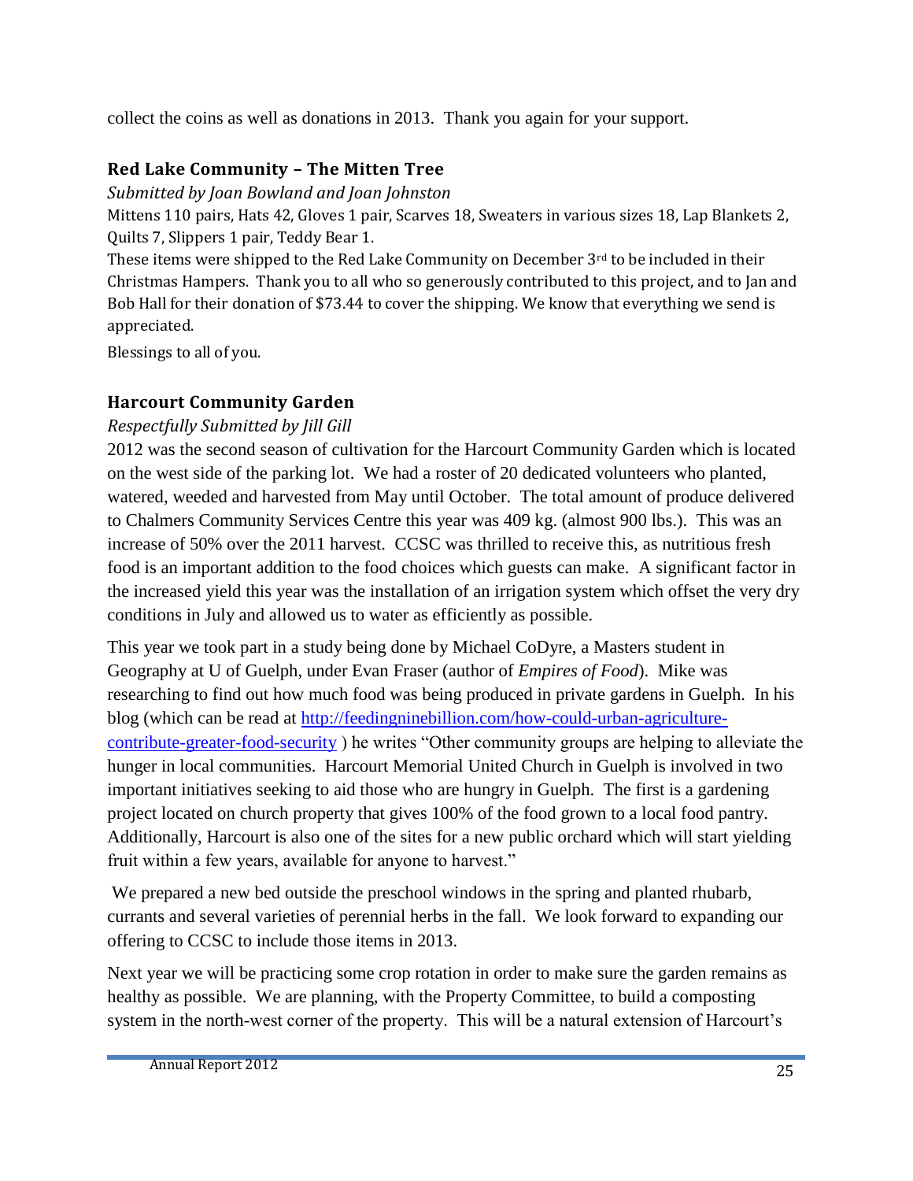collect the coins as well as donations in 2013. Thank you again for your support.

### Red Lake Community – The Mitten Tree

*Submitted by Joan Bowland and Joan Johnston*

Mittens 110 pairs, Hats 42, Gloves 1 pair, Scarves 18, Sweaters in various sizes 18, Lap Blankets 2, Quilts 7, Slippers 1 pair, Teddy Bear 1.

These items were shipped to the Red Lake Community on December 3rd to be included in their Christmas Hampers. Thank you to all who so generously contributed to this project, and to Jan and Bob Hall for their donation of $73.44 to cover the shipping. We know that everything we send is appreciated.

Blessings to all of you.

### Harcourt Community Garden

*Respectfully Submitted by Jill Gill*

2012 was the second season of cultivation for the Harcourt Community Garden which is located on the west side of the parking lot. We had a roster of 20 dedicated volunteers who planted, watered, weeded and harvested from May until October. The total amount of produce delivered to Chalmers Community Services Centre this year was 409 kg. (almost 900 lbs.). This was an increase of 50% over the 2011 harvest. CCSC was thrilled to receive this, as nutritious fresh food is an important addition to the food choices which guests can make. A significant factor in the increased yield this year was the installation of an irrigation system which offset the very dry conditions in July and allowed us to water as efficiently as possible.

This year we took part in a study being done by Michael CoDyre, a Masters student in Geography at U of Guelph, under Evan Fraser (author of *Empires of Food*). Mike was researching to find out how much food was being produced in private gardens in Guelph. In his blog (which can be read at http://feedingninebillion.com/how-could-urban-agriculture-contribute-greater-food-security ) he writes "Other community groups are helping to alleviate the hunger in local communities. Harcourt Memorial United Church in Guelph is involved in two important initiatives seeking to aid those who are hungry in Guelph. The first is a gardening project located on church property that gives 100% of the food grown to a local food pantry. Additionally, Harcourt is also one of the sites for a new public orchard which will start yielding fruit within a few years, available for anyone to harvest."

We prepared a new bed outside the preschool windows in the spring and planted rhubarb, currants and several varieties of perennial herbs in the fall. We look forward to expanding our offering to CCSC to include those items in 2013.

Next year we will be practicing some crop rotation in order to make sure the garden remains as healthy as possible. We are planning, with the Property Committee, to build a composting system in the north-west corner of the property. This will be a natural extension of Harcourt's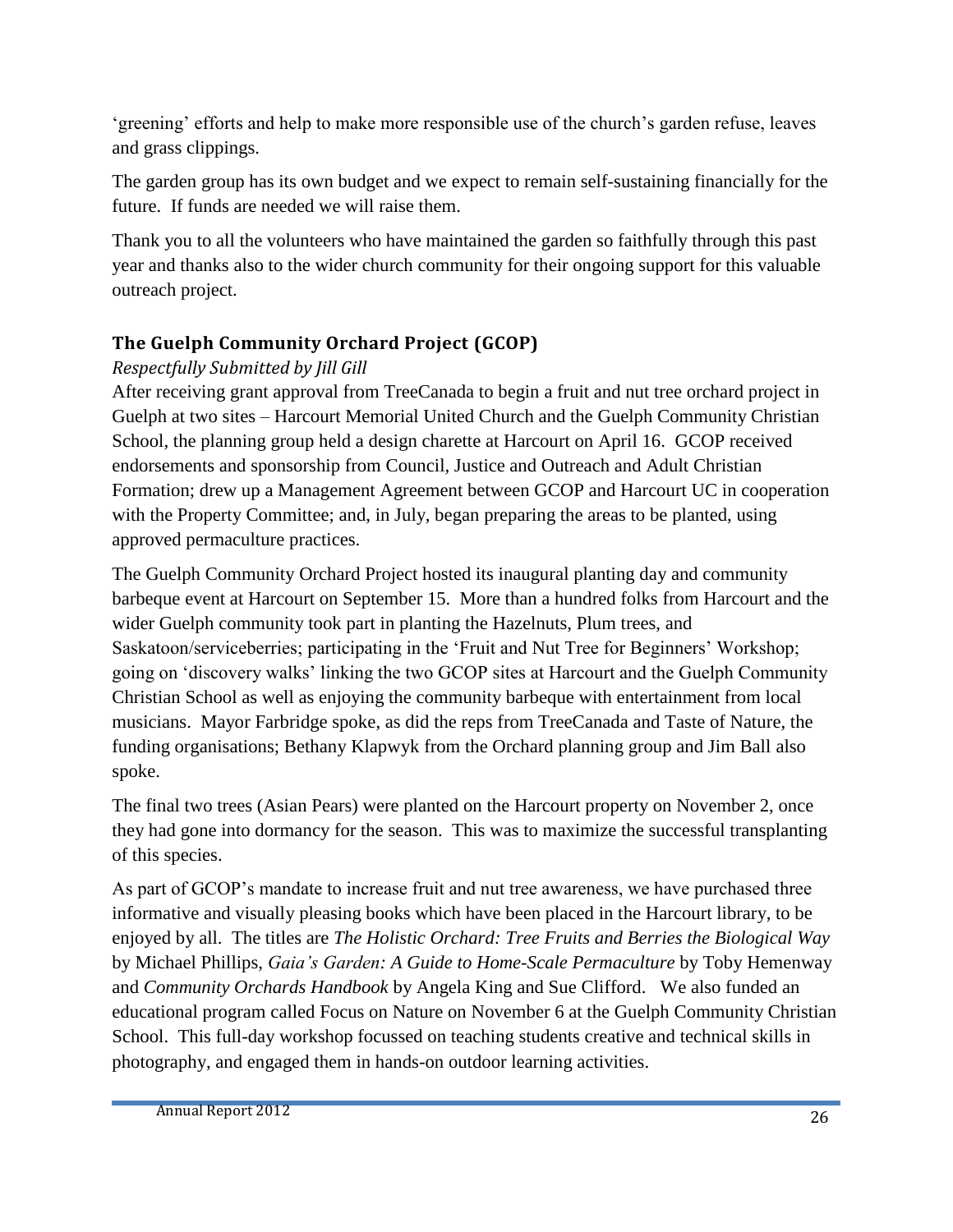'greening' efforts and help to make more responsible use of the church's garden refuse, leaves and grass clippings.

The garden group has its own budget and we expect to remain self-sustaining financially for the future. If funds are needed we will raise them.

Thank you to all the volunteers who have maintained the garden so faithfully through this past year and thanks also to the wider church community for their ongoing support for this valuable outreach project.

### The Guelph Community Orchard Project (GCOP)

*Respectfully Submitted by Jill Gill*

After receiving grant approval from TreeCanada to begin a fruit and nut tree orchard project in Guelph at two sites – Harcourt Memorial United Church and the Guelph Community Christian School, the planning group held a design charette at Harcourt on April 16. GCOP received endorsements and sponsorship from Council, Justice and Outreach and Adult Christian Formation; drew up a Management Agreement between GCOP and Harcourt UC in cooperation with the Property Committee; and, in July, began preparing the areas to be planted, using approved permaculture practices.

The Guelph Community Orchard Project hosted its inaugural planting day and community barbeque event at Harcourt on September 15. More than a hundred folks from Harcourt and the wider Guelph community took part in planting the Hazelnuts, Plum trees, and Saskatoon/serviceberries; participating in the 'Fruit and Nut Tree for Beginners' Workshop; going on 'discovery walks' linking the two GCOP sites at Harcourt and the Guelph Community Christian School as well as enjoying the community barbeque with entertainment from local musicians. Mayor Farbridge spoke, as did the reps from TreeCanada and Taste of Nature, the funding organisations; Bethany Klapwyk from the Orchard planning group and Jim Ball also spoke.

The final two trees (Asian Pears) were planted on the Harcourt property on November 2, once they had gone into dormancy for the season. This was to maximize the successful transplanting of this species.

As part of GCOP's mandate to increase fruit and nut tree awareness, we have purchased three informative and visually pleasing books which have been placed in the Harcourt library, to be enjoyed by all. The titles are *The Holistic Orchard: Tree Fruits and Berries the Biological Way* by Michael Phillips, *Gaia's Garden: A Guide to Home-Scale Permaculture* by Toby Hemenway and *Community Orchards Handbook* by Angela King and Sue Clifford. We also funded an educational program called Focus on Nature on November 6 at the Guelph Community Christian School. This full-day workshop focussed on teaching students creative and technical skills in photography, and engaged them in hands-on outdoor learning activities.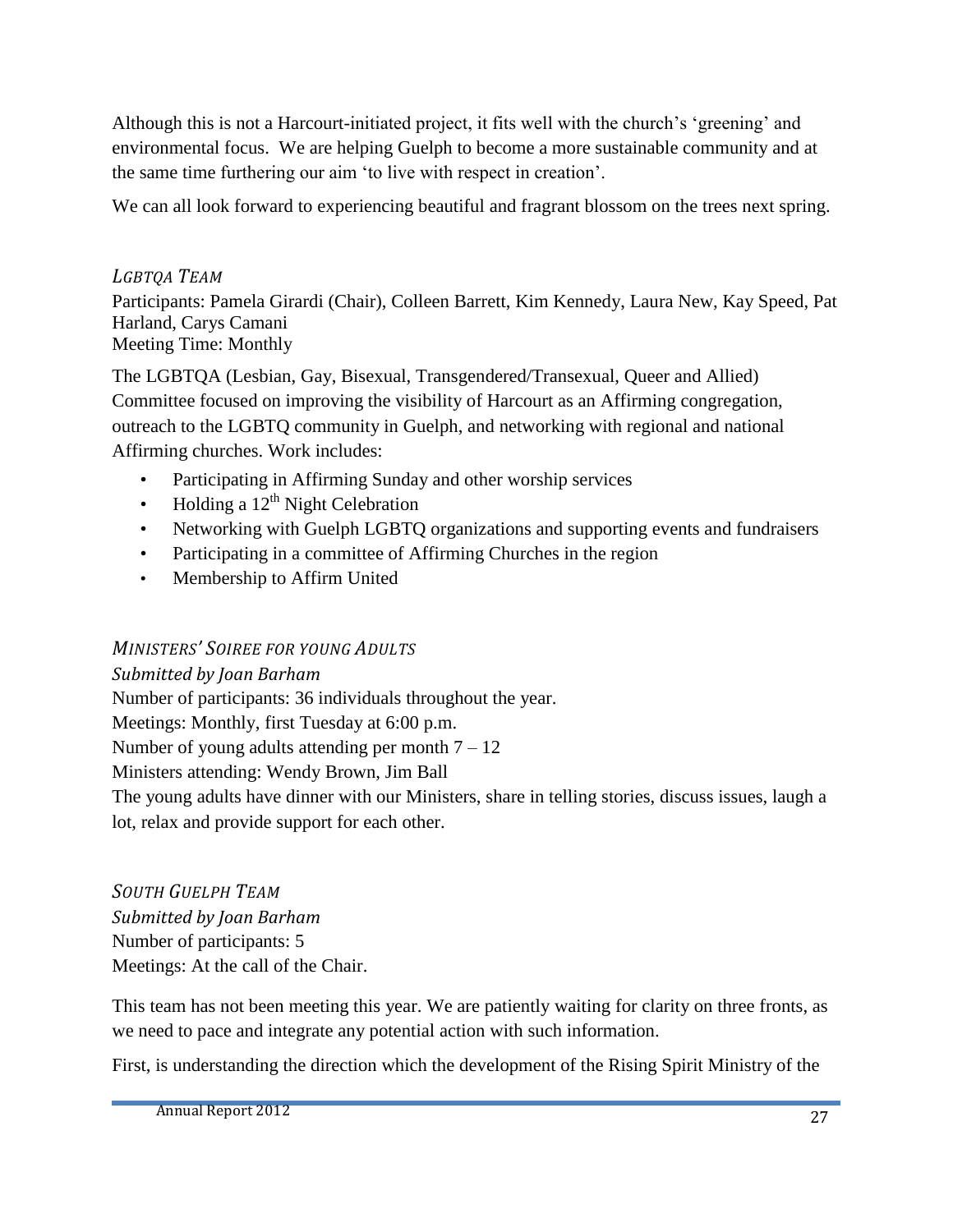Although this is not a Harcourt-initiated project, it fits well with the church's 'greening' and environmental focus. We are helping Guelph to become a more sustainable community and at the same time furthering our aim 'to live with respect in creation'.

We can all look forward to experiencing beautiful and fragrant blossom on the trees next spring.

### *LGBTQA Team*

Participants: Pamela Girardi (Chair), Colleen Barrett, Kim Kennedy, Laura New, Kay Speed, Pat Harland, Carys Camani
Meeting Time: Monthly

The LGBTQA (Lesbian, Gay, Bisexual, Transgendered/Transexual, Queer and Allied) Committee focused on improving the visibility of Harcourt as an Affirming congregation, outreach to the LGBTQ community in Guelph, and networking with regional and national Affirming churches. Work includes:

- Participating in Affirming Sunday and other worship services
- Holding a 12th Night Celebration
- Networking with Guelph LGBTQ organizations and supporting events and fundraisers
- Participating in a committee of Affirming Churches in the region
- Membership to Affirm United

### *Ministers' Soiree for young Adults*

*Submitted by Joan Barham*
Number of participants: 36 individuals throughout the year.
Meetings: Monthly, first Tuesday at 6:00 p.m.
Number of young adults attending per month 7 – 12
Ministers attending: Wendy Brown, Jim Ball
The young adults have dinner with our Ministers, share in telling stories, discuss issues, laugh a lot, relax and provide support for each other.

### *South Guelph Team*

*Submitted by Joan Barham*
Number of participants: 5
Meetings: At the call of the Chair.

This team has not been meeting this year. We are patiently waiting for clarity on three fronts, as we need to pace and integrate any potential action with such information.

First, is understanding the direction which the development of the Rising Spirit Ministry of the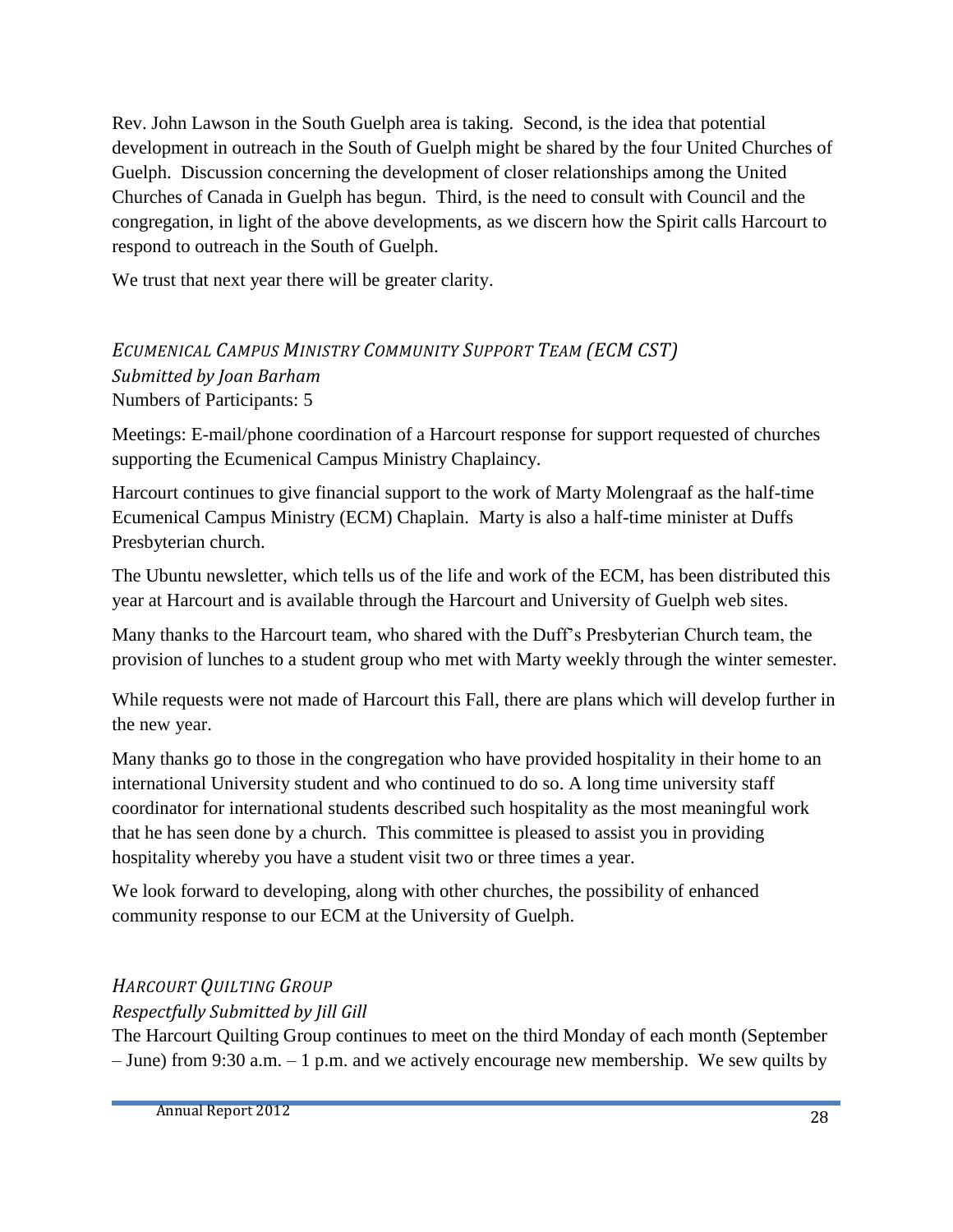Rev. John Lawson in the South Guelph area is taking. Second, is the idea that potential development in outreach in the South of Guelph might be shared by the four United Churches of Guelph. Discussion concerning the development of closer relationships among the United Churches of Canada in Guelph has begun. Third, is the need to consult with Council and the congregation, in light of the above developments, as we discern how the Spirit calls Harcourt to respond to outreach in the South of Guelph.

We trust that next year there will be greater clarity.

### *ECUMENICAL CAMPUS MINISTRY COMMUNITY SUPPORT TEAM (ECM CST)*

*Submitted by Joan Barham*

Numbers of Participants: 5

Meetings: E-mail/phone coordination of a Harcourt response for support requested of churches supporting the Ecumenical Campus Ministry Chaplaincy.

Harcourt continues to give financial support to the work of Marty Molengraaf as the half-time Ecumenical Campus Ministry (ECM) Chaplain. Marty is also a half-time minister at Duffs Presbyterian church.

The Ubuntu newsletter, which tells us of the life and work of the ECM, has been distributed this year at Harcourt and is available through the Harcourt and University of Guelph web sites.

Many thanks to the Harcourt team, who shared with the Duff's Presbyterian Church team, the provision of lunches to a student group who met with Marty weekly through the winter semester.

While requests were not made of Harcourt this Fall, there are plans which will develop further in the new year.

Many thanks go to those in the congregation who have provided hospitality in their home to an international University student and who continued to do so. A long time university staff coordinator for international students described such hospitality as the most meaningful work that he has seen done by a church. This committee is pleased to assist you in providing hospitality whereby you have a student visit two or three times a year.

We look forward to developing, along with other churches, the possibility of enhanced community response to our ECM at the University of Guelph.

### *HARCOURT QUILTING GROUP*

*Respectfully Submitted by Jill Gill*

The Harcourt Quilting Group continues to meet on the third Monday of each month (September – June) from 9:30 a.m. – 1 p.m. and we actively encourage new membership. We sew quilts by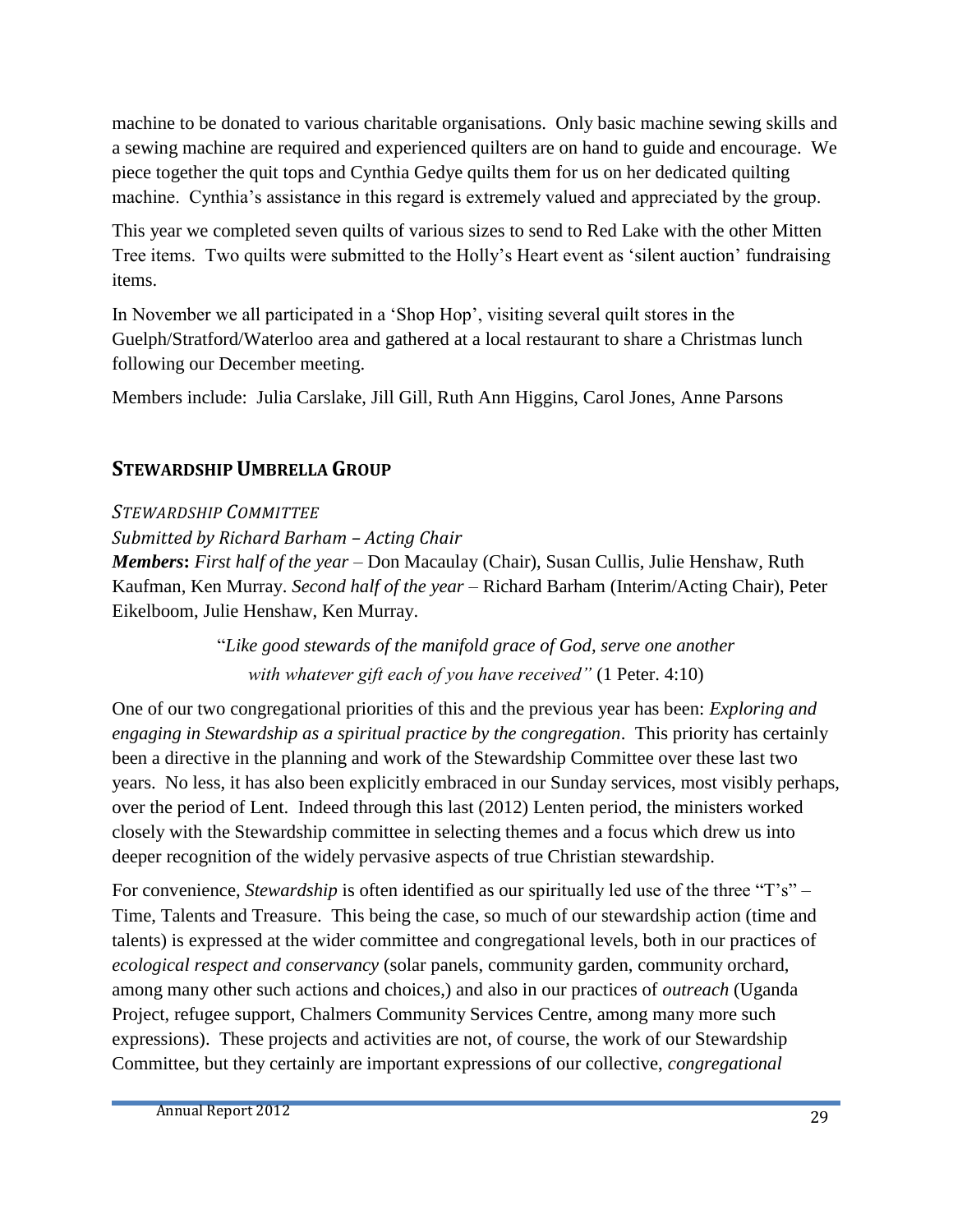machine to be donated to various charitable organisations. Only basic machine sewing skills and a sewing machine are required and experienced quilters are on hand to guide and encourage. We piece together the quit tops and Cynthia Gedye quilts them for us on her dedicated quilting machine. Cynthia's assistance in this regard is extremely valued and appreciated by the group.

This year we completed seven quilts of various sizes to send to Red Lake with the other Mitten Tree items. Two quilts were submitted to the Holly's Heart event as 'silent auction' fundraising items.

In November we all participated in a 'Shop Hop', visiting several quilt stores in the Guelph/Stratford/Waterloo area and gathered at a local restaurant to share a Christmas lunch following our December meeting.

Members include: Julia Carslake, Jill Gill, Ruth Ann Higgins, Carol Jones, Anne Parsons

## STEWARDSHIP UMBRELLA GROUP

*STEWARDSHIP COMMITTEE*

*Submitted by Richard Barham – Acting Chair*

***Members**: First half of the year* – Don Macaulay (Chair), Susan Cullis, Julie Henshaw, Ruth Kaufman, Ken Murray. *Second half of the year* – Richard Barham (Interim/Acting Chair), Peter Eikelboom, Julie Henshaw, Ken Murray.

"*Like good stewards of the manifold grace of God, serve one another with whatever gift each of you have received"* (1 Peter. 4:10)

One of our two congregational priorities of this and the previous year has been: *Exploring and engaging in Stewardship as a spiritual practice by the congregation*. This priority has certainly been a directive in the planning and work of the Stewardship Committee over these last two years. No less, it has also been explicitly embraced in our Sunday services, most visibly perhaps, over the period of Lent. Indeed through this last (2012) Lenten period, the ministers worked closely with the Stewardship committee in selecting themes and a focus which drew us into deeper recognition of the widely pervasive aspects of true Christian stewardship.

For convenience, *Stewardship* is often identified as our spiritually led use of the three "T's" – Time, Talents and Treasure. This being the case, so much of our stewardship action (time and talents) is expressed at the wider committee and congregational levels, both in our practices of *ecological respect and conservancy* (solar panels, community garden, community orchard, among many other such actions and choices,) and also in our practices of *outreach* (Uganda Project, refugee support, Chalmers Community Services Centre, among many more such expressions). These projects and activities are not, of course, the work of our Stewardship Committee, but they certainly are important expressions of our collective, *congregational*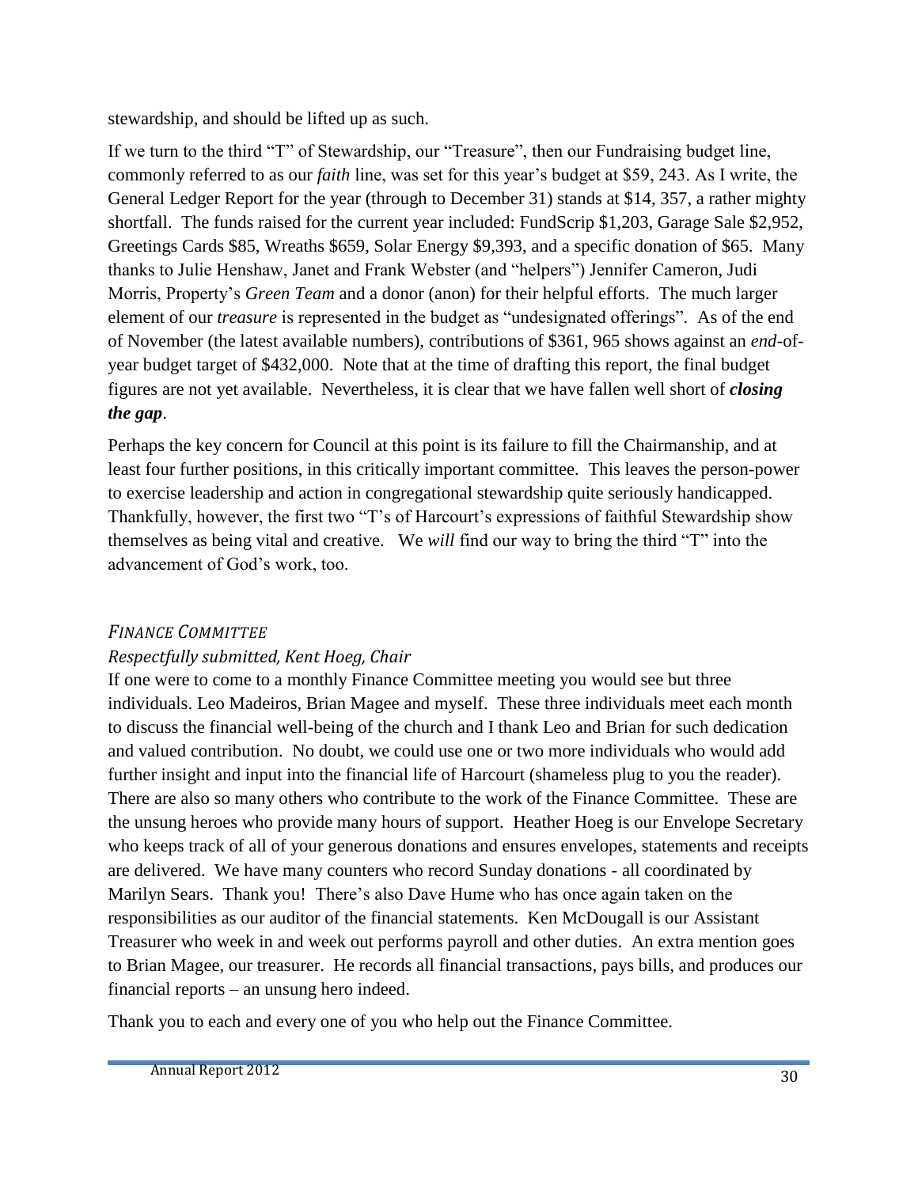stewardship, and should be lifted up as such.

If we turn to the third "T" of Stewardship, our "Treasure", then our Fundraising budget line, commonly referred to as our *faith* line, was set for this year's budget at $59, 243. As I write, the General Ledger Report for the year (through to December 31) stands at $14, 357, a rather mighty shortfall. The funds raised for the current year included: FundScrip $1,203, Garage Sale $2,952, Greetings Cards $85, Wreaths $659, Solar Energy $9,393, and a specific donation of $65. Many thanks to Julie Henshaw, Janet and Frank Webster (and "helpers") Jennifer Cameron, Judi Morris, Property's *Green Team* and a donor (anon) for their helpful efforts. The much larger element of our *treasure* is represented in the budget as "undesignated offerings". As of the end of November (the latest available numbers), contributions of $361, 965 shows against an *end*-of-year budget target of $432,000. Note that at the time of drafting this report, the final budget figures are not yet available. Nevertheless, it is clear that we have fallen well short of ***closing the gap***.

Perhaps the key concern for Council at this point is its failure to fill the Chairmanship, and at least four further positions, in this critically important committee. This leaves the person-power to exercise leadership and action in congregational stewardship quite seriously handicapped. Thankfully, however, the first two "T's of Harcourt's expressions of faithful Stewardship show themselves as being vital and creative. We *will* find our way to bring the third "T" into the advancement of God's work, too.

### *FINANCE COMMITTEE*

*Respectfully submitted, Kent Hoeg, Chair*

If one were to come to a monthly Finance Committee meeting you would see but three individuals. Leo Madeiros, Brian Magee and myself. These three individuals meet each month to discuss the financial well-being of the church and I thank Leo and Brian for such dedication and valued contribution. No doubt, we could use one or two more individuals who would add further insight and input into the financial life of Harcourt (shameless plug to you the reader). There are also so many others who contribute to the work of the Finance Committee. These are the unsung heroes who provide many hours of support. Heather Hoeg is our Envelope Secretary who keeps track of all of your generous donations and ensures envelopes, statements and receipts are delivered. We have many counters who record Sunday donations - all coordinated by Marilyn Sears. Thank you! There's also Dave Hume who has once again taken on the responsibilities as our auditor of the financial statements. Ken McDougall is our Assistant Treasurer who week in and week out performs payroll and other duties. An extra mention goes to Brian Magee, our treasurer. He records all financial transactions, pays bills, and produces our financial reports – an unsung hero indeed.

Thank you to each and every one of you who help out the Finance Committee.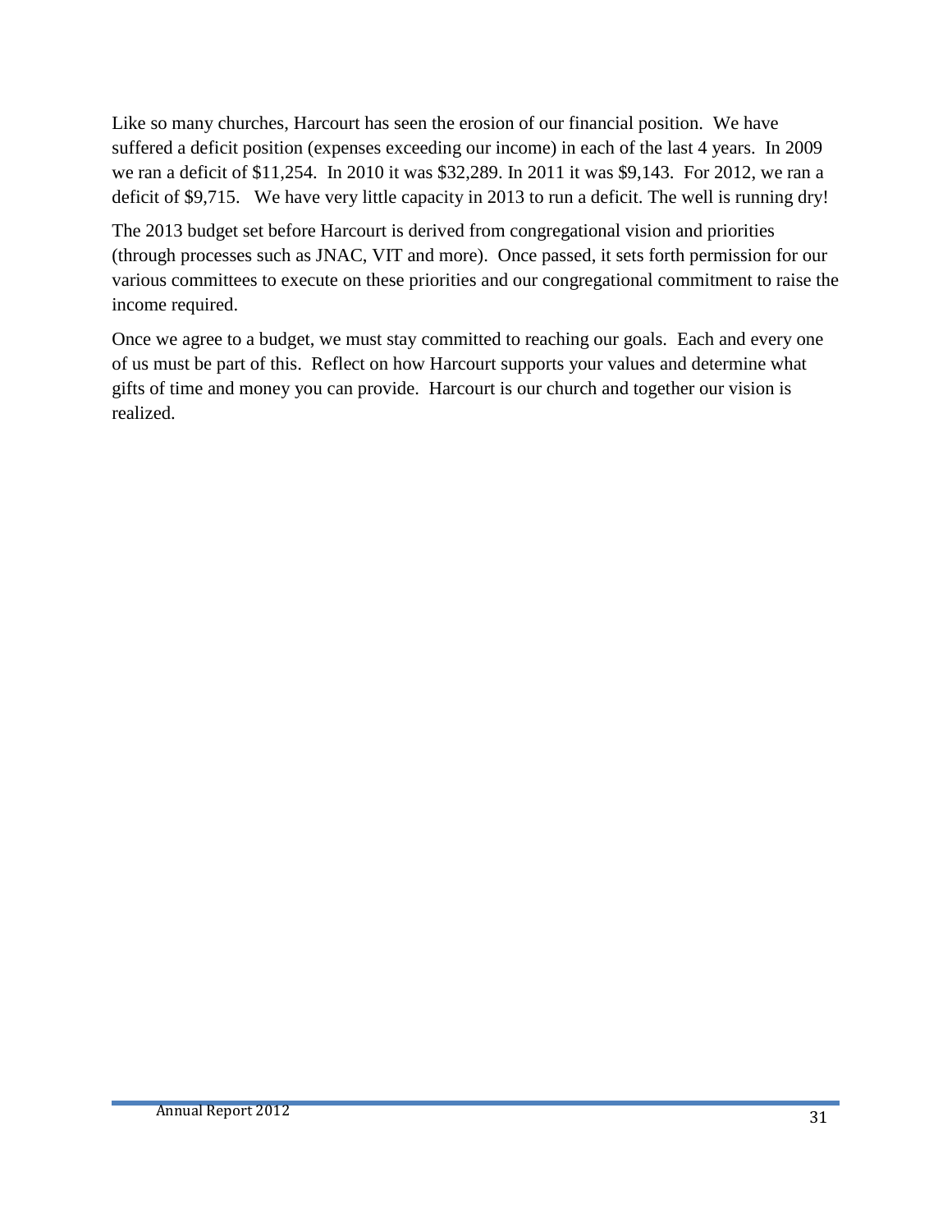Like so many churches, Harcourt has seen the erosion of our financial position. We have suffered a deficit position (expenses exceeding our income) in each of the last 4 years. In 2009 we ran a deficit of $11,254. In 2010 it was $32,289. In 2011 it was $9,143. For 2012, we ran a deficit of $9,715. We have very little capacity in 2013 to run a deficit. The well is running dry!

The 2013 budget set before Harcourt is derived from congregational vision and priorities (through processes such as JNAC, VIT and more). Once passed, it sets forth permission for our various committees to execute on these priorities and our congregational commitment to raise the income required.

Once we agree to a budget, we must stay committed to reaching our goals. Each and every one of us must be part of this. Reflect on how Harcourt supports your values and determine what gifts of time and money you can provide. Harcourt is our church and together our vision is realized.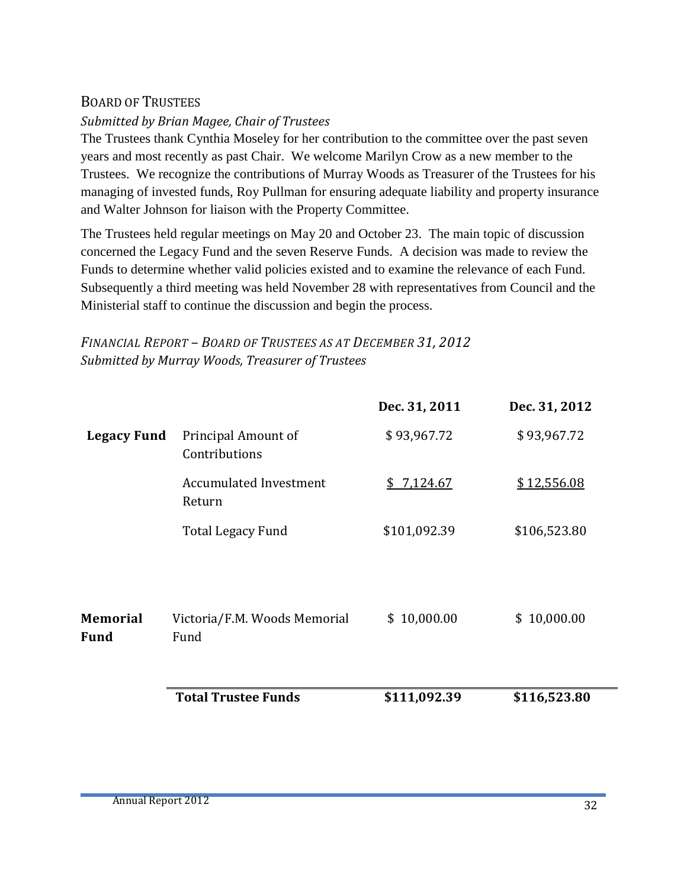## BOARD OF TRUSTEES

*Submitted by Brian Magee, Chair of Trustees*

The Trustees thank Cynthia Moseley for her contribution to the committee over the past seven years and most recently as past Chair. We welcome Marilyn Crow as a new member to the Trustees. We recognize the contributions of Murray Woods as Treasurer of the Trustees for his managing of invested funds, Roy Pullman for ensuring adequate liability and property insurance and Walter Johnson for liaison with the Property Committee.

The Trustees held regular meetings on May 20 and October 23. The main topic of discussion concerned the Legacy Fund and the seven Reserve Funds. A decision was made to review the Funds to determine whether valid policies existed and to examine the relevance of each Fund. Subsequently a third meeting was held November 28 with representatives from Council and the Ministerial staff to continue the discussion and begin the process.

### *FINANCIAL REPORT – BOARD OF TRUSTEES AS AT DECEMBER 31, 2012*

*Submitted by Murray Woods, Treasurer of Trustees*

| | | Dec. 31, 2011 | Dec. 31, 2012 |
|---|---|---|---|
| **Legacy Fund** | Principal Amount of Contributions | $ 93,967.72 | $ 93,967.72 |
| | Accumulated Investment Return | $ 7,124.67 | $ 12,556.08 |
| | Total Legacy Fund | $101,092.39 | $106,523.80 |
| **Memorial Fund** | Victoria/F.M. Woods Memorial Fund | $ 10,000.00 | $ 10,000.00 |
| | **Total Trustee Funds** | **$111,092.39** | **$116,523.80** |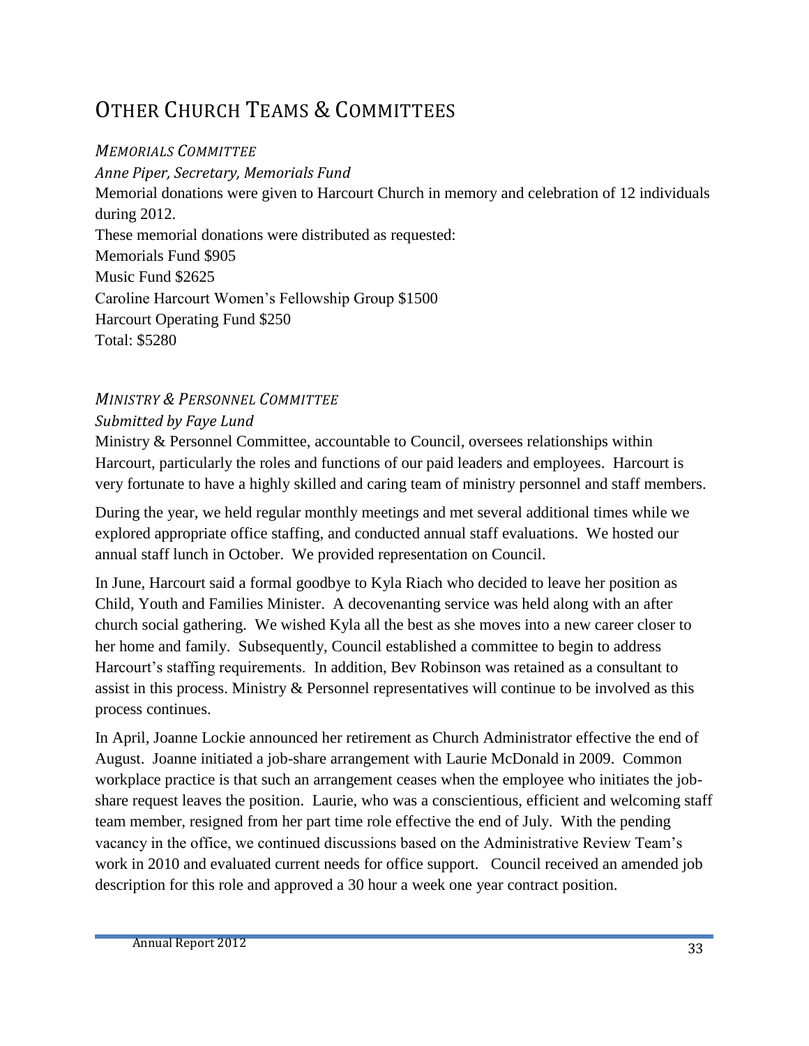# Other Church Teams & Committees

### *Memorials Committee*

*Anne Piper, Secretary, Memorials Fund*

Memorial donations were given to Harcourt Church in memory and celebration of 12 individuals during 2012.

These memorial donations were distributed as requested:

Memorials Fund $905

Music Fund $2625

Caroline Harcourt Women's Fellowship Group $1500

Harcourt Operating Fund $250

Total: $5280

### *Ministry & Personnel Committee*

*Submitted by Faye Lund*

Ministry & Personnel Committee, accountable to Council, oversees relationships within Harcourt, particularly the roles and functions of our paid leaders and employees. Harcourt is very fortunate to have a highly skilled and caring team of ministry personnel and staff members.

During the year, we held regular monthly meetings and met several additional times while we explored appropriate office staffing, and conducted annual staff evaluations. We hosted our annual staff lunch in October. We provided representation on Council.

In June, Harcourt said a formal goodbye to Kyla Riach who decided to leave her position as Child, Youth and Families Minister. A decovenanting service was held along with an after church social gathering. We wished Kyla all the best as she moves into a new career closer to her home and family. Subsequently, Council established a committee to begin to address Harcourt's staffing requirements. In addition, Bev Robinson was retained as a consultant to assist in this process. Ministry & Personnel representatives will continue to be involved as this process continues.

In April, Joanne Lockie announced her retirement as Church Administrator effective the end of August. Joanne initiated a job-share arrangement with Laurie McDonald in 2009. Common workplace practice is that such an arrangement ceases when the employee who initiates the job-share request leaves the position. Laurie, who was a conscientious, efficient and welcoming staff team member, resigned from her part time role effective the end of July. With the pending vacancy in the office, we continued discussions based on the Administrative Review Team's work in 2010 and evaluated current needs for office support. Council received an amended job description for this role and approved a 30 hour a week one year contract position.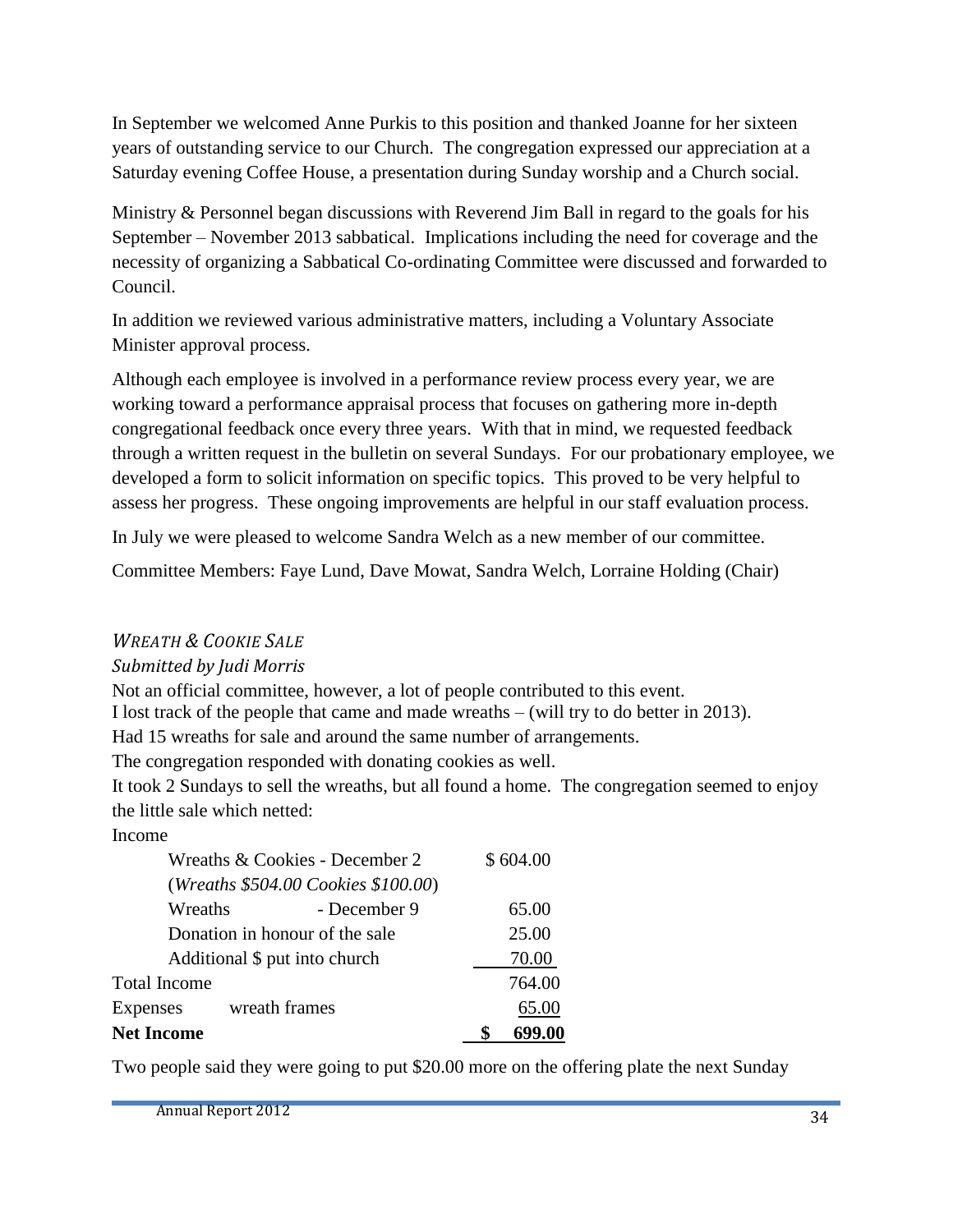In September we welcomed Anne Purkis to this position and thanked Joanne for her sixteen years of outstanding service to our Church. The congregation expressed our appreciation at a Saturday evening Coffee House, a presentation during Sunday worship and a Church social.

Ministry & Personnel began discussions with Reverend Jim Ball in regard to the goals for his September – November 2013 sabbatical. Implications including the need for coverage and the necessity of organizing a Sabbatical Co-ordinating Committee were discussed and forwarded to Council.

In addition we reviewed various administrative matters, including a Voluntary Associate Minister approval process.

Although each employee is involved in a performance review process every year, we are working toward a performance appraisal process that focuses on gathering more in-depth congregational feedback once every three years. With that in mind, we requested feedback through a written request in the bulletin on several Sundays. For our probationary employee, we developed a form to solicit information on specific topics. This proved to be very helpful to assess her progress. These ongoing improvements are helpful in our staff evaluation process.

In July we were pleased to welcome Sandra Welch as a new member of our committee.

Committee Members: Faye Lund, Dave Mowat, Sandra Welch, Lorraine Holding (Chair)

### *WREATH & COOKIE SALE*

*Submitted by Judi Morris*

Not an official committee, however, a lot of people contributed to this event.
I lost track of the people that came and made wreaths – (will try to do better in 2013).
Had 15 wreaths for sale and around the same number of arrangements.
The congregation responded with donating cookies as well.
It took 2 Sundays to sell the wreaths, but all found a home. The congregation seemed to enjoy the little sale which netted:

| Income | | |
|---|---|---|
| Wreaths & Cookies - December 2 (*Wreaths $504.00 Cookies $100.00*) | | $ 604.00 |
| Wreaths | - December 9 | 65.00 |
| Donation in honour of the sale | | 25.00 |
| Additional $ put into church | | 70.00 |
| Total Income | | 764.00 |
| Expenses | wreath frames | 65.00 |
| **Net Income** | | **$ 699.00** |

Two people said they were going to put $20.00 more on the offering plate the next Sunday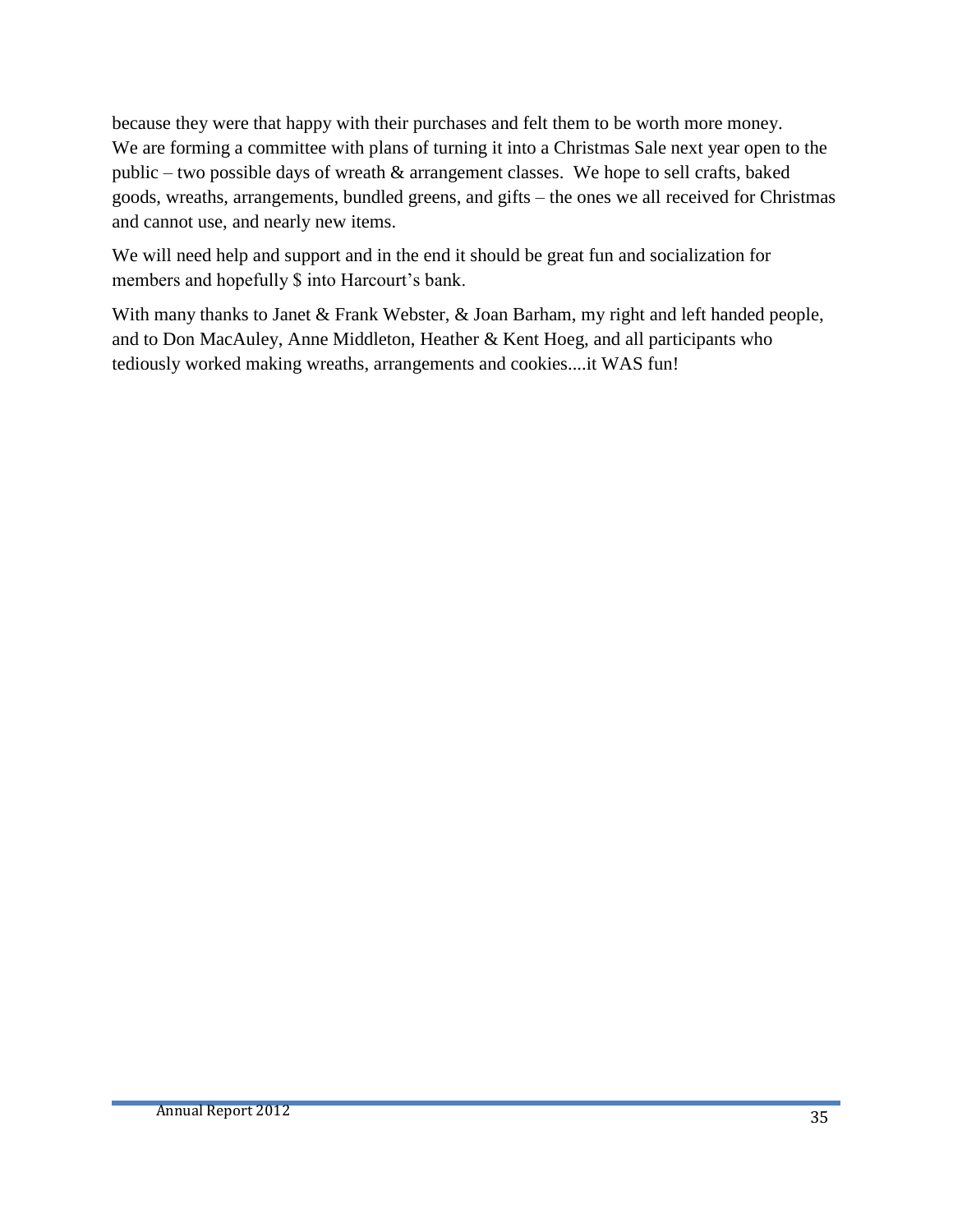because they were that happy with their purchases and felt them to be worth more money.
We are forming a committee with plans of turning it into a Christmas Sale next year open to the public – two possible days of wreath & arrangement classes. We hope to sell crafts, baked goods, wreaths, arrangements, bundled greens, and gifts – the ones we all received for Christmas and cannot use, and nearly new items.

We will need help and support and in the end it should be great fun and socialization for members and hopefully $ into Harcourt's bank.

With many thanks to Janet & Frank Webster, & Joan Barham, my right and left handed people, and to Don MacAuley, Anne Middleton, Heather & Kent Hoeg, and all participants who tediously worked making wreaths, arrangements and cookies....it WAS fun!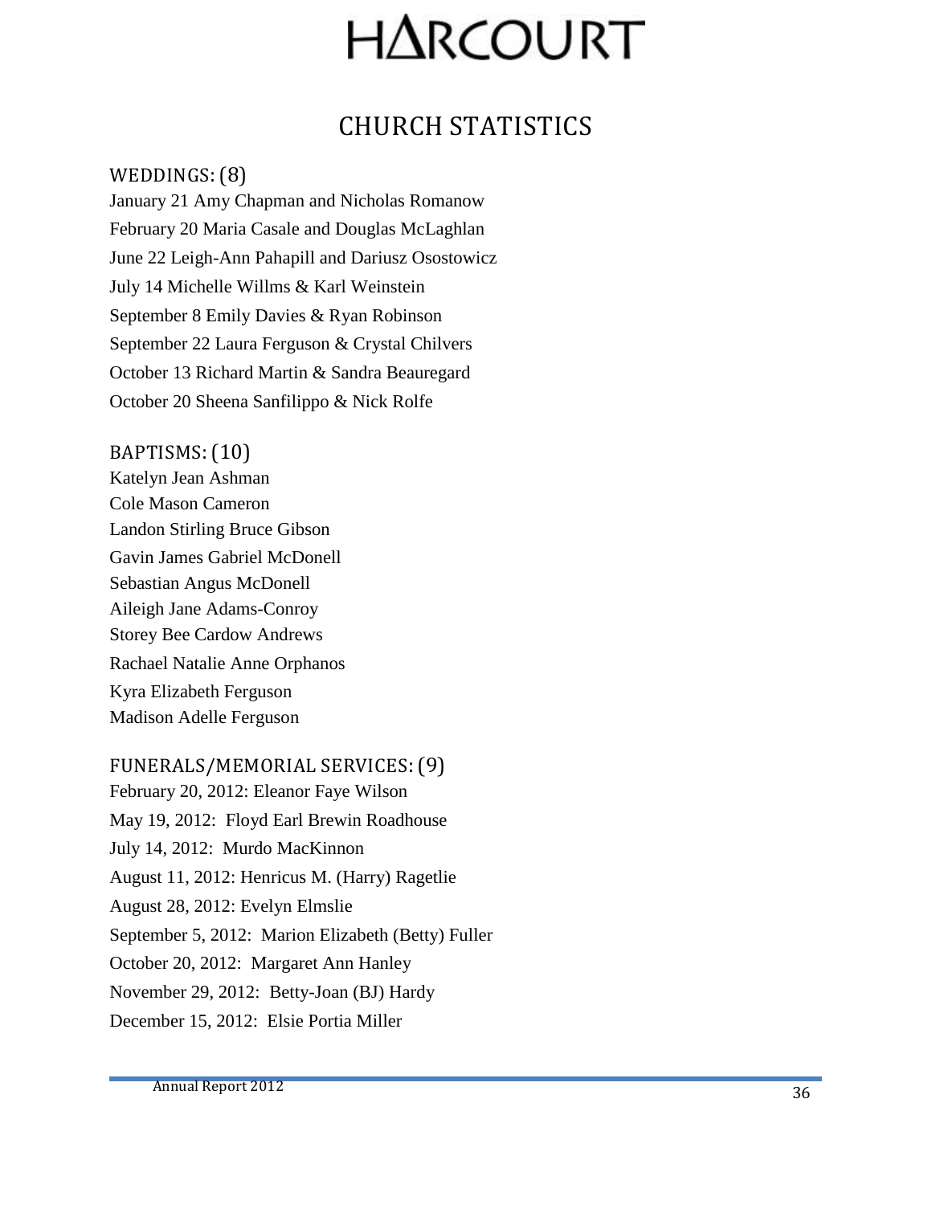# HARCOURT

## CHURCH STATISTICS

### WEDDINGS: (8)

January 21 Amy Chapman and Nicholas Romanow
February 20 Maria Casale and Douglas McLaghlan
June 22 Leigh-Ann Pahapill and Dariusz Osostowicz
July 14 Michelle Willms & Karl Weinstein
September 8 Emily Davies & Ryan Robinson
September 22 Laura Ferguson & Crystal Chilvers
October 13 Richard Martin & Sandra Beauregard
October 20 Sheena Sanfilippo & Nick Rolfe

### BAPTISMS: (10)

Katelyn Jean Ashman
Cole Mason Cameron
Landon Stirling Bruce Gibson
Gavin James Gabriel McDonell
Sebastian Angus McDonell
Aileigh Jane Adams-Conroy
Storey Bee Cardow Andrews
Rachael Natalie Anne Orphanos
Kyra Elizabeth Ferguson
Madison Adelle Ferguson

### FUNERALS/MEMORIAL SERVICES: (9)

February 20, 2012: Eleanor Faye Wilson
May 19, 2012: Floyd Earl Brewin Roadhouse
July 14, 2012: Murdo MacKinnon
August 11, 2012: Henricus M. (Harry) Ragetlie
August 28, 2012: Evelyn Elmslie
September 5, 2012: Marion Elizabeth (Betty) Fuller
October 20, 2012: Margaret Ann Hanley
November 29, 2012: Betty-Joan (BJ) Hardy
December 15, 2012: Elsie Portia Miller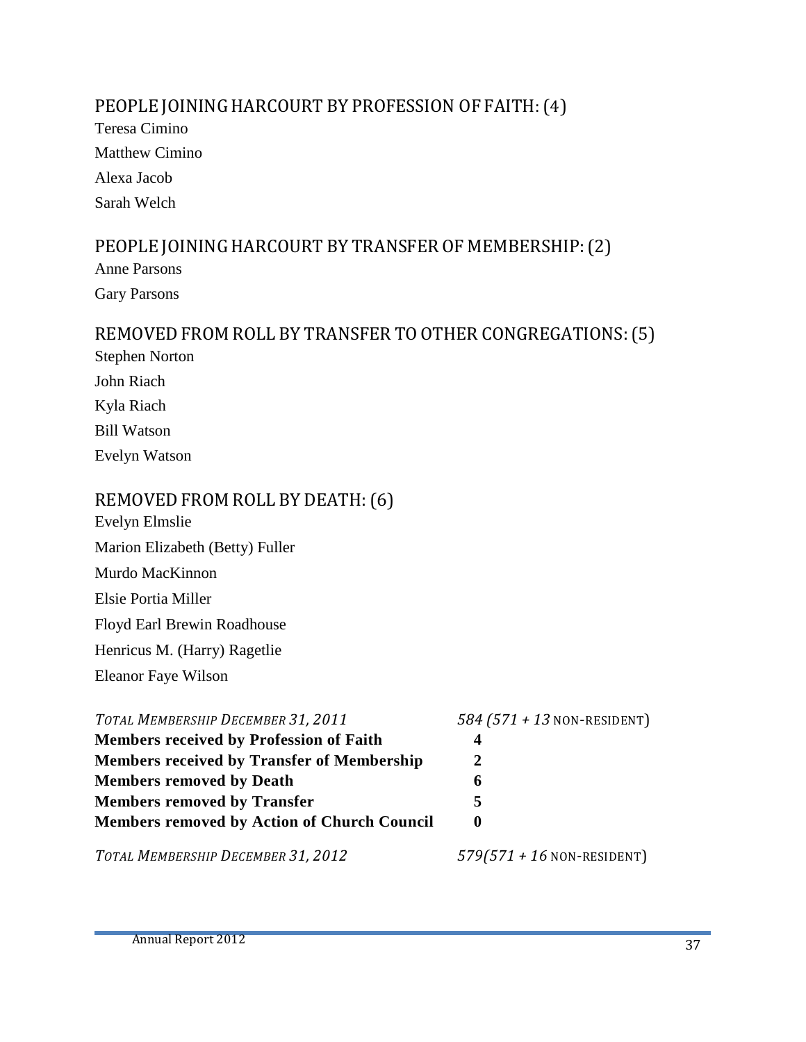## PEOPLE JOINING HARCOURT BY PROFESSION OF FAITH: (4)

Teresa Cimino

Matthew Cimino

Alexa Jacob

Sarah Welch

## PEOPLE JOINING HARCOURT BY TRANSFER OF MEMBERSHIP: (2)

Anne Parsons

Gary Parsons

## REMOVED FROM ROLL BY TRANSFER TO OTHER CONGREGATIONS: (5)

Stephen Norton

John Riach

Kyla Riach

Bill Watson

Evelyn Watson

## REMOVED FROM ROLL BY DEATH: (6)

Evelyn Elmslie

Marion Elizabeth (Betty) Fuller

Murdo MacKinnon

Elsie Portia Miller

Floyd Earl Brewin Roadhouse

Henricus M. (Harry) Ragetlie

Eleanor Faye Wilson

| *TOTAL MEMBERSHIP DECEMBER 31, 2011* | *584 (571 + 13 NON-RESIDENT)* |
|---|---|
| **Members received by Profession of Faith** | **4** |
| **Members received by Transfer of Membership** | **2** |
| **Members removed by Death** | **6** |
| **Members removed by Transfer** | **5** |
| **Members removed by Action of Church Council** | **0** |
| *TOTAL MEMBERSHIP DECEMBER 31, 2012* | *579(571 + 16 NON-RESIDENT)* |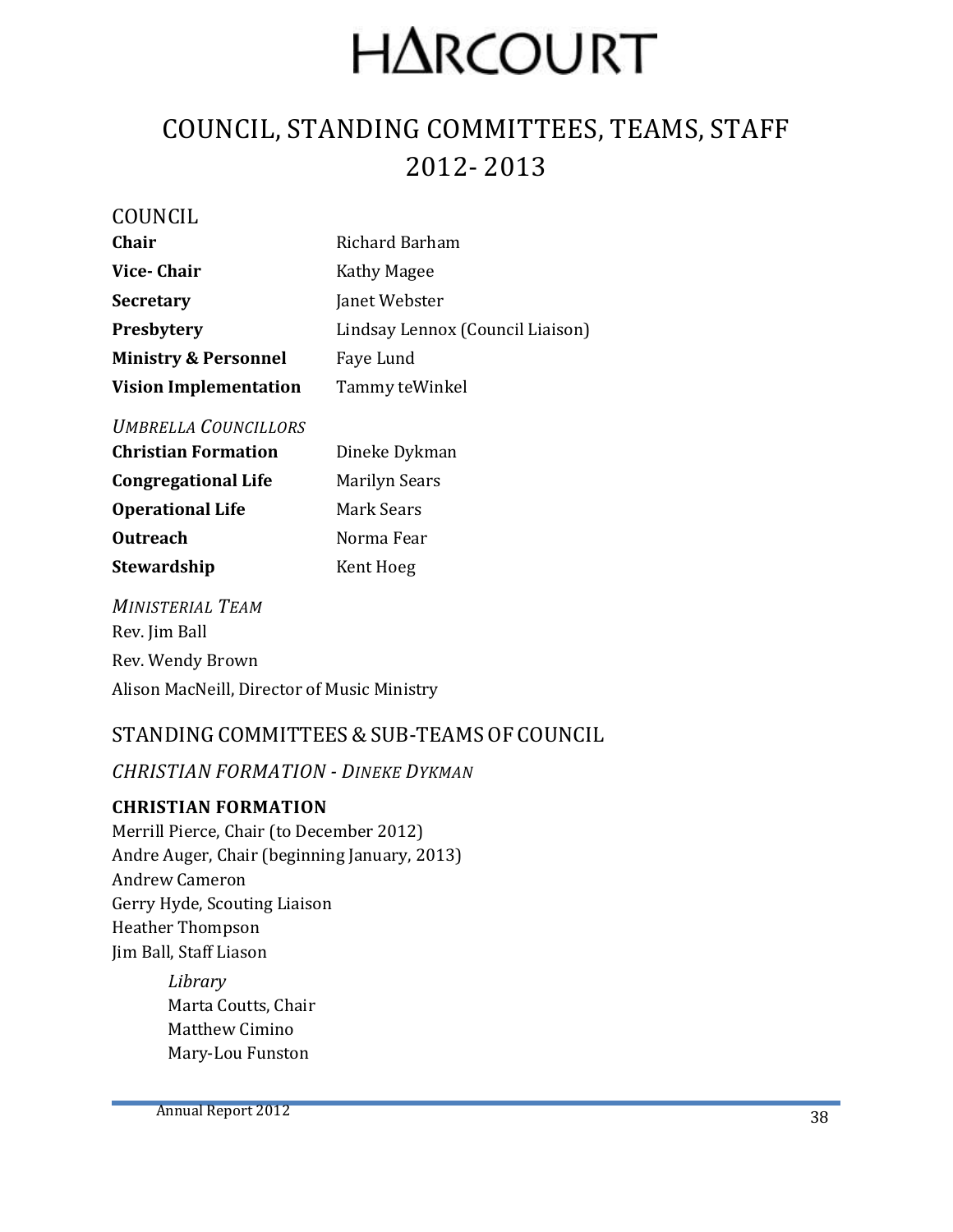# HARCOURT

# COUNCIL, STANDING COMMITTEES, TEAMS, STAFF 2012- 2013

## COUNCIL

| | |
|---|---|
| **Chair** | Richard Barham |
| **Vice- Chair** | Kathy Magee |
| **Secretary** | Janet Webster |
| **Presbytery** | Lindsay Lennox (Council Liaison) |
| **Ministry & Personnel** | Faye Lund |
| **Vision Implementation** | Tammy teWinkel |

*UMBRELLA COUNCILLORS*

| | |
|---|---|
| **Christian Formation** | Dineke Dykman |
| **Congregational Life** | Marilyn Sears |
| **Operational Life** | Mark Sears |
| **Outreach** | Norma Fear |
| **Stewardship** | Kent Hoeg |

*MINISTERIAL TEAM*

Rev. Jim Ball

Rev. Wendy Brown

Alison MacNeill, Director of Music Ministry

## STANDING COMMITTEES & SUB-TEAMS OF COUNCIL

*CHRISTIAN FORMATION - DINEKE DYKMAN*

**CHRISTIAN FORMATION**

Merrill Pierce, Chair (to December 2012)
Andre Auger, Chair (beginning January, 2013)
Andrew Cameron
Gerry Hyde, Scouting Liaison
Heather Thompson
Jim Ball, Staff Liason

*Library*
Marta Coutts, Chair
Matthew Cimino
Mary-Lou Funston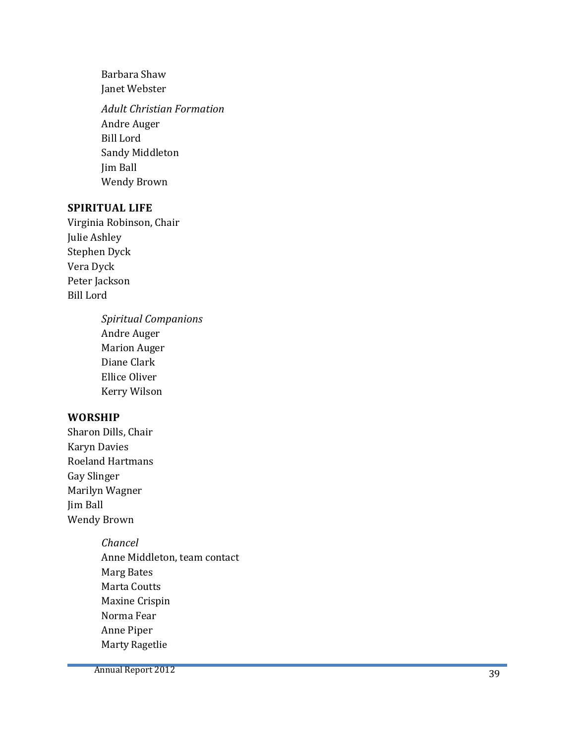Barbara Shaw
Janet Webster

*Adult Christian Formation*
Andre Auger
Bill Lord
Sandy Middleton
Jim Ball
Wendy Brown

**SPIRITUAL LIFE**
Virginia Robinson, Chair
Julie Ashley
Stephen Dyck
Vera Dyck
Peter Jackson
Bill Lord

*Spiritual Companions*
Andre Auger
Marion Auger
Diane Clark
Ellice Oliver
Kerry Wilson

**WORSHIP**
Sharon Dills, Chair
Karyn Davies
Roeland Hartmans
Gay Slinger
Marilyn Wagner
Jim Ball
Wendy Brown

*Chancel*
Anne Middleton, team contact
Marg Bates
Marta Coutts
Maxine Crispin
Norma Fear
Anne Piper
Marty Ragetlie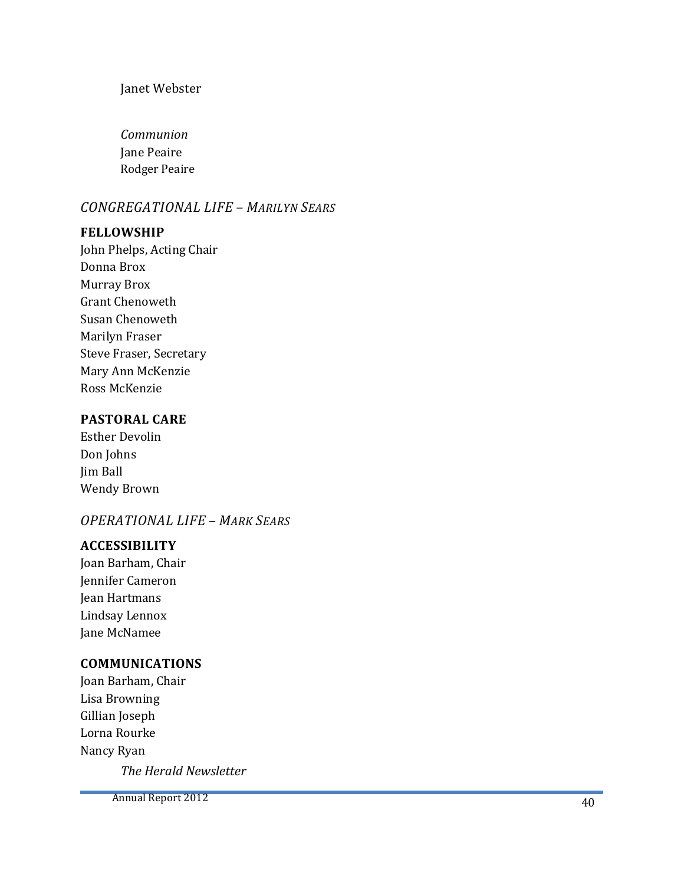Janet Webster

*Communion*

Jane Peaire
Rodger Peaire

## *CONGREGATIONAL LIFE – MARILYN SEARS*

### FELLOWSHIP

John Phelps, Acting Chair
Donna Brox
Murray Brox
Grant Chenoweth
Susan Chenoweth
Marilyn Fraser
Steve Fraser, Secretary
Mary Ann McKenzie
Ross McKenzie

### PASTORAL CARE

Esther Devolin
Don Johns
Jim Ball
Wendy Brown

## *OPERATIONAL LIFE – MARK SEARS*

### ACCESSIBILITY

Joan Barham, Chair
Jennifer Cameron
Jean Hartmans
Lindsay Lennox
Jane McNamee

### COMMUNICATIONS

Joan Barham, Chair
Lisa Browning
Gillian Joseph
Lorna Rourke
Nancy Ryan

*The Herald Newsletter*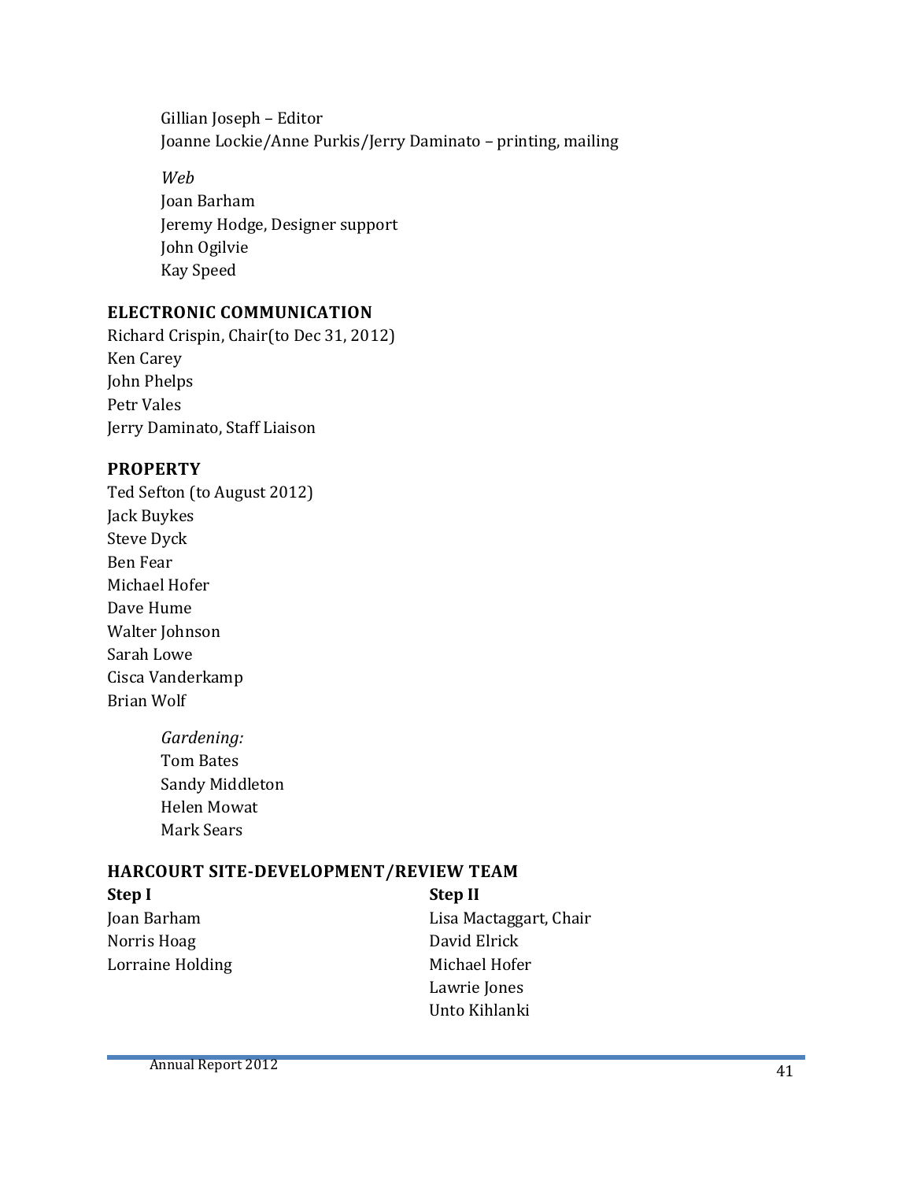Gillian Joseph – Editor
Joanne Lockie/Anne Purkis/Jerry Daminato – printing, mailing

*Web*
Joan Barham
Jeremy Hodge, Designer support
John Ogilvie
Kay Speed

## ELECTRONIC COMMUNICATION

Richard Crispin, Chair(to Dec 31, 2012)
Ken Carey
John Phelps
Petr Vales
Jerry Daminato, Staff Liaison

## PROPERTY

Ted Sefton (to August 2012)
Jack Buykes
Steve Dyck
Ben Fear
Michael Hofer
Dave Hume
Walter Johnson
Sarah Lowe
Cisca Vanderkamp
Brian Wolf

*Gardening:*
Tom Bates
Sandy Middleton
Helen Mowat
Mark Sears

## HARCOURT SITE-DEVELOPMENT/REVIEW TEAM

**Step I**
Joan Barham
Norris Hoag
Lorraine Holding

**Step II**
Lisa Mactaggart, Chair
David Elrick
Michael Hofer
Lawrie Jones
Unto Kihlanki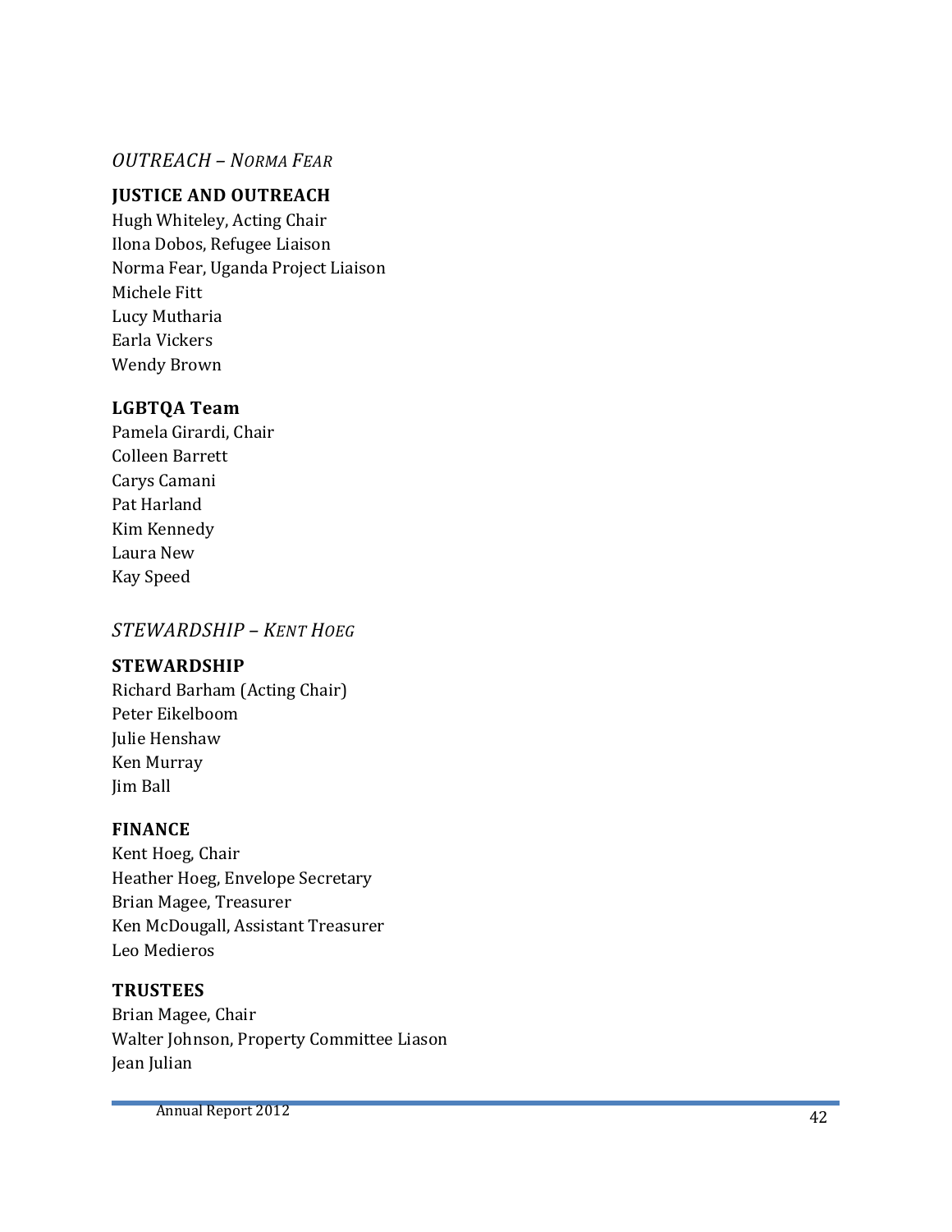*OUTREACH – NORMA FEAR*

**JUSTICE AND OUTREACH**

Hugh Whiteley, Acting Chair
Ilona Dobos, Refugee Liaison
Norma Fear, Uganda Project Liaison
Michele Fitt
Lucy Mutharia
Earla Vickers
Wendy Brown

**LGBTQA Team**

Pamela Girardi, Chair
Colleen Barrett
Carys Camani
Pat Harland
Kim Kennedy
Laura New
Kay Speed

*STEWARDSHIP – KENT HOEG*

**STEWARDSHIP**

Richard Barham (Acting Chair)
Peter Eikelboom
Julie Henshaw
Ken Murray
Jim Ball

**FINANCE**

Kent Hoeg, Chair
Heather Hoeg, Envelope Secretary
Brian Magee, Treasurer
Ken McDougall, Assistant Treasurer
Leo Medieros

**TRUSTEES**

Brian Magee, Chair
Walter Johnson, Property Committee Liason
Jean Julian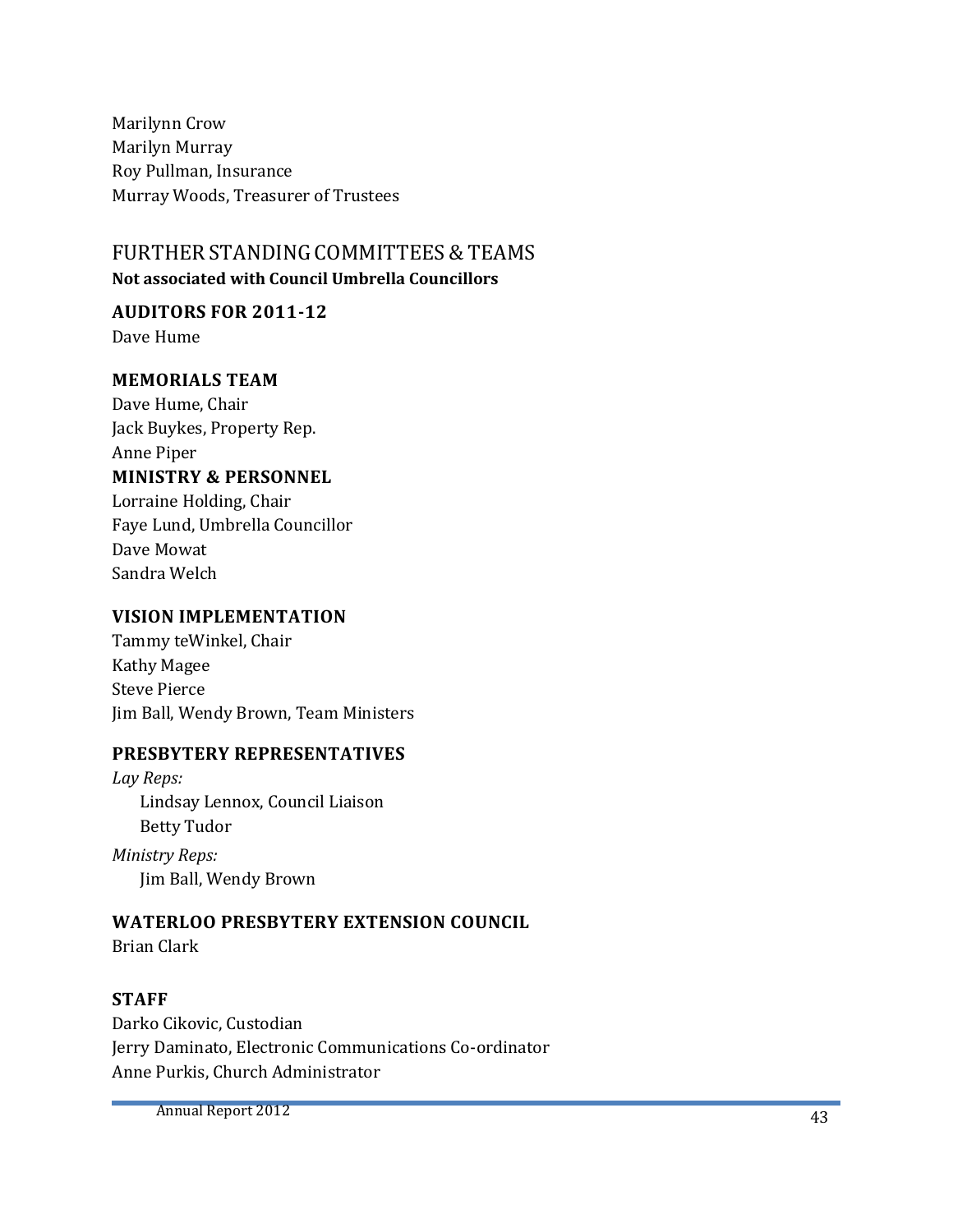Marilynn Crow
Marilyn Murray
Roy Pullman, Insurance
Murray Woods, Treasurer of Trustees

## FURTHER STANDING COMMITTEES & TEAMS

**Not associated with Council Umbrella Councillors**

### AUDITORS FOR 2011-12

Dave Hume

### MEMORIALS TEAM

Dave Hume, Chair
Jack Buykes, Property Rep.
Anne Piper

### MINISTRY & PERSONNEL

Lorraine Holding, Chair
Faye Lund, Umbrella Councillor
Dave Mowat
Sandra Welch

### VISION IMPLEMENTATION

Tammy teWinkel, Chair
Kathy Magee
Steve Pierce
Jim Ball, Wendy Brown, Team Ministers

### PRESBYTERY REPRESENTATIVES

*Lay Reps:*

Lindsay Lennox, Council Liaison
Betty Tudor

*Ministry Reps:*

Jim Ball, Wendy Brown

### WATERLOO PRESBYTERY EXTENSION COUNCIL

Brian Clark

### STAFF

Darko Cikovic, Custodian
Jerry Daminato, Electronic Communications Co-ordinator
Anne Purkis, Church Administrator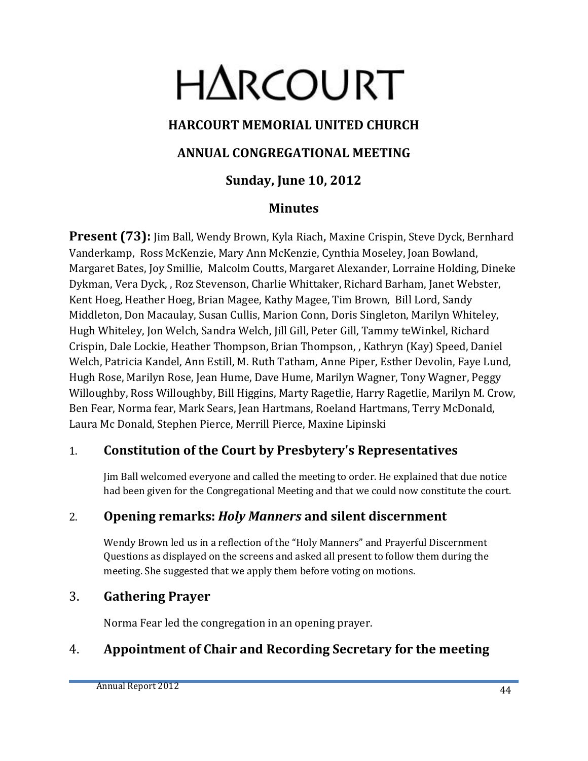# HARCOURT

## HARCOURT MEMORIAL UNITED CHURCH

## ANNUAL CONGREGATIONAL MEETING

### Sunday, June 10, 2012

### Minutes

**Present (73):** Jim Ball, Wendy Brown, Kyla Riach, Maxine Crispin, Steve Dyck, Bernhard Vanderkamp, Ross McKenzie, Mary Ann McKenzie, Cynthia Moseley, Joan Bowland, Margaret Bates, Joy Smillie, Malcolm Coutts, Margaret Alexander, Lorraine Holding, Dineke Dykman, Vera Dyck, , Roz Stevenson, Charlie Whittaker, Richard Barham, Janet Webster, Kent Hoeg, Heather Hoeg, Brian Magee, Kathy Magee, Tim Brown, Bill Lord, Sandy Middleton, Don Macaulay, Susan Cullis, Marion Conn, Doris Singleton, Marilyn Whiteley, Hugh Whiteley, Jon Welch, Sandra Welch, Jill Gill, Peter Gill, Tammy teWinkel, Richard Crispin, Dale Lockie, Heather Thompson, Brian Thompson, , Kathryn (Kay) Speed, Daniel Welch, Patricia Kandel, Ann Estill, M. Ruth Tatham, Anne Piper, Esther Devolin, Faye Lund, Hugh Rose, Marilyn Rose, Jean Hume, Dave Hume, Marilyn Wagner, Tony Wagner, Peggy Willoughby, Ross Willoughby, Bill Higgins, Marty Ragetlie, Harry Ragetlie, Marilyn M. Crow, Ben Fear, Norma fear, Mark Sears, Jean Hartmans, Roeland Hartmans, Terry McDonald, Laura Mc Donald, Stephen Pierce, Merrill Pierce, Maxine Lipinski

## 1. Constitution of the Court by Presbytery's Representatives

Jim Ball welcomed everyone and called the meeting to order. He explained that due notice had been given for the Congregational Meeting and that we could now constitute the court.

## 2. Opening remarks: *Holy Manners* and silent discernment

Wendy Brown led us in a reflection of the "Holy Manners" and Prayerful Discernment Questions as displayed on the screens and asked all present to follow them during the meeting. She suggested that we apply them before voting on motions.

## 3. Gathering Prayer

Norma Fear led the congregation in an opening prayer.

## 4. Appointment of Chair and Recording Secretary for the meeting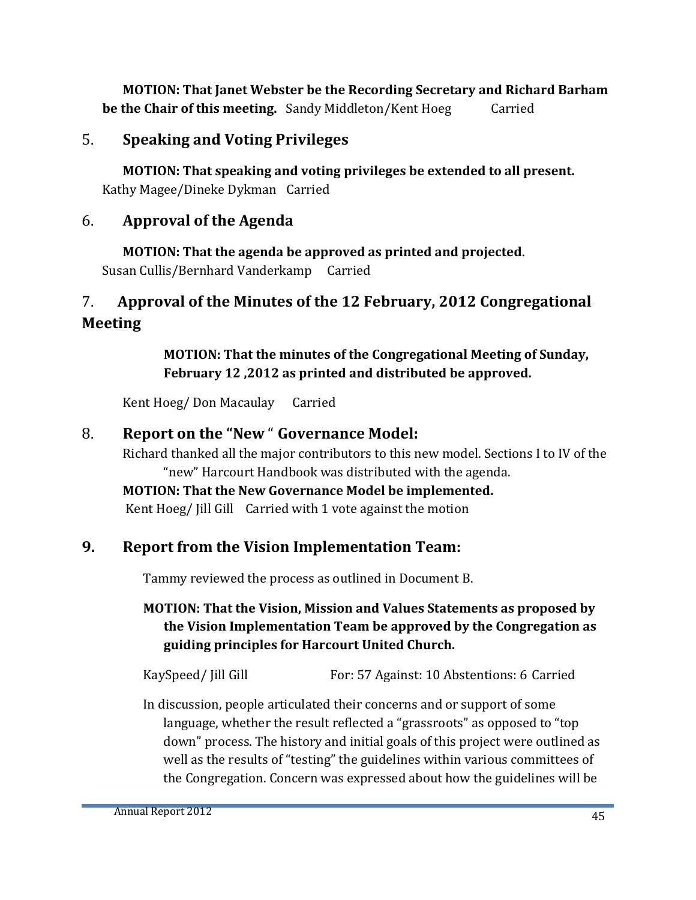**MOTION: That Janet Webster be the Recording Secretary and Richard Barham be the Chair of this meeting.** Sandy Middleton/Kent Hoeg Carried

## 5. Speaking and Voting Privileges

**MOTION: That speaking and voting privileges be extended to all present.**
Kathy Magee/Dineke Dykman Carried

## 6. Approval of the Agenda

**MOTION: That the agenda be approved as printed and projected**.
Susan Cullis/Bernhard Vanderkamp Carried

## 7. Approval of the Minutes of the 12 February, 2012 Congregational Meeting

**MOTION: That the minutes of the Congregational Meeting of Sunday, February 12 ,2012 as printed and distributed be approved.**

Kent Hoeg/ Don Macaulay Carried

## 8. Report on the "New " Governance Model:

Richard thanked all the major contributors to this new model. Sections I to IV of the "new" Harcourt Handbook was distributed with the agenda.

**MOTION: That the New Governance Model be implemented.**
Kent Hoeg/ Jill Gill Carried with 1 vote against the motion

## 9. Report from the Vision Implementation Team:

Tammy reviewed the process as outlined in Document B.

**MOTION: That the Vision, Mission and Values Statements as proposed by the Vision Implementation Team be approved by the Congregation as guiding principles for Harcourt United Church.**

KaySpeed/ Jill Gill For: 57 Against: 10 Abstentions: 6 Carried

In discussion, people articulated their concerns and or support of some language, whether the result reflected a "grassroots" as opposed to "top down" process. The history and initial goals of this project were outlined as well as the results of "testing" the guidelines within various committees of the Congregation. Concern was expressed about how the guidelines will be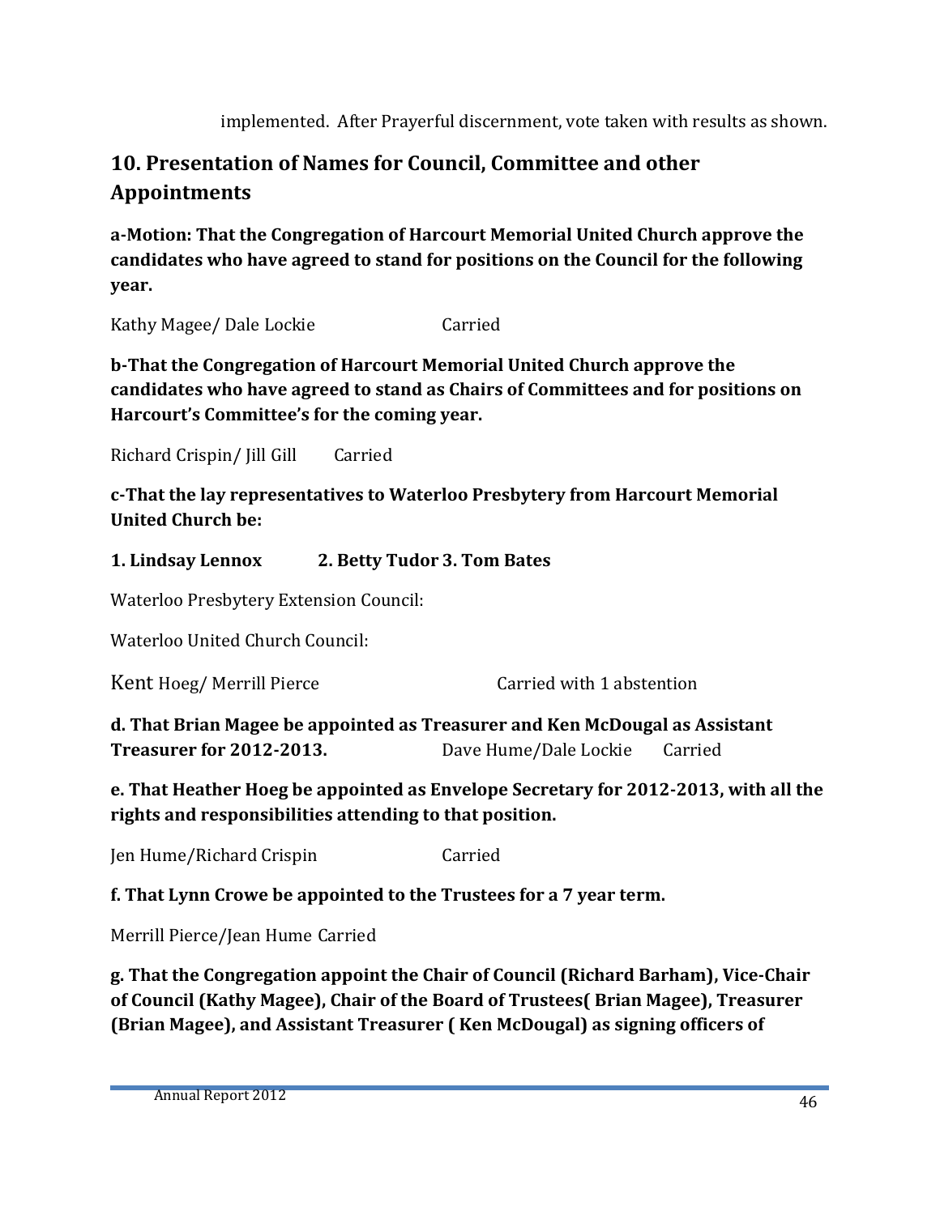implemented. After Prayerful discernment, vote taken with results as shown.

## 10. Presentation of Names for Council, Committee and other Appointments

**a-Motion: That the Congregation of Harcourt Memorial United Church approve the candidates who have agreed to stand for positions on the Council for the following year.**

Kathy Magee/ Dale Lockie Carried

**b-That the Congregation of Harcourt Memorial United Church approve the candidates who have agreed to stand as Chairs of Committees and for positions on Harcourt's Committee's for the coming year.**

Richard Crispin/ Jill Gill Carried

**c-That the lay representatives to Waterloo Presbytery from Harcourt Memorial United Church be:**

**1. Lindsay Lennox 2. Betty Tudor 3. Tom Bates**

Waterloo Presbytery Extension Council:

Waterloo United Church Council:

Kent Hoeg/ Merrill Pierce Carried with 1 abstention

**d. That Brian Magee be appointed as Treasurer and Ken McDougal as Assistant Treasurer for 2012-2013.** Dave Hume/Dale Lockie Carried

**e. That Heather Hoeg be appointed as Envelope Secretary for 2012-2013, with all the rights and responsibilities attending to that position.**

Jen Hume/Richard Crispin Carried

**f. That Lynn Crowe be appointed to the Trustees for a 7 year term.**

Merrill Pierce/Jean Hume Carried

**g. That the Congregation appoint the Chair of Council (Richard Barham), Vice-Chair of Council (Kathy Magee), Chair of the Board of Trustees( Brian Magee), Treasurer (Brian Magee), and Assistant Treasurer ( Ken McDougal) as signing officers of**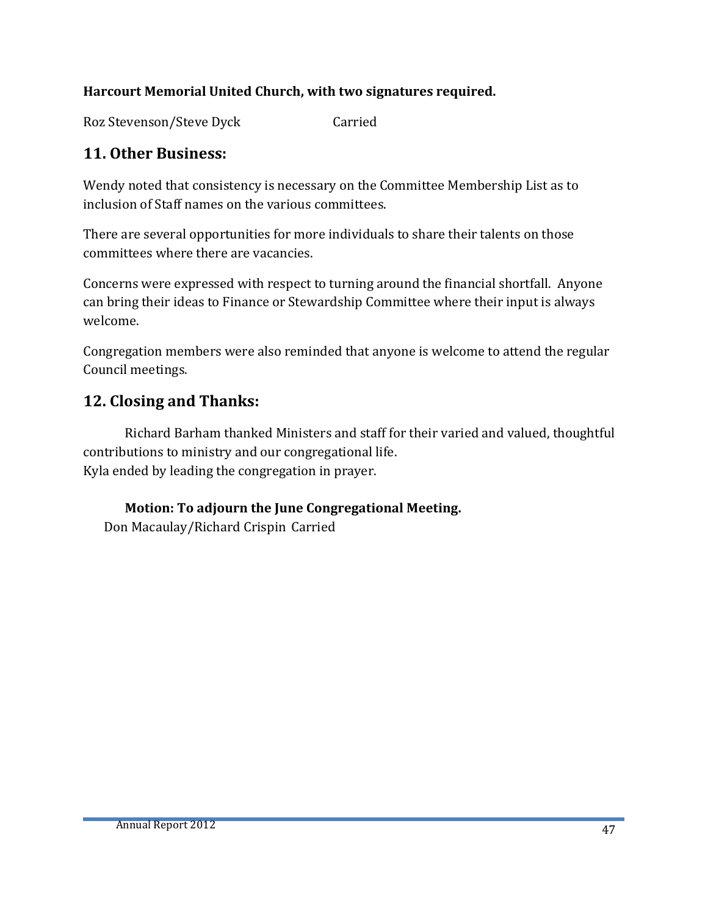**Harcourt Memorial United Church, with two signatures required.**

Roz Stevenson/Steve Dyck Carried

## 11. Other Business:

Wendy noted that consistency is necessary on the Committee Membership List as to inclusion of Staff names on the various committees.

There are several opportunities for more individuals to share their talents on those committees where there are vacancies.

Concerns were expressed with respect to turning around the financial shortfall. Anyone can bring their ideas to Finance or Stewardship Committee where their input is always welcome.

Congregation members were also reminded that anyone is welcome to attend the regular Council meetings.

## 12. Closing and Thanks:

Richard Barham thanked Ministers and staff for their varied and valued, thoughtful contributions to ministry and our congregational life.
Kyla ended by leading the congregation in prayer.

**Motion: To adjourn the June Congregational Meeting.**
Don Macaulay/Richard Crispin Carried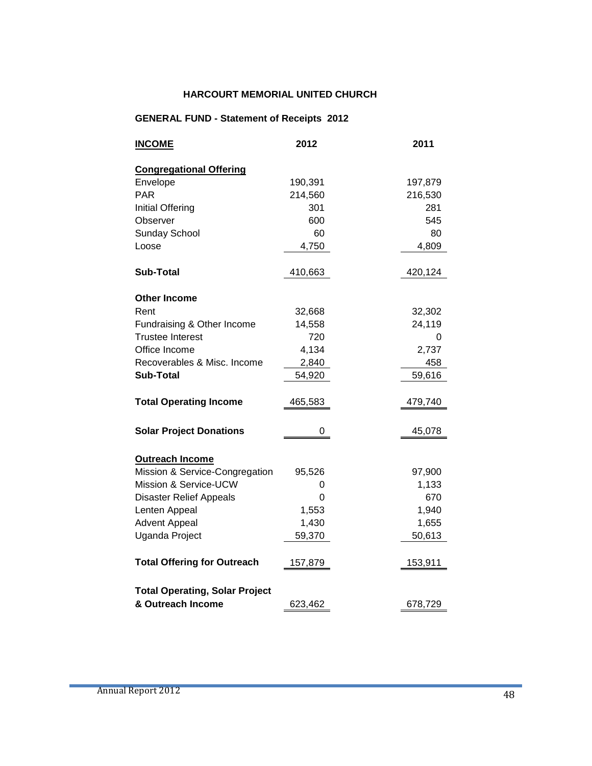### HARCOURT MEMORIAL UNITED CHURCH

### GENERAL FUND - Statement of Receipts 2012

| **INCOME** | **2012** | **2011** |
|---|---|---|
| **Congregational Offering** | | |
| Envelope | 190,391 | 197,879 |
| PAR | 214,560 | 216,530 |
| Initial Offering | 301 | 281 |
| Observer | 600 | 545 |
| Sunday School | 60 | 80 |
| Loose | 4,750 | 4,809 |
| **Sub-Total** | 410,663 | 420,124 |
| **Other Income** | | |
| Rent | 32,668 | 32,302 |
| Fundraising & Other Income | 14,558 | 24,119 |
| Trustee Interest | 720 | 0 |
| Office Income | 4,134 | 2,737 |
| Recoverables & Misc. Income | 2,840 | 458 |
| **Sub-Total** | 54,920 | 59,616 |
| **Total Operating Income** | 465,583 | 479,740 |
| **Solar Project Donations** | 0 | 45,078 |
| **Outreach Income** | | |
| Mission & Service-Congregation | 95,526 | 97,900 |
| Mission & Service-UCW | 0 | 1,133 |
| Disaster Relief Appeals | 0 | 670 |
| Lenten Appeal | 1,553 | 1,940 |
| Advent Appeal | 1,430 | 1,655 |
| Uganda Project | 59,370 | 50,613 |
| **Total Offering for Outreach** | 157,879 | 153,911 |
| **Total Operating, Solar Project & Outreach Income** | 623,462 | 678,729 |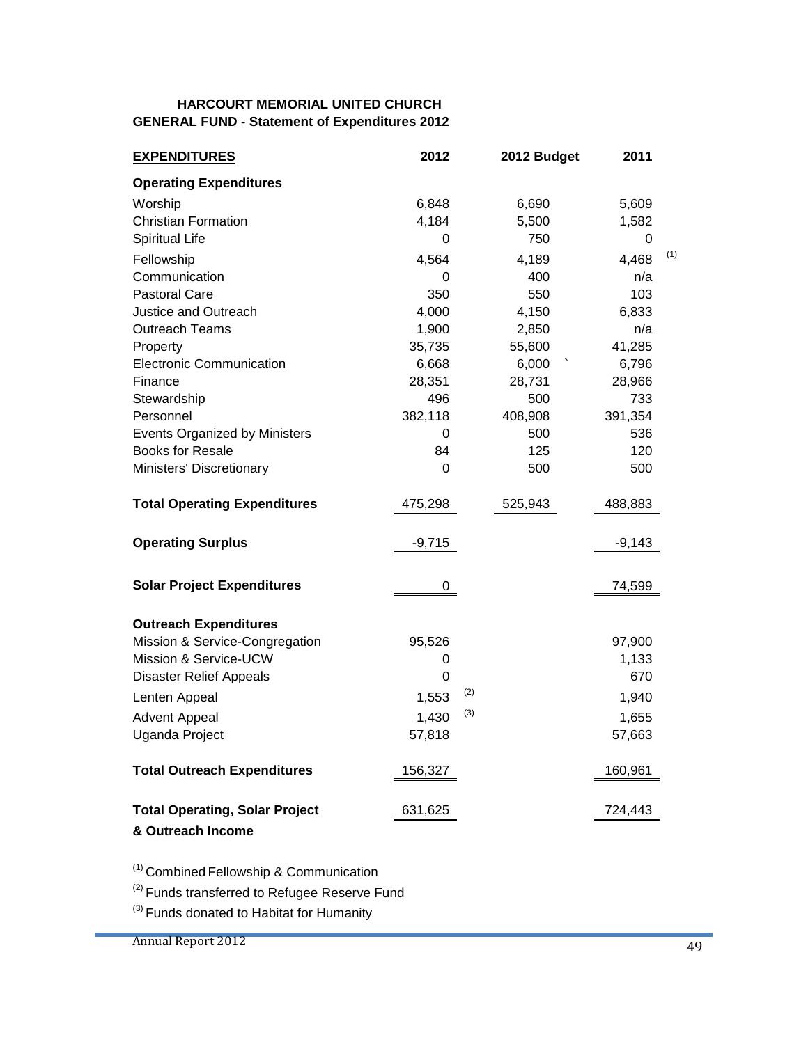**HARCOURT MEMORIAL UNITED CHURCH**
**GENERAL FUND - Statement of Expenditures 2012**

| **EXPENDITURES** | **2012** | **2012 Budget** | **2011** |
|---|---|---|---|
| **Operating Expenditures** | | | |
| Worship | 6,848 | 6,690 | 5,609 |
| Christian Formation | 4,184 | 5,500 | 1,582 |
| Spiritual Life | 0 | 750 | 0 |
| Fellowship | 4,564 | 4,189 | 4,468 [1] |
| Communication | 0 | 400 | n/a |
| Pastoral Care | 350 | 550 | 103 |
| Justice and Outreach | 4,000 | 4,150 | 6,833 |
| Outreach Teams | 1,900 | 2,850 | n/a |
| Property | 35,735 | 55,600 | 41,285 |
| Electronic Communication | 6,668 | 6,000 ` | 6,796 |
| Finance | 28,351 | 28,731 | 28,966 |
| Stewardship | 496 | 500 | 733 |
| Personnel | 382,118 | 408,908 | 391,354 |
| Events Organized by Ministers | 0 | 500 | 536 |
| Books for Resale | 84 | 125 | 120 |
| Ministers' Discretionary | 0 | 500 | 500 |
| **Total Operating Expenditures** | 475,298 | 525,943 | 488,883 |
| **Operating Surplus** | -9,715 | | -9,143 |
| **Solar Project Expenditures** | 0 | | 74,599 |
| **Outreach Expenditures** | | | |
| Mission & Service-Congregation | 95,526 | | 97,900 |
| Mission & Service-UCW | 0 | | 1,133 |
| Disaster Relief Appeals | 0 | | 670 |
| Lenten Appeal | 1,553 [2] | | 1,940 |
| Advent Appeal | 1,430 [3] | | 1,655 |
| Uganda Project | 57,818 | | 57,663 |
| **Total Outreach Expenditures** | 156,327 | | 160,961 |
| **Total Operating, Solar Project & Outreach Income** | 631,625 | | 724,443 |

[1] Combined Fellowship & Communication
[2] Funds transferred to Refugee Reserve Fund
[3] Funds donated to Habitat for Humanity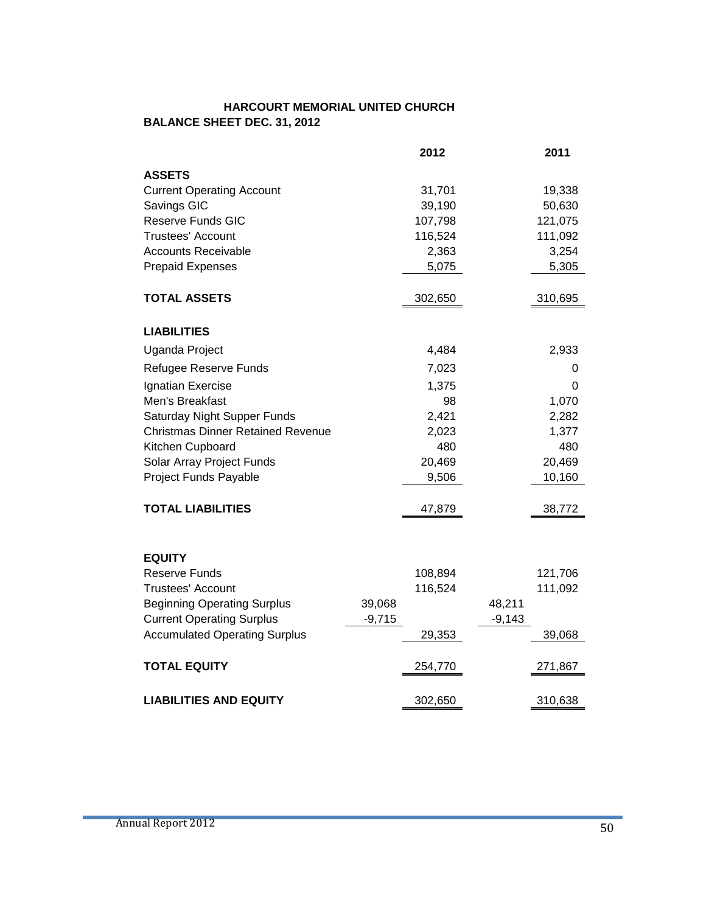# HARCOURT MEMORIAL UNITED CHURCH

## BALANCE SHEET DEC. 31, 2012

| | | 2012 | | 2011 |
|---|---|---|---|---|
| **ASSETS** | | | | |
| Current Operating Account | | 31,701 | | 19,338 |
| Savings GIC | | 39,190 | | 50,630 |
| Reserve Funds GIC | | 107,798 | | 121,075 |
| Trustees' Account | | 116,524 | | 111,092 |
| Accounts Receivable | | 2,363 | | 3,254 |
| Prepaid Expenses | | 5,075 | | 5,305 |
| **TOTAL ASSETS** | | 302,650 | | 310,695 |
| **LIABILITIES** | | | | |
| Uganda Project | | 4,484 | | 2,933 |
| Refugee Reserve Funds | | 7,023 | | 0 |
| Ignatian Exercise | | 1,375 | | 0 |
| Men's Breakfast | | 98 | | 1,070 |
| Saturday Night Supper Funds | | 2,421 | | 2,282 |
| Christmas Dinner Retained Revenue | | 2,023 | | 1,377 |
| Kitchen Cupboard | | 480 | | 480 |
| Solar Array Project Funds | | 20,469 | | 20,469 |
| Project Funds Payable | | 9,506 | | 10,160 |
| **TOTAL LIABILITIES** | | 47,879 | | 38,772 |
| **EQUITY** | | | | |
| Reserve Funds | | 108,894 | | 121,706 |
| Trustees' Account | | 116,524 | | 111,092 |
| Beginning Operating Surplus | 39,068 | | 48,211 | |
| Current Operating Surplus | -9,715 | | -9,143 | |
| Accumulated Operating Surplus | | 29,353 | | 39,068 |
| **TOTAL EQUITY** | | 254,770 | | 271,867 |
| **LIABILITIES AND EQUITY** | | 302,650 | | 310,638 |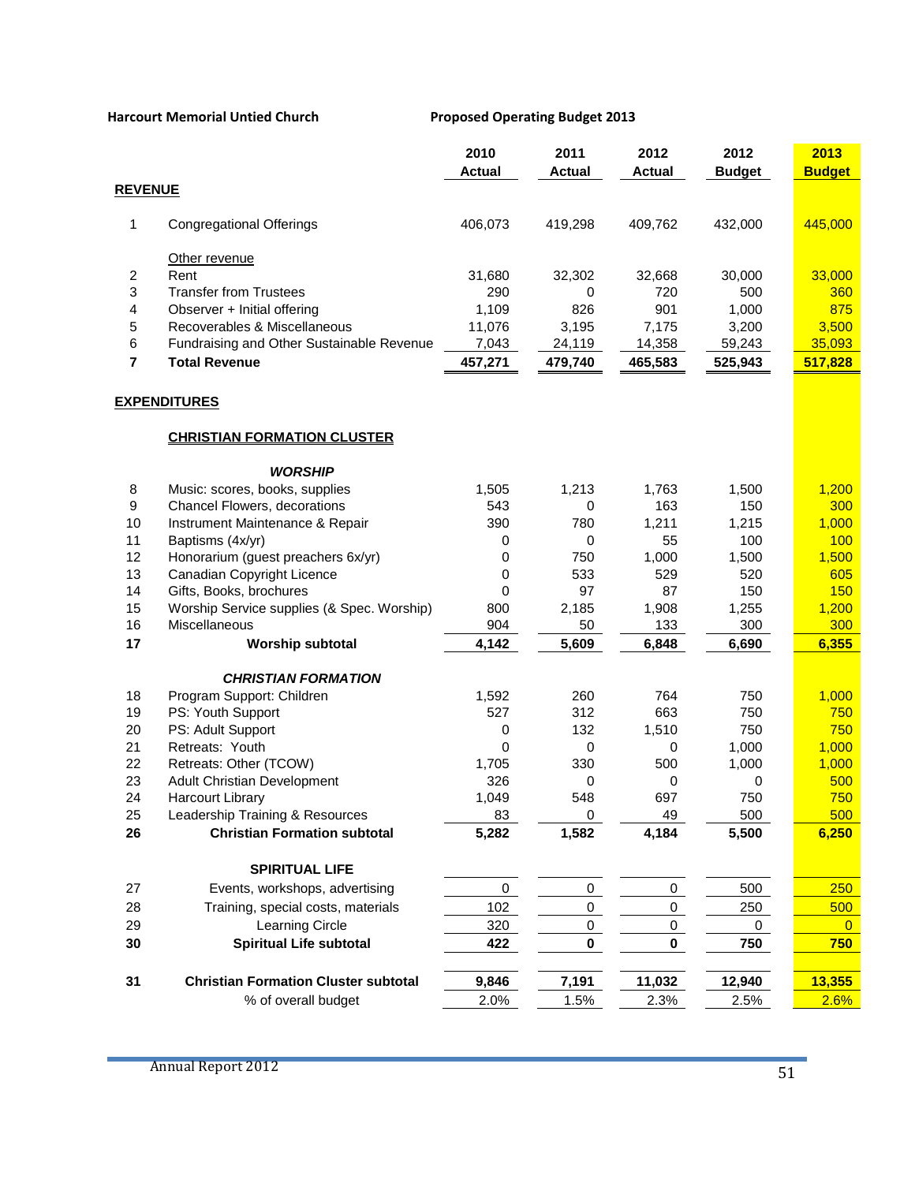**Harcourt Memorial Untied Church** **Proposed Operating Budget 2013**

| | | 2010 Actual | 2011 Actual | 2012 Actual | 2012 Budget | 2013 Budget |
|---|---|---|---|---|---|---|
| **REVENUE** | | | | | | |
| 1 | Congregational Offerings | 406,073 | 419,298 | 409,762 | 432,000 | 445,000 |
| | Other revenue | | | | | |
| 2 | Rent | 31,680 | 32,302 | 32,668 | 30,000 | 33,000 |
| 3 | Transfer from Trustees | 290 | 0 | 720 | 500 | 360 |
| 4 | Observer + Initial offering | 1,109 | 826 | 901 | 1,000 | 875 |
| 5 | Recoverables & Miscellaneous | 11,076 | 3,195 | 7,175 | 3,200 | 3,500 |
| 6 | Fundraising and Other Sustainable Revenue | 7,043 | 24,119 | 14,358 | 59,243 | 35,093 |
| **7** | **Total Revenue** | **457,271** | **479,740** | **465,583** | **525,943** | **517,828** |
| **EXPENDITURES** | | | | | | |
| | **CHRISTIAN FORMATION CLUSTER** | | | | | |
| | ***WORSHIP*** | | | | | |
| 8 | Music: scores, books, supplies | 1,505 | 1,213 | 1,763 | 1,500 | 1,200 |
| 9 | Chancel Flowers, decorations | 543 | 0 | 163 | 150 | 300 |
| 10 | Instrument Maintenance & Repair | 390 | 780 | 1,211 | 1,215 | 1,000 |
| 11 | Baptisms (4x/yr) | 0 | 0 | 55 | 100 | 100 |
| 12 | Honorarium (guest preachers 6x/yr) | 0 | 750 | 1,000 | 1,500 | 1,500 |
| 13 | Canadian Copyright Licence | 0 | 533 | 529 | 520 | 605 |
| 14 | Gifts, Books, brochures | 0 | 97 | 87 | 150 | 150 |
| 15 | Worship Service supplies (& Spec. Worship) | 800 | 2,185 | 1,908 | 1,255 | 1,200 |
| 16 | Miscellaneous | 904 | 50 | 133 | 300 | 300 |
| **17** | **Worship subtotal** | **4,142** | **5,609** | **6,848** | **6,690** | **6,355** |
| | ***CHRISTIAN FORMATION*** | | | | | |
| 18 | Program Support: Children | 1,592 | 260 | 764 | 750 | 1,000 |
| 19 | PS: Youth Support | 527 | 312 | 663 | 750 | 750 |
| 20 | PS: Adult Support | 0 | 132 | 1,510 | 750 | 750 |
| 21 | Retreats: Youth | 0 | 0 | 0 | 1,000 | 1,000 |
| 22 | Retreats: Other (TCOW) | 1,705 | 330 | 500 | 1,000 | 1,000 |
| 23 | Adult Christian Development | 326 | 0 | 0 | 0 | 500 |
| 24 | Harcourt Library | 1,049 | 548 | 697 | 750 | 750 |
| 25 | Leadership Training & Resources | 83 | 0 | 49 | 500 | 500 |
| **26** | **Christian Formation subtotal** | **5,282** | **1,582** | **4,184** | **5,500** | **6,250** |
| | **SPIRITUAL LIFE** | | | | | |
| 27 | Events, workshops, advertising | 0 | 0 | 0 | 500 | 250 |
| 28 | Training, special costs, materials | 102 | 0 | 0 | 250 | 500 |
| 29 | Learning Circle | 320 | 0 | 0 | 0 | 0 |
| **30** | **Spiritual Life subtotal** | **422** | **0** | **0** | **750** | **750** |
| **31** | **Christian Formation Cluster subtotal** | **9,846** | **7,191** | **11,032** | **12,940** | **13,355** |
| | % of overall budget | 2.0% | 1.5% | 2.3% | 2.5% | 2.6% |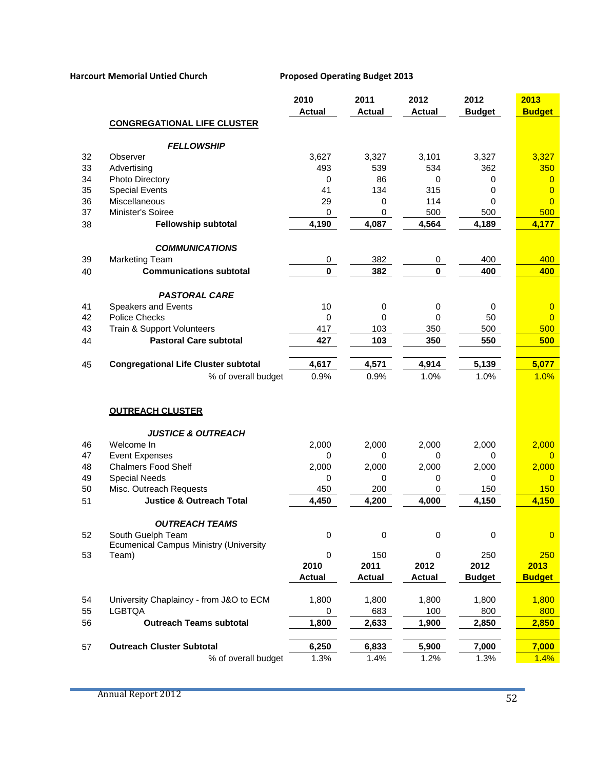**Harcourt Memorial Untied Church** **Proposed Operating Budget 2013**

| | | 2010 Actual | 2011 Actual | 2012 Actual | 2012 Budget | 2013 Budget |
|---|---|---|---|---|---|---|
| | **CONGREGATIONAL LIFE CLUSTER** | | | | | |
| | ***FELLOWSHIP*** | | | | | |
| 32 | Observer | 3,627 | 3,327 | 3,101 | 3,327 | 3,327 |
| 33 | Advertising | 493 | 539 | 534 | 362 | 350 |
| 34 | Photo Directory | 0 | 86 | 0 | 0 | 0 |
| 35 | Special Events | 41 | 134 | 315 | 0 | 0 |
| 36 | Miscellaneous | 29 | 0 | 114 | 0 | 0 |
| 37 | Minister's Soiree | 0 | 0 | 500 | 500 | 500 |
| 38 | **Fellowship subtotal** | **4,190** | **4,087** | **4,564** | **4,189** | **4,177** |
| | ***COMMUNICATIONS*** | | | | | |
| 39 | Marketing Team | 0 | 382 | 0 | 400 | 400 |
| 40 | **Communications subtotal** | **0** | **382** | **0** | **400** | **400** |
| | ***PASTORAL CARE*** | | | | | |
| 41 | Speakers and Events | 10 | 0 | 0 | 0 | 0 |
| 42 | Police Checks | 0 | 0 | 0 | 50 | 0 |
| 43 | Train & Support Volunteers | 417 | 103 | 350 | 500 | 500 |
| 44 | **Pastoral Care subtotal** | **427** | **103** | **350** | **550** | **500** |
| 45 | **Congregational Life Cluster subtotal** | **4,617** | **4,571** | **4,914** | **5,139** | **5,077** |
| | % of overall budget | 0.9% | 0.9% | 1.0% | 1.0% | 1.0% |
| | **OUTREACH CLUSTER** | | | | | |
| | ***JUSTICE & OUTREACH*** | | | | | |
| 46 | Welcome In | 2,000 | 2,000 | 2,000 | 2,000 | 2,000 |
| 47 | Event Expenses | 0 | 0 | 0 | 0 | 0 |
| 48 | Chalmers Food Shelf | 2,000 | 2,000 | 2,000 | 2,000 | 2,000 |
| 49 | Special Needs | 0 | 0 | 0 | 0 | 0 |
| 50 | Misc. Outreach Requests | 450 | 200 | 0 | 150 | 150 |
| 51 | **Justice & Outreach Total** | **4,450** | **4,200** | **4,000** | **4,150** | **4,150** |
| | ***OUTREACH TEAMS*** | | | | | |
| 52 | South Guelph Team | 0 | 0 | 0 | 0 | 0 |
| 53 | Ecumenical Campus Ministry (University Team) | 0 | 150 | 0 | 250 | 250 |
| | | **2010 Actual** | **2011 Actual** | **2012 Actual** | **2012 Budget** | **2013 Budget** |
| 54 | University Chaplaincy - from J&O to ECM | 1,800 | 1,800 | 1,800 | 1,800 | 1,800 |
| 55 | LGBTQA | 0 | 683 | 100 | 800 | 800 |
| 56 | **Outreach Teams subtotal** | **1,800** | **2,633** | **1,900** | **2,850** | **2,850** |
| 57 | **Outreach Cluster Subtotal** | **6,250** | **6,833** | **5,900** | **7,000** | **7,000** |
| | % of overall budget | 1.3% | 1.4% | 1.2% | 1.3% | 1.4% |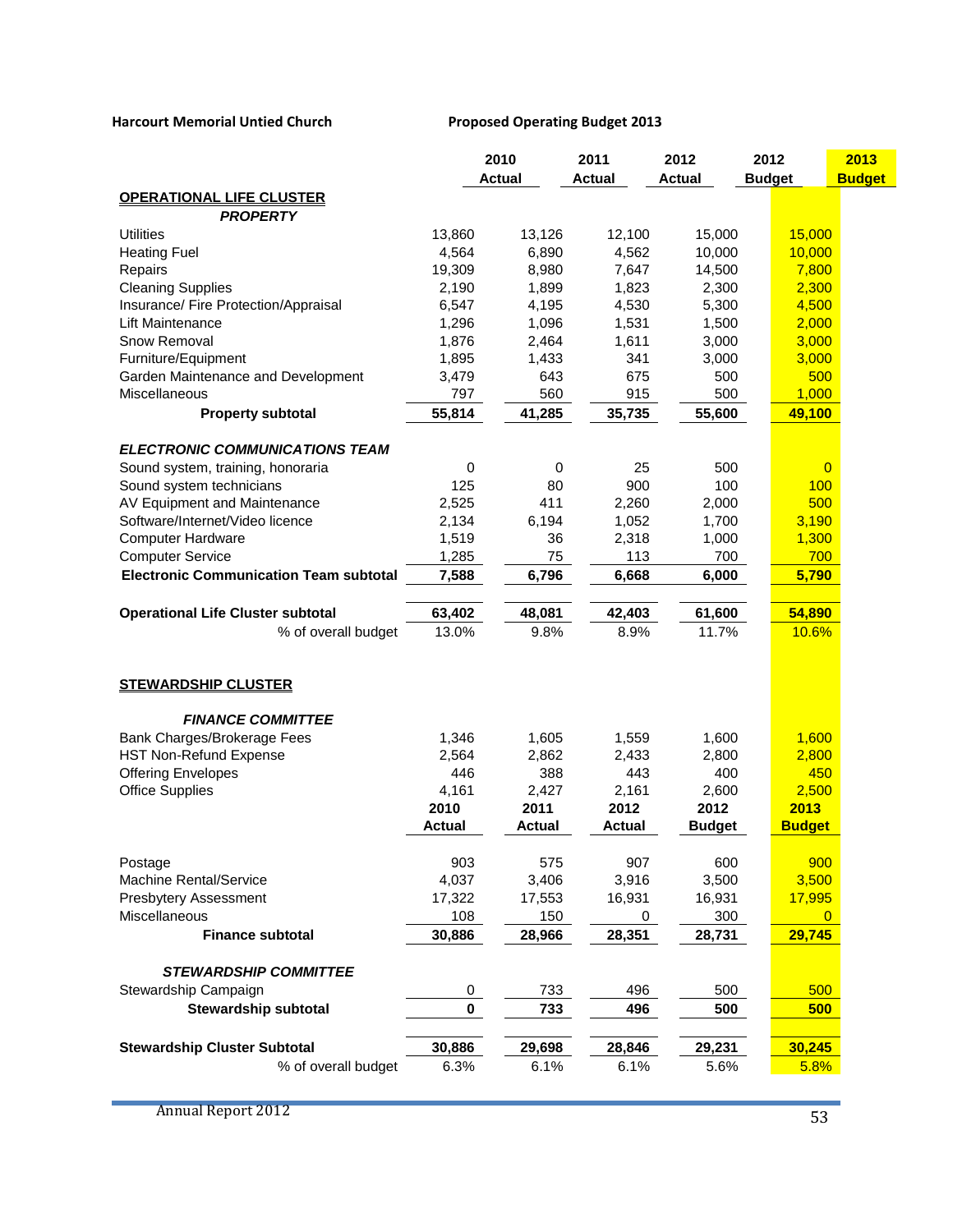**Harcourt Memorial Untied Church** **Proposed Operating Budget 2013**

| | 2010 Actual | 2011 Actual | 2012 Actual | 2012 Budget | 2013 Budget |
|---|---|---|---|---|---|
| **OPERATIONAL LIFE CLUSTER** | | | | | |
| ***PROPERTY*** | | | | | |
| Utilities | 13,860 | 13,126 | 12,100 | 15,000 | 15,000 |
| Heating Fuel | 4,564 | 6,890 | 4,562 | 10,000 | 10,000 |
| Repairs | 19,309 | 8,980 | 7,647 | 14,500 | 7,800 |
| Cleaning Supplies | 2,190 | 1,899 | 1,823 | 2,300 | 2,300 |
| Insurance/ Fire Protection/Appraisal | 6,547 | 4,195 | 4,530 | 5,300 | 4,500 |
| Lift Maintenance | 1,296 | 1,096 | 1,531 | 1,500 | 2,000 |
| Snow Removal | 1,876 | 2,464 | 1,611 | 3,000 | 3,000 |
| Furniture/Equipment | 1,895 | 1,433 | 341 | 3,000 | 3,000 |
| Garden Maintenance and Development | 3,479 | 643 | 675 | 500 | 500 |
| Miscellaneous | 797 | 560 | 915 | 500 | 1,000 |
| **Property subtotal** | **55,814** | **41,285** | **35,735** | **55,600** | **49,100** |
| ***ELECTRONIC COMMUNICATIONS TEAM*** | | | | | |
| Sound system, training, honoraria | 0 | 0 | 25 | 500 | 0 |
| Sound system technicians | 125 | 80 | 900 | 100 | 100 |
| AV Equipment and Maintenance | 2,525 | 411 | 2,260 | 2,000 | 500 |
| Software/Internet/Video licence | 2,134 | 6,194 | 1,052 | 1,700 | 3,190 |
| Computer Hardware | 1,519 | 36 | 2,318 | 1,000 | 1,300 |
| Computer Service | 1,285 | 75 | 113 | 700 | 700 |
| **Electronic Communication Team subtotal** | **7,588** | **6,796** | **6,668** | **6,000** | **5,790** |
| **Operational Life Cluster subtotal** | **63,402** | **48,081** | **42,403** | **61,600** | **54,890** |
| % of overall budget | 13.0% | 9.8% | 8.9% | 11.7% | 10.6% |
| **STEWARDSHIP CLUSTER** | | | | | |
| ***FINANCE COMMITTEE*** | | | | | |
| Bank Charges/Brokerage Fees | 1,346 | 1,605 | 1,559 | 1,600 | 1,600 |
| HST Non-Refund Expense | 2,564 | 2,862 | 2,433 | 2,800 | 2,800 |
| Offering Envelopes | 446 | 388 | 443 | 400 | 450 |
| Office Supplies | 4,161 | 2,427 | 2,161 | 2,600 | 2,500 |
| | **2010 Actual** | **2011 Actual** | **2012 Actual** | **2012 Budget** | **2013 Budget** |
| Postage | 903 | 575 | 907 | 600 | 900 |
| Machine Rental/Service | 4,037 | 3,406 | 3,916 | 3,500 | 3,500 |
| Presbytery Assessment | 17,322 | 17,553 | 16,931 | 16,931 | 17,995 |
| Miscellaneous | 108 | 150 | 0 | 300 | 0 |
| **Finance subtotal** | **30,886** | **28,966** | **28,351** | **28,731** | **29,745** |
| ***STEWARDSHIP COMMITTEE*** | | | | | |
| Stewardship Campaign | 0 | 733 | 496 | 500 | 500 |
| **Stewardship subtotal** | **0** | **733** | **496** | **500** | **500** |
| **Stewardship Cluster Subtotal** | **30,886** | **29,698** | **28,846** | **29,231** | **30,245** |
| % of overall budget | 6.3% | 6.1% | 6.1% | 5.6% | 5.8% |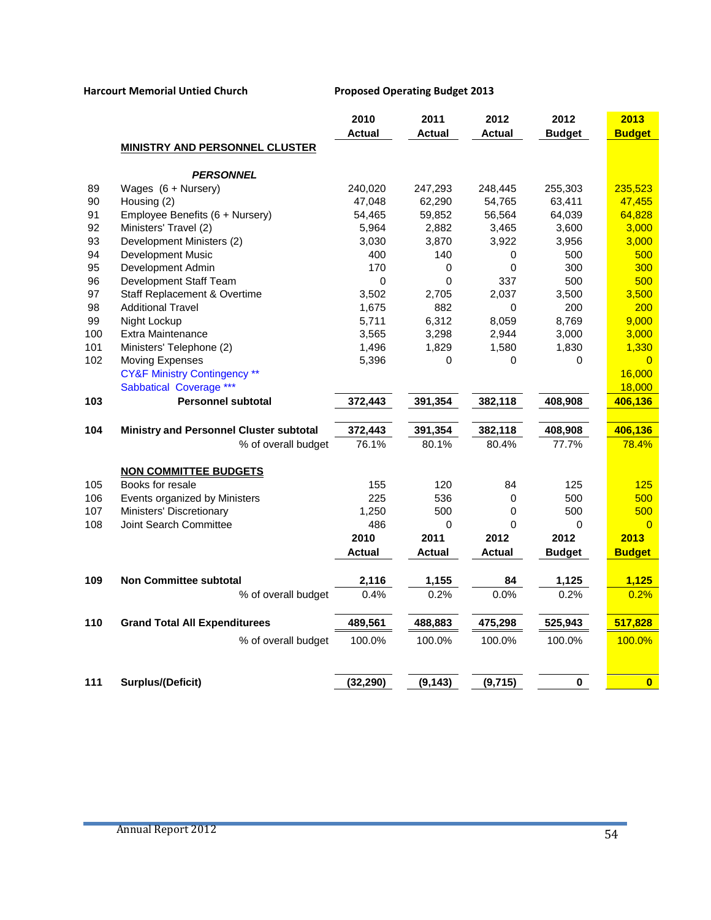**Harcourt Memorial Untied Church** **Proposed Operating Budget 2013**

| | | 2010 Actual | 2011 Actual | 2012 Actual | 2012 Budget | 2013 Budget |
|---|---|---|---|---|---|---|
| | **MINISTRY AND PERSONNEL CLUSTER** | | | | | |
| | ***PERSONNEL*** | | | | | |
| 89 | Wages (6 + Nursery) | 240,020 | 247,293 | 248,445 | 255,303 | 235,523 |
| 90 | Housing (2) | 47,048 | 62,290 | 54,765 | 63,411 | 47,455 |
| 91 | Employee Benefits (6 + Nursery) | 54,465 | 59,852 | 56,564 | 64,039 | 64,828 |
| 92 | Ministers' Travel (2) | 5,964 | 2,882 | 3,465 | 3,600 | 3,000 |
| 93 | Development Ministers (2) | 3,030 | 3,870 | 3,922 | 3,956 | 3,000 |
| 94 | Development Music | 400 | 140 | 0 | 500 | 500 |
| 95 | Development Admin | 170 | 0 | 0 | 300 | 300 |
| 96 | Development Staff Team | 0 | 0 | 337 | 500 | 500 |
| 97 | Staff Replacement & Overtime | 3,502 | 2,705 | 2,037 | 3,500 | 3,500 |
| 98 | Additional Travel | 1,675 | 882 | 0 | 200 | 200 |
| 99 | Night Lockup | 5,711 | 6,312 | 8,059 | 8,769 | 9,000 |
| 100 | Extra Maintenance | 3,565 | 3,298 | 2,944 | 3,000 | 3,000 |
| 101 | Ministers' Telephone (2) | 1,496 | 1,829 | 1,580 | 1,830 | 1,330 |
| 102 | Moving Expenses | 5,396 | 0 | 0 | 0 | 0 |
| | CY&F Ministry Contingency ** | | | | | 16,000 |
| | Sabbatical Coverage *** | | | | | 18,000 |
| **103** | **Personnel subtotal** | **372,443** | **391,354** | **382,118** | **408,908** | **406,136** |
| **104** | **Ministry and Personnel Cluster subtotal** | **372,443** | **391,354** | **382,118** | **408,908** | **406,136** |
| | % of overall budget | 76.1% | 80.1% | 80.4% | 77.7% | 78.4% |
| | **NON COMMITTEE BUDGETS** | | | | | |
| 105 | Books for resale | 155 | 120 | 84 | 125 | 125 |
| 106 | Events organized by Ministers | 225 | 536 | 0 | 500 | 500 |
| 107 | Ministers' Discretionary | 1,250 | 500 | 0 | 500 | 500 |
| 108 | Joint Search Committee | 486 | 0 | 0 | 0 | 0 |
| | | **2010 Actual** | **2011 Actual** | **2012 Actual** | **2012 Budget** | **2013 Budget** |
| **109** | **Non Committee subtotal** | **2,116** | **1,155** | **84** | **1,125** | **1,125** |
| | % of overall budget | 0.4% | 0.2% | 0.0% | 0.2% | 0.2% |
| **110** | **Grand Total All Expenditurees** | **489,561** | **488,883** | **475,298** | **525,943** | **517,828** |
| | % of overall budget | 100.0% | 100.0% | 100.0% | 100.0% | 100.0% |
| **111** | **Surplus/(Deficit)** | **(32,290)** | **(9,143)** | **(9,715)** | **0** | **0** |